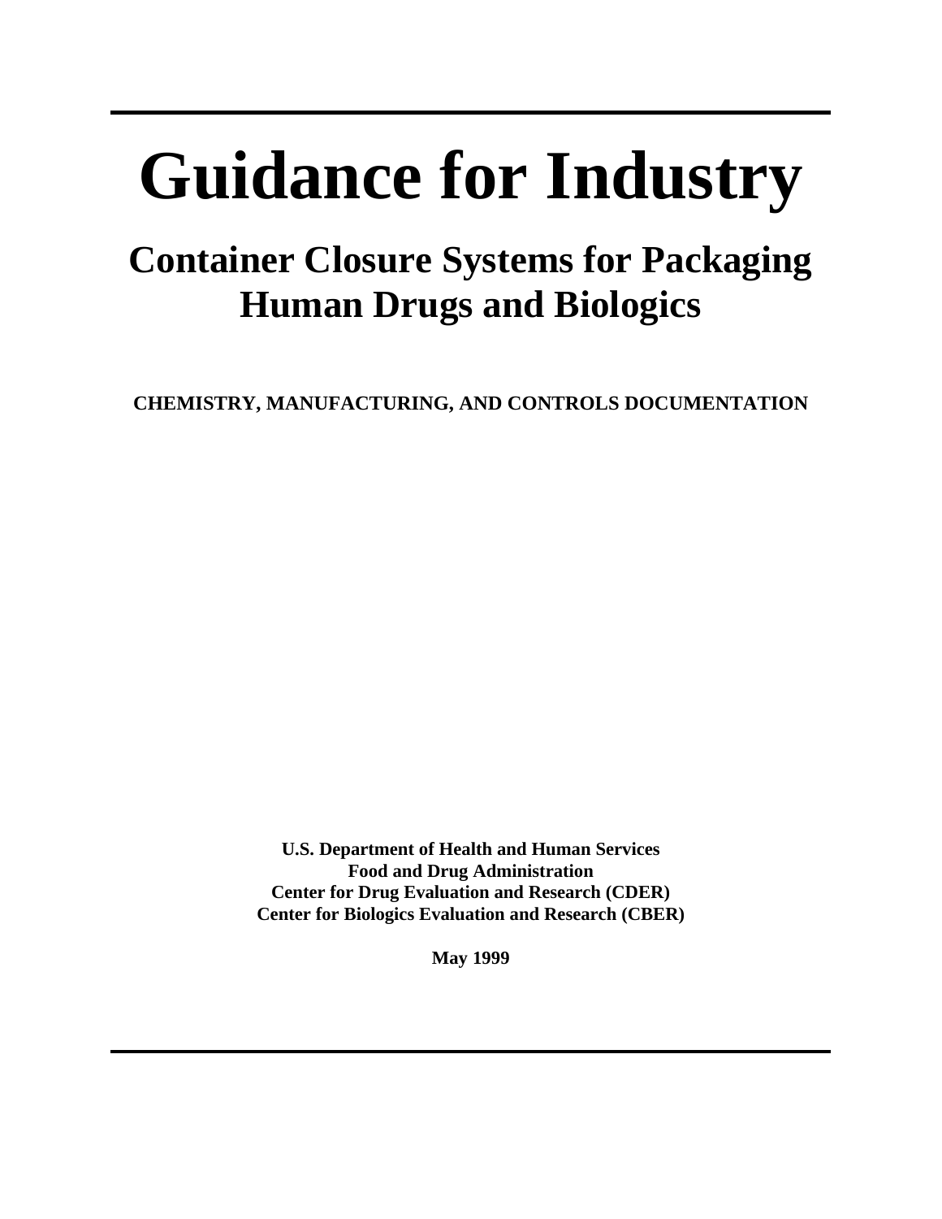# Guidance for Industry

## Container Closure Systems for Packaging Human Drugs and Biologics

**CHEMISTRY, MANUFACTURING, AND CONTROLS DOCUMENTATION**

**U.S. Department of Health and Human Services**
**Food and Drug Administration**
**Center for Drug Evaluation and Research (CDER)**
**Center for Biologics Evaluation and Research (CBER)**

**May 1999**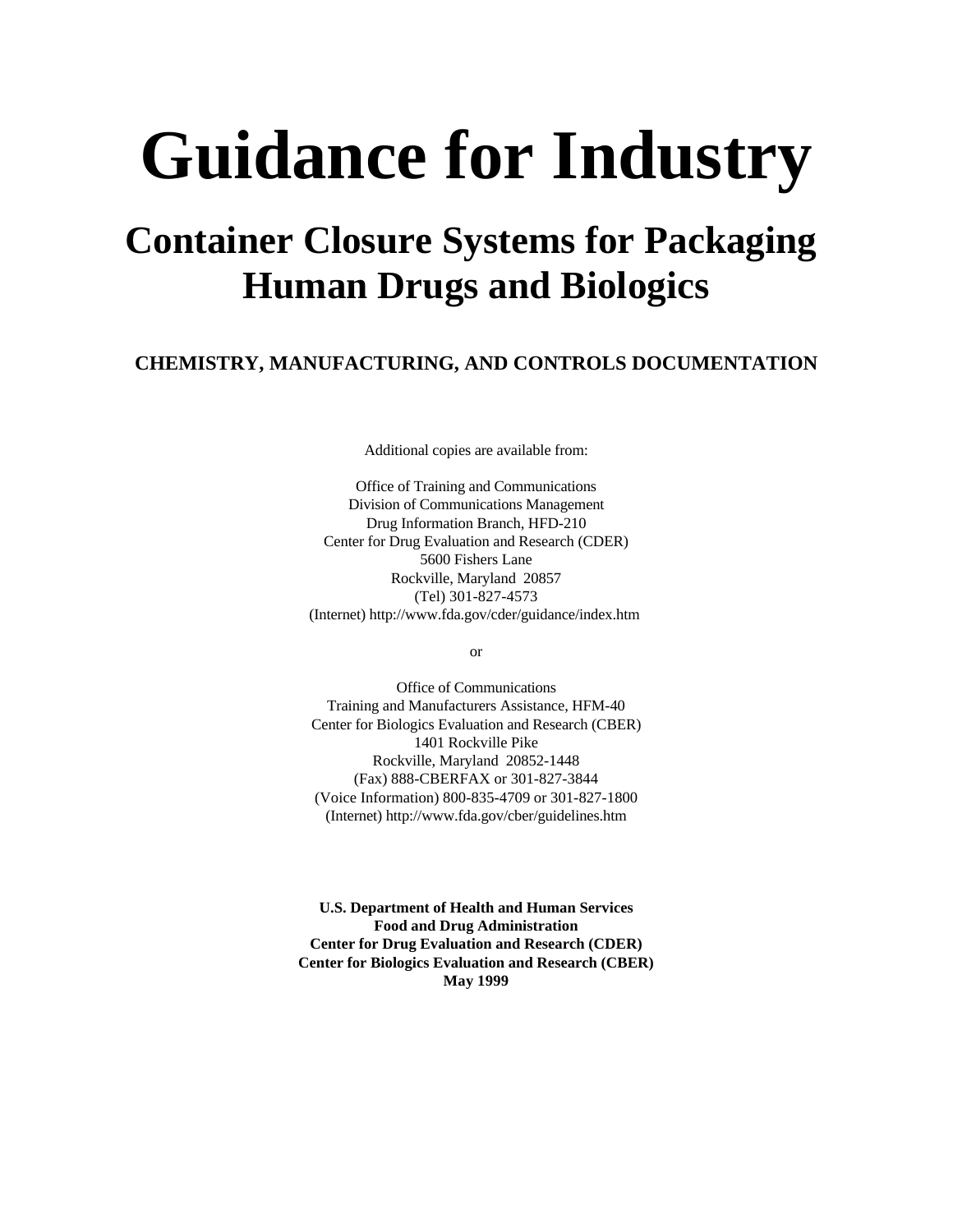# Guidance for Industry

## Container Closure Systems for Packaging Human Drugs and Biologics

### CHEMISTRY, MANUFACTURING, AND CONTROLS DOCUMENTATION

Additional copies are available from:

Office of Training and Communications
Division of Communications Management
Drug Information Branch, HFD-210
Center for Drug Evaluation and Research (CDER)
5600 Fishers Lane
Rockville, Maryland 20857
(Tel) 301-827-4573
(Internet) http://www.fda.gov/cder/guidance/index.htm

or

Office of Communications
Training and Manufacturers Assistance, HFM-40
Center for Biologics Evaluation and Research (CBER)
1401 Rockville Pike
Rockville, Maryland 20852-1448
(Fax) 888-CBERFAX or 301-827-3844
(Voice Information) 800-835-4709 or 301-827-1800
(Internet) http://www.fda.gov/cber/guidelines.htm

**U.S. Department of Health and Human Services**
**Food and Drug Administration**
**Center for Drug Evaluation and Research (CDER)**
**Center for Biologics Evaluation and Research (CBER)**
**May 1999**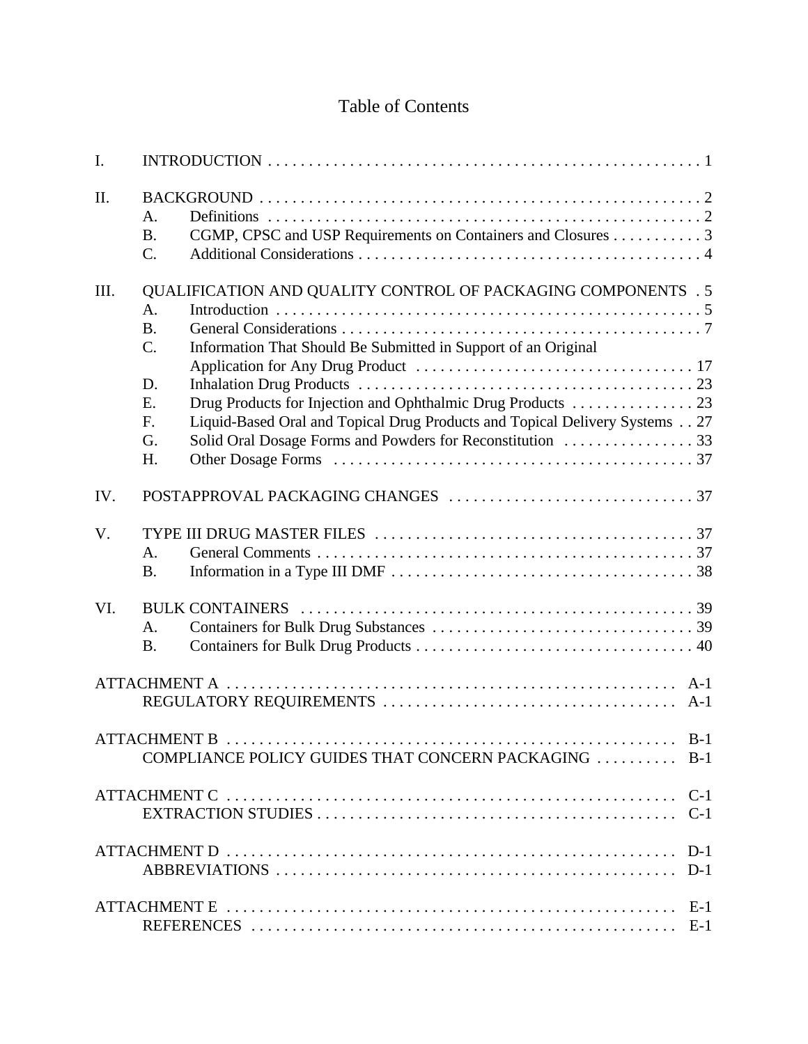# Table of Contents

I. INTRODUCTION . . . . . . . . . . . . . . . . . . . . . . . . . . . . . . . . . . . . . . . . . . . . . . . . . . . . . 1

II. BACKGROUND . . . . . . . . . . . . . . . . . . . . . . . . . . . . . . . . . . . . . . . . . . . . . . . . . . . . . 2
- A. Definitions . . . . . . . . . . . . . . . . . . . . . . . . . . . . . . . . . . . . . . . . . . . . . . . . . . . . 2
- B. CGMP, CPSC and USP Requirements on Containers and Closures . . . . . . . . . . . 3
- C. Additional Considerations . . . . . . . . . . . . . . . . . . . . . . . . . . . . . . . . . . . . . . . . . . 4

III. QUALIFICATION AND QUALITY CONTROL OF PACKAGING COMPONENTS . 5
- A. Introduction . . . . . . . . . . . . . . . . . . . . . . . . . . . . . . . . . . . . . . . . . . . . . . . . . . . . 5
- B. General Considerations . . . . . . . . . . . . . . . . . . . . . . . . . . . . . . . . . . . . . . . . . . . . 7
- C. Information That Should Be Submitted in Support of an Original Application for Any Drug Product . . . . . . . . . . . . . . . . . . . . . . . . . . . . . . . . . . 17
- D. Inhalation Drug Products . . . . . . . . . . . . . . . . . . . . . . . . . . . . . . . . . . . . . . . . . 23
- E. Drug Products for Injection and Ophthalmic Drug Products . . . . . . . . . . . . . . . 23
- F. Liquid-Based Oral and Topical Drug Products and Topical Delivery Systems . . 27
- G. Solid Oral Dosage Forms and Powders for Reconstitution . . . . . . . . . . . . . . . . 33
- H. Other Dosage Forms . . . . . . . . . . . . . . . . . . . . . . . . . . . . . . . . . . . . . . . . . . . . 37

IV. POSTAPPROVAL PACKAGING CHANGES . . . . . . . . . . . . . . . . . . . . . . . . . . . . . . 37

V. TYPE III DRUG MASTER FILES . . . . . . . . . . . . . . . . . . . . . . . . . . . . . . . . . . . . . . 37
- A. General Comments . . . . . . . . . . . . . . . . . . . . . . . . . . . . . . . . . . . . . . . . . . . . . . 37
- B. Information in a Type III DMF . . . . . . . . . . . . . . . . . . . . . . . . . . . . . . . . . . . . . 38

VI. BULK CONTAINERS . . . . . . . . . . . . . . . . . . . . . . . . . . . . . . . . . . . . . . . . . . . . . . . 39
- A. Containers for Bulk Drug Substances . . . . . . . . . . . . . . . . . . . . . . . . . . . . . . . . 39
- B. Containers for Bulk Drug Products . . . . . . . . . . . . . . . . . . . . . . . . . . . . . . . . . . 40

ATTACHMENT A . . . . . . . . . . . . . . . . . . . . . . . . . . . . . . . . . . . . . . . . . . . . . . . . . . . . . A-1
- REGULATORY REQUIREMENTS . . . . . . . . . . . . . . . . . . . . . . . . . . . . . . . . . . . . A-1

ATTACHMENT B . . . . . . . . . . . . . . . . . . . . . . . . . . . . . . . . . . . . . . . . . . . . . . . . . . . . . B-1
- COMPLIANCE POLICY GUIDES THAT CONCERN PACKAGING . . . . . . . . . . B-1

ATTACHMENT C . . . . . . . . . . . . . . . . . . . . . . . . . . . . . . . . . . . . . . . . . . . . . . . . . . . . . C-1
- EXTRACTION STUDIES . . . . . . . . . . . . . . . . . . . . . . . . . . . . . . . . . . . . . . . . . . . . C-1

ATTACHMENT D . . . . . . . . . . . . . . . . . . . . . . . . . . . . . . . . . . . . . . . . . . . . . . . . . . . . . D-1
- ABBREVIATIONS . . . . . . . . . . . . . . . . . . . . . . . . . . . . . . . . . . . . . . . . . . . . . . . . . D-1

ATTACHMENT E . . . . . . . . . . . . . . . . . . . . . . . . . . . . . . . . . . . . . . . . . . . . . . . . . . . . . E-1
- REFERENCES . . . . . . . . . . . . . . . . . . . . . . . . . . . . . . . . . . . . . . . . . . . . . . . . . . . E-1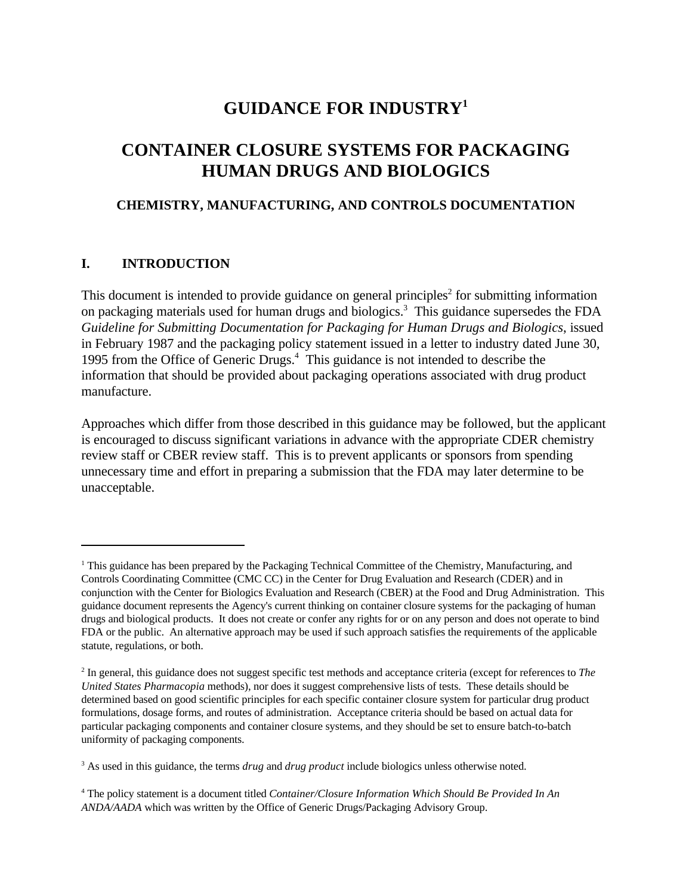# GUIDANCE FOR INDUSTRY[1]

# CONTAINER CLOSURE SYSTEMS FOR PACKAGING HUMAN DRUGS AND BIOLOGICS

### CHEMISTRY, MANUFACTURING, AND CONTROLS DOCUMENTATION

## I. INTRODUCTION

This document is intended to provide guidance on general principles[2] for submitting information on packaging materials used for human drugs and biologics.[3] This guidance supersedes the FDA *Guideline for Submitting Documentation for Packaging for Human Drugs and Biologics*, issued in February 1987 and the packaging policy statement issued in a letter to industry dated June 30, 1995 from the Office of Generic Drugs.[4] This guidance is not intended to describe the information that should be provided about packaging operations associated with drug product manufacture.

Approaches which differ from those described in this guidance may be followed, but the applicant is encouraged to discuss significant variations in advance with the appropriate CDER chemistry review staff or CBER review staff. This is to prevent applicants or sponsors from spending unnecessary time and effort in preparing a submission that the FDA may later determine to be unacceptable.

---

[1] This guidance has been prepared by the Packaging Technical Committee of the Chemistry, Manufacturing, and Controls Coordinating Committee (CMC CC) in the Center for Drug Evaluation and Research (CDER) and in conjunction with the Center for Biologics Evaluation and Research (CBER) at the Food and Drug Administration. This guidance document represents the Agency's current thinking on container closure systems for the packaging of human drugs and biological products. It does not create or confer any rights for or on any person and does not operate to bind FDA or the public. An alternative approach may be used if such approach satisfies the requirements of the applicable statute, regulations, or both.

[2] In general, this guidance does not suggest specific test methods and acceptance criteria (except for references to *The United States Pharmacopia* methods), nor does it suggest comprehensive lists of tests. These details should be determined based on good scientific principles for each specific container closure system for particular drug product formulations, dosage forms, and routes of administration. Acceptance criteria should be based on actual data for particular packaging components and container closure systems, and they should be set to ensure batch-to-batch uniformity of packaging components.

[3] As used in this guidance, the terms *drug* and *drug product* include biologics unless otherwise noted.

[4] The policy statement is a document titled *Container/Closure Information Which Should Be Provided In An ANDA/AADA* which was written by the Office of Generic Drugs/Packaging Advisory Group.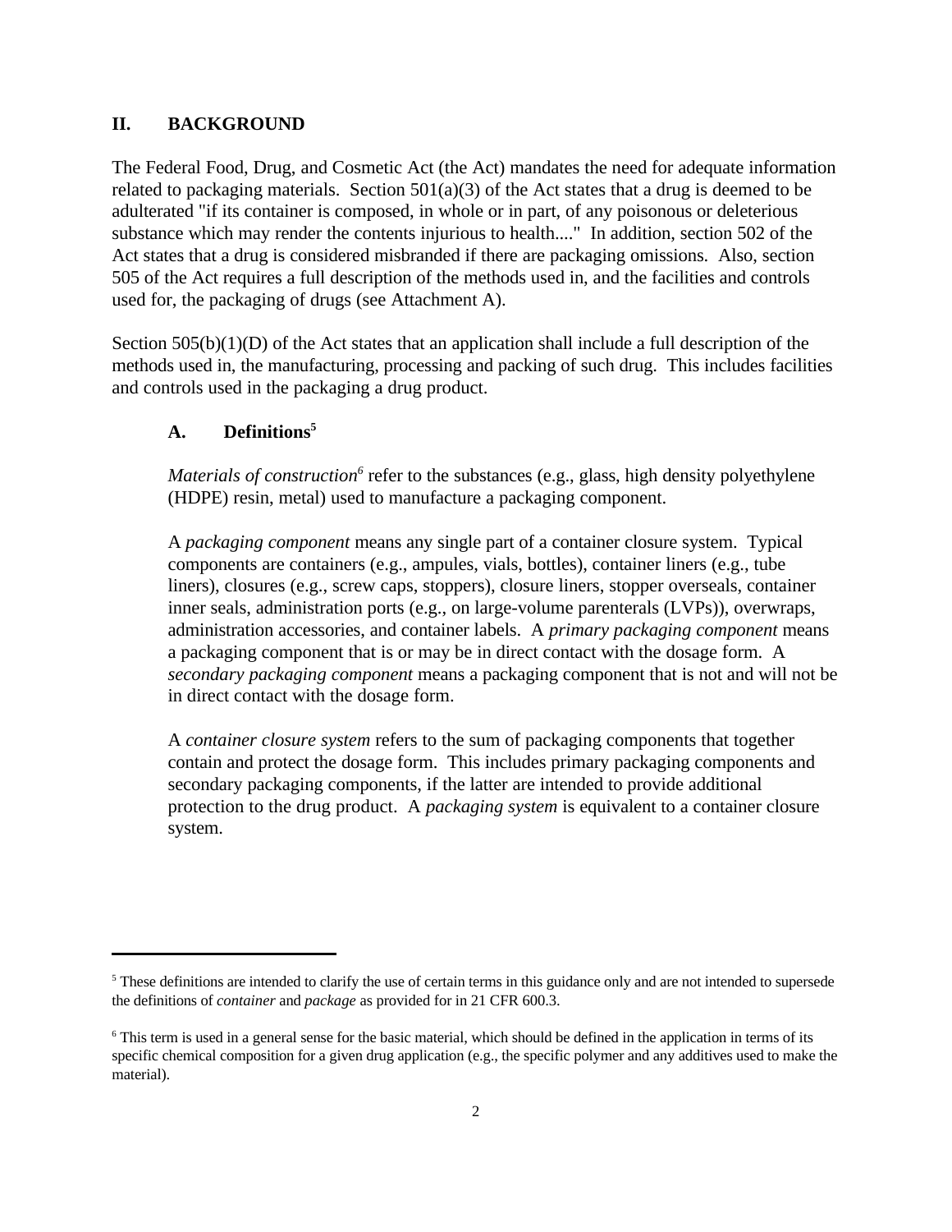## II. BACKGROUND

The Federal Food, Drug, and Cosmetic Act (the Act) mandates the need for adequate information related to packaging materials. Section 501(a)(3) of the Act states that a drug is deemed to be adulterated "if its container is composed, in whole or in part, of any poisonous or deleterious substance which may render the contents injurious to health...." In addition, section 502 of the Act states that a drug is considered misbranded if there are packaging omissions. Also, section 505 of the Act requires a full description of the methods used in, and the facilities and controls used for, the packaging of drugs (see Attachment A).

Section 505(b)(1)(D) of the Act states that an application shall include a full description of the methods used in, the manufacturing, processing and packing of such drug. This includes facilities and controls used in the packaging a drug product.

### A. Definitions[5]

*Materials of construction*[6] refer to the substances (e.g., glass, high density polyethylene (HDPE) resin, metal) used to manufacture a packaging component.

A *packaging component* means any single part of a container closure system. Typical components are containers (e.g., ampules, vials, bottles), container liners (e.g., tube liners), closures (e.g., screw caps, stoppers), closure liners, stopper overseals, container inner seals, administration ports (e.g., on large-volume parenterals (LVPs)), overwraps, administration accessories, and container labels. A *primary packaging component* means a packaging component that is or may be in direct contact with the dosage form. A *secondary packaging component* means a packaging component that is not and will not be in direct contact with the dosage form.

A *container closure system* refers to the sum of packaging components that together contain and protect the dosage form. This includes primary packaging components and secondary packaging components, if the latter are intended to provide additional protection to the drug product. A *packaging system* is equivalent to a container closure system.

---

[5] These definitions are intended to clarify the use of certain terms in this guidance only and are not intended to supersede the definitions of *container* and *package* as provided for in 21 CFR 600.3.

[6] This term is used in a general sense for the basic material, which should be defined in the application in terms of its specific chemical composition for a given drug application (e.g., the specific polymer and any additives used to make the material).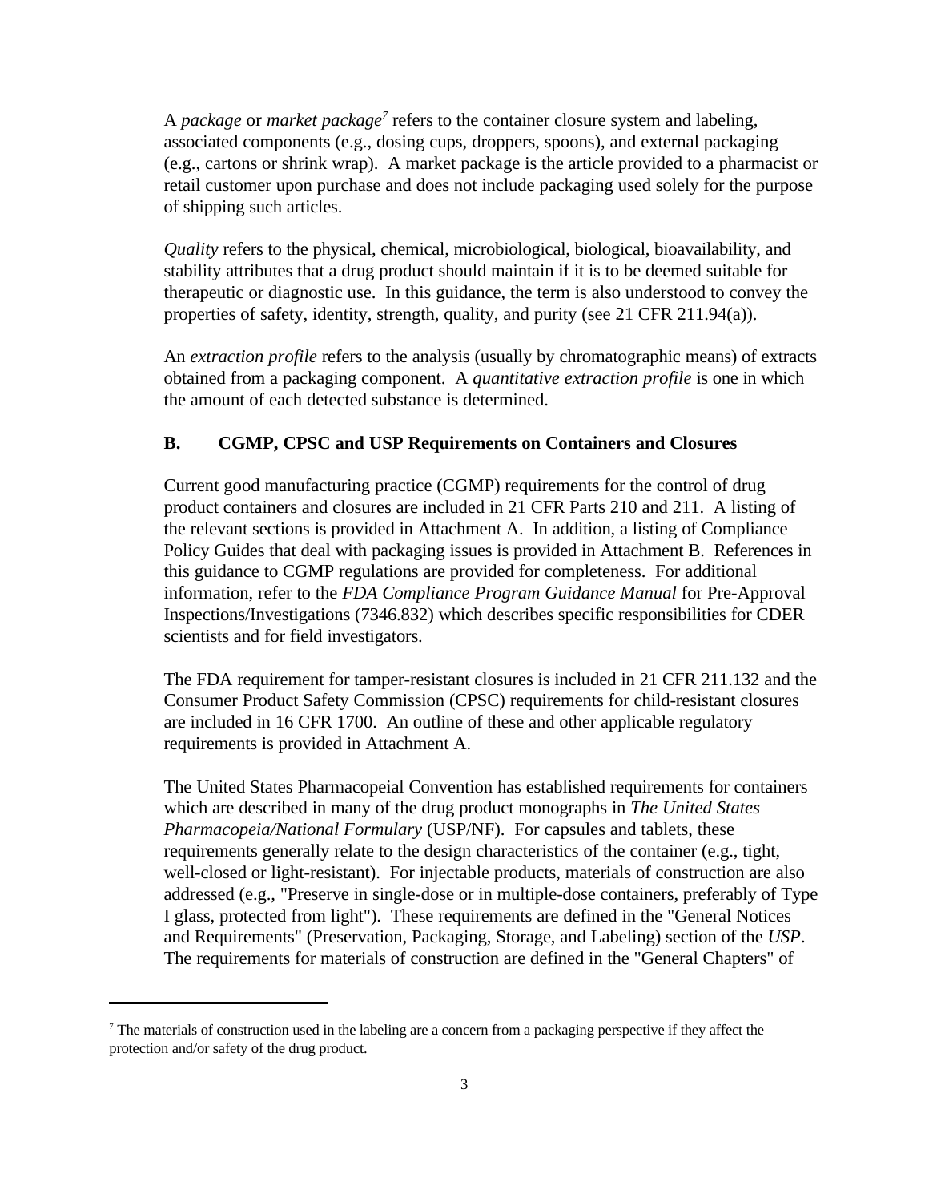A *package* or *market package*[7] refers to the container closure system and labeling, associated components (e.g., dosing cups, droppers, spoons), and external packaging (e.g., cartons or shrink wrap). A market package is the article provided to a pharmacist or retail customer upon purchase and does not include packaging used solely for the purpose of shipping such articles.

*Quality* refers to the physical, chemical, microbiological, biological, bioavailability, and stability attributes that a drug product should maintain if it is to be deemed suitable for therapeutic or diagnostic use. In this guidance, the term is also understood to convey the properties of safety, identity, strength, quality, and purity (see 21 CFR 211.94(a)).

An *extraction profile* refers to the analysis (usually by chromatographic means) of extracts obtained from a packaging component. A *quantitative extraction profile* is one in which the amount of each detected substance is determined.

### B. CGMP, CPSC and USP Requirements on Containers and Closures

Current good manufacturing practice (CGMP) requirements for the control of drug product containers and closures are included in 21 CFR Parts 210 and 211. A listing of the relevant sections is provided in Attachment A. In addition, a listing of Compliance Policy Guides that deal with packaging issues is provided in Attachment B. References in this guidance to CGMP regulations are provided for completeness. For additional information, refer to the *FDA Compliance Program Guidance Manual* for Pre-Approval Inspections/Investigations (7346.832) which describes specific responsibilities for CDER scientists and for field investigators.

The FDA requirement for tamper-resistant closures is included in 21 CFR 211.132 and the Consumer Product Safety Commission (CPSC) requirements for child-resistant closures are included in 16 CFR 1700. An outline of these and other applicable regulatory requirements is provided in Attachment A.

The United States Pharmacopeial Convention has established requirements for containers which are described in many of the drug product monographs in *The United States Pharmacopeia/National Formulary* (USP/NF). For capsules and tablets, these requirements generally relate to the design characteristics of the container (e.g., tight, well-closed or light-resistant). For injectable products, materials of construction are also addressed (e.g., "Preserve in single-dose or in multiple-dose containers, preferably of Type I glass, protected from light"). These requirements are defined in the "General Notices and Requirements" (Preservation, Packaging, Storage, and Labeling) section of the *USP*. The requirements for materials of construction are defined in the "General Chapters" of

---

[7] The materials of construction used in the labeling are a concern from a packaging perspective if they affect the protection and/or safety of the drug product.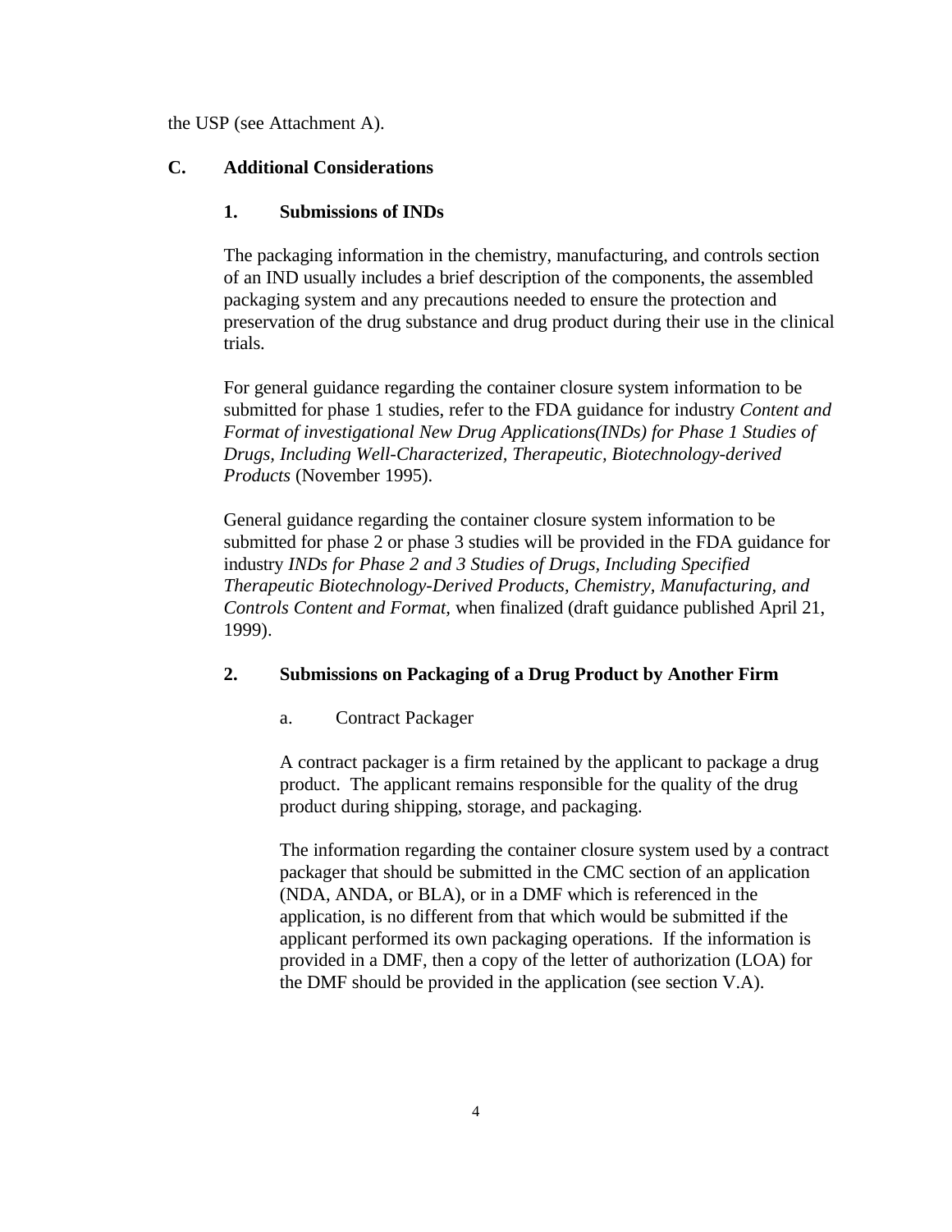the USP (see Attachment A).

## C. Additional Considerations

### 1. Submissions of INDs

The packaging information in the chemistry, manufacturing, and controls section of an IND usually includes a brief description of the components, the assembled packaging system and any precautions needed to ensure the protection and preservation of the drug substance and drug product during their use in the clinical trials.

For general guidance regarding the container closure system information to be submitted for phase 1 studies, refer to the FDA guidance for industry *Content and Format of investigational New Drug Applications(INDs) for Phase 1 Studies of Drugs, Including Well-Characterized, Therapeutic, Biotechnology-derived Products* (November 1995).

General guidance regarding the container closure system information to be submitted for phase 2 or phase 3 studies will be provided in the FDA guidance for industry *INDs for Phase 2 and 3 Studies of Drugs, Including Specified Therapeutic Biotechnology-Derived Products, Chemistry, Manufacturing, and Controls Content and Format,* when finalized (draft guidance published April 21, 1999).

### 2. Submissions on Packaging of a Drug Product by Another Firm

a. Contract Packager

A contract packager is a firm retained by the applicant to package a drug product. The applicant remains responsible for the quality of the drug product during shipping, storage, and packaging.

The information regarding the container closure system used by a contract packager that should be submitted in the CMC section of an application (NDA, ANDA, or BLA), or in a DMF which is referenced in the application, is no different from that which would be submitted if the applicant performed its own packaging operations. If the information is provided in a DMF, then a copy of the letter of authorization (LOA) for the DMF should be provided in the application (see section V.A).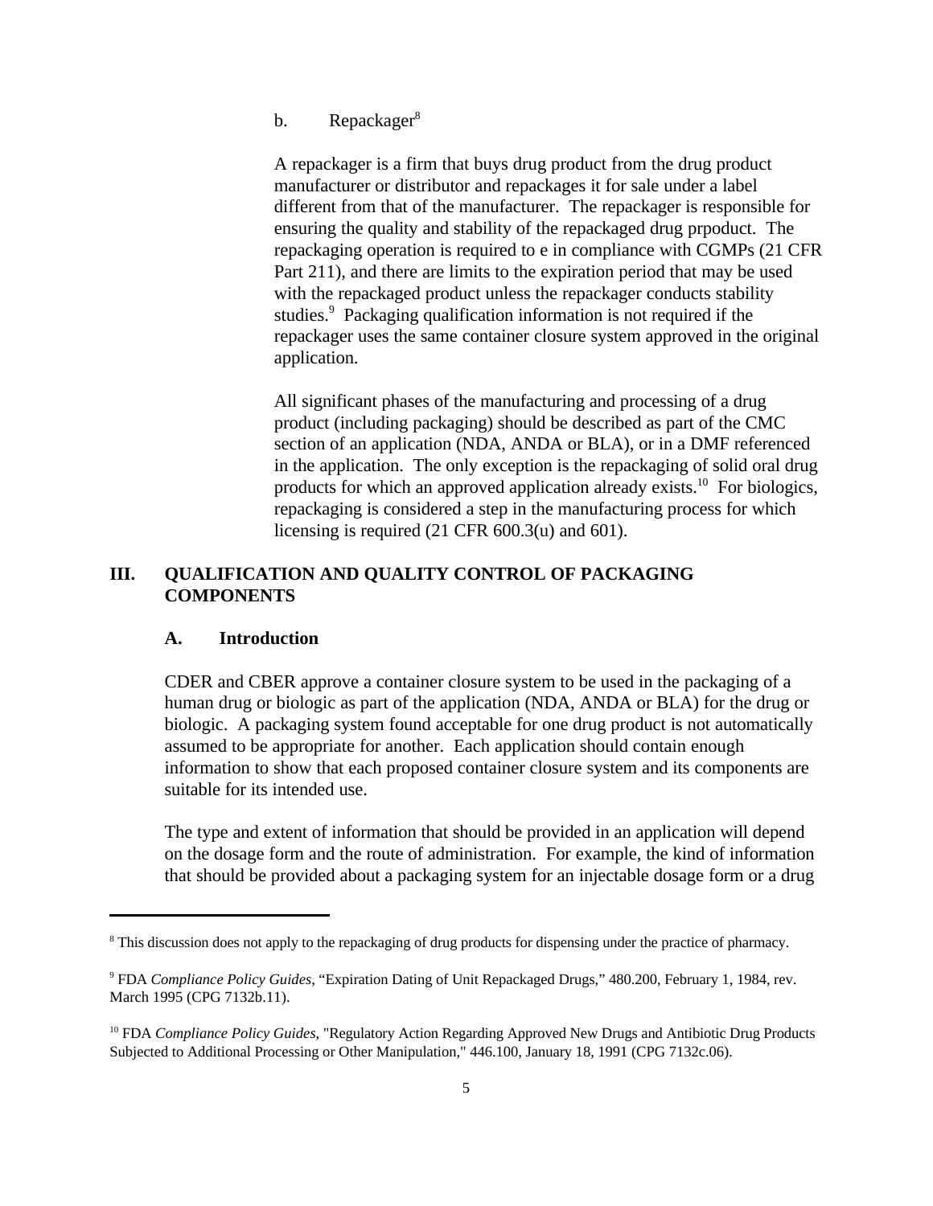b. Repackager[8]

A repackager is a firm that buys drug product from the drug product manufacturer or distributor and repackages it for sale under a label different from that of the manufacturer. The repackager is responsible for ensuring the quality and stability of the repackaged drug prpoduct. The repackaging operation is required to e in compliance with CGMPs (21 CFR Part 211), and there are limits to the expiration period that may be used with the repackaged product unless the repackager conducts stability studies.[9] Packaging qualification information is not required if the repackager uses the same container closure system approved in the original application.

All significant phases of the manufacturing and processing of a drug product (including packaging) should be described as part of the CMC section of an application (NDA, ANDA or BLA), or in a DMF referenced in the application. The only exception is the repackaging of solid oral drug products for which an approved application already exists.[10] For biologics, repackaging is considered a step in the manufacturing process for which licensing is required (21 CFR 600.3(u) and 601).

## III. QUALIFICATION AND QUALITY CONTROL OF PACKAGING COMPONENTS

### A. Introduction

CDER and CBER approve a container closure system to be used in the packaging of a human drug or biologic as part of the application (NDA, ANDA or BLA) for the drug or biologic. A packaging system found acceptable for one drug product is not automatically assumed to be appropriate for another. Each application should contain enough information to show that each proposed container closure system and its components are suitable for its intended use.

The type and extent of information that should be provided in an application will depend on the dosage form and the route of administration. For example, the kind of information that should be provided about a packaging system for an injectable dosage form or a drug

---

[8] This discussion does not apply to the repackaging of drug products for dispensing under the practice of pharmacy.

[9] FDA *Compliance Policy Guides*, "Expiration Dating of Unit Repackaged Drugs," 480.200, February 1, 1984, rev. March 1995 (CPG 7132b.11).

[10] FDA *Compliance Policy Guides*, "Regulatory Action Regarding Approved New Drugs and Antibiotic Drug Products Subjected to Additional Processing or Other Manipulation," 446.100, January 18, 1991 (CPG 7132c.06).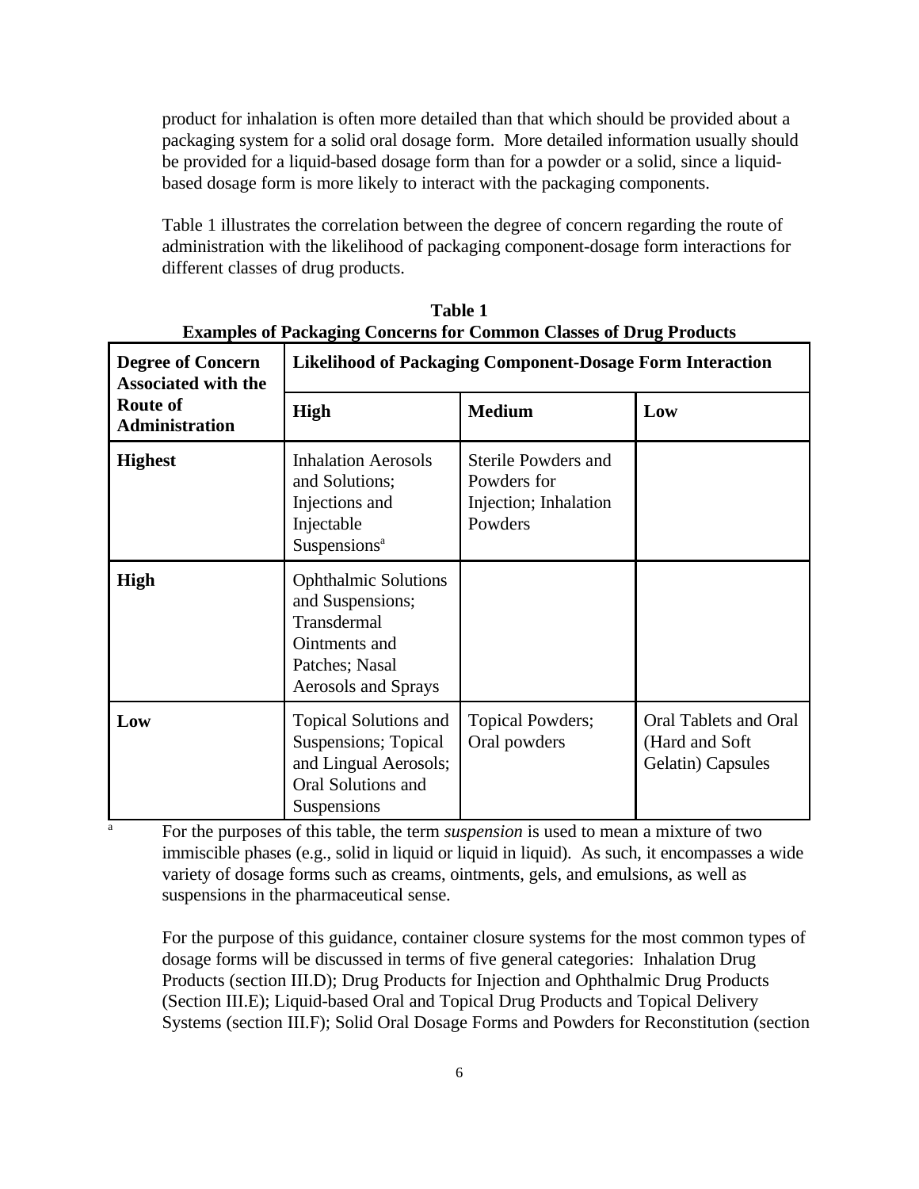product for inhalation is often more detailed than that which should be provided about a packaging system for a solid oral dosage form. More detailed information usually should be provided for a liquid-based dosage form than for a powder or a solid, since a liquid-based dosage form is more likely to interact with the packaging components.

Table 1 illustrates the correlation between the degree of concern regarding the route of administration with the likelihood of packaging component-dosage form interactions for different classes of drug products.

**Table 1**
**Examples of Packaging Concerns for Common Classes of Drug Products**

| **Degree of Concern Associated with the Route of Administration** | **Likelihood of Packaging Component-Dosage Form Interaction** | | |
|---|---|---|---|
| | **High** | **Medium** | **Low** |
| **Highest** | Inhalation Aerosols and Solutions; Injections and Injectable Suspensions[a] | Sterile Powders and Powders for Injection; Inhalation Powders | |
| **High** | Ophthalmic Solutions and Suspensions; Transdermal Ointments and Patches; Nasal Aerosols and Sprays | | |
| **Low** | Topical Solutions and Suspensions; Topical and Lingual Aerosols; Oral Solutions and Suspensions | Topical Powders; Oral powders | Oral Tablets and Oral (Hard and Soft Gelatin) Capsules |

[a] For the purposes of this table, the term *suspension* is used to mean a mixture of two immiscible phases (e.g., solid in liquid or liquid in liquid). As such, it encompasses a wide variety of dosage forms such as creams, ointments, gels, and emulsions, as well as suspensions in the pharmaceutical sense.

For the purpose of this guidance, container closure systems for the most common types of dosage forms will be discussed in terms of five general categories: Inhalation Drug Products (section III.D); Drug Products for Injection and Ophthalmic Drug Products (Section III.E); Liquid-based Oral and Topical Drug Products and Topical Delivery Systems (section III.F); Solid Oral Dosage Forms and Powders for Reconstitution (section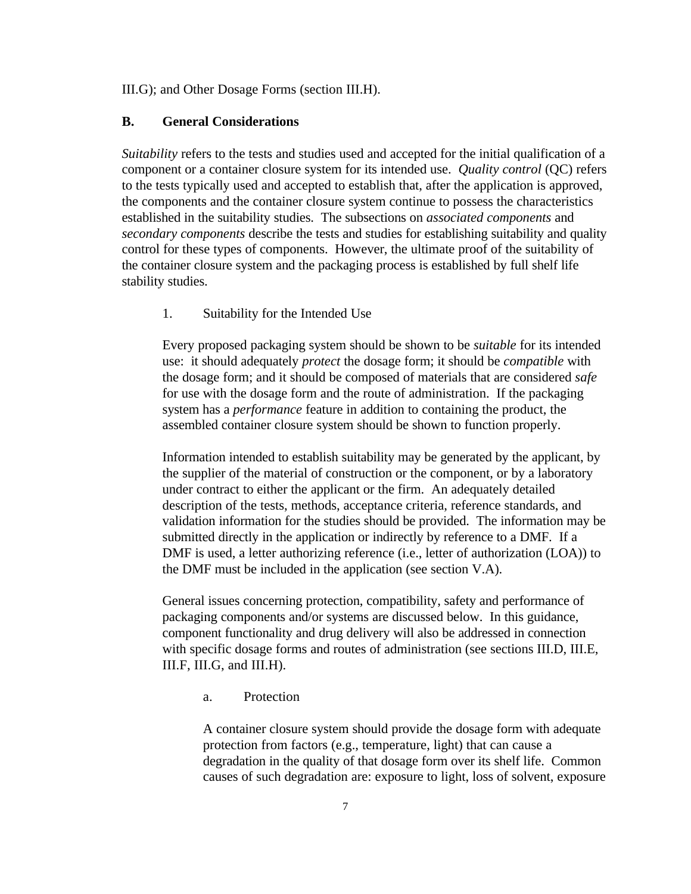III.G); and Other Dosage Forms (section III.H).

## B. General Considerations

*Suitability* refers to the tests and studies used and accepted for the initial qualification of a component or a container closure system for its intended use. *Quality control* (QC) refers to the tests typically used and accepted to establish that, after the application is approved, the components and the container closure system continue to possess the characteristics established in the suitability studies. The subsections on *associated components* and *secondary components* describe the tests and studies for establishing suitability and quality control for these types of components. However, the ultimate proof of the suitability of the container closure system and the packaging process is established by full shelf life stability studies.

### 1. Suitability for the Intended Use

Every proposed packaging system should be shown to be *suitable* for its intended use: it should adequately *protect* the dosage form; it should be *compatible* with the dosage form; and it should be composed of materials that are considered *safe* for use with the dosage form and the route of administration. If the packaging system has a *performance* feature in addition to containing the product, the assembled container closure system should be shown to function properly.

Information intended to establish suitability may be generated by the applicant, by the supplier of the material of construction or the component, or by a laboratory under contract to either the applicant or the firm. An adequately detailed description of the tests, methods, acceptance criteria, reference standards, and validation information for the studies should be provided. The information may be submitted directly in the application or indirectly by reference to a DMF. If a DMF is used, a letter authorizing reference (i.e., letter of authorization (LOA)) to the DMF must be included in the application (see section V.A).

General issues concerning protection, compatibility, safety and performance of packaging components and/or systems are discussed below. In this guidance, component functionality and drug delivery will also be addressed in connection with specific dosage forms and routes of administration (see sections III.D, III.E, III.F, III.G, and III.H).

#### a. Protection

A container closure system should provide the dosage form with adequate protection from factors (e.g., temperature, light) that can cause a degradation in the quality of that dosage form over its shelf life. Common causes of such degradation are: exposure to light, loss of solvent, exposure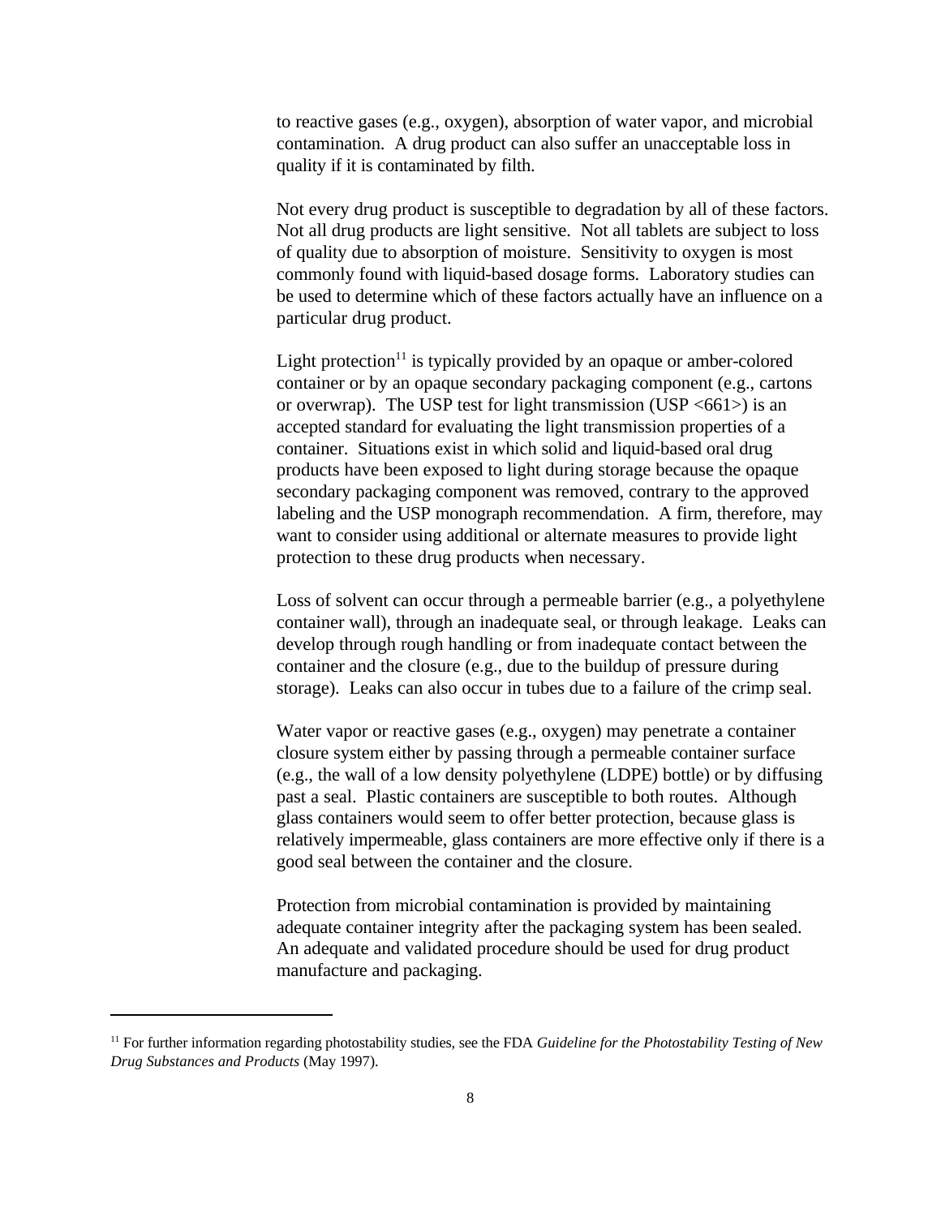to reactive gases (e.g., oxygen), absorption of water vapor, and microbial contamination. A drug product can also suffer an unacceptable loss in quality if it is contaminated by filth.

Not every drug product is susceptible to degradation by all of these factors. Not all drug products are light sensitive. Not all tablets are subject to loss of quality due to absorption of moisture. Sensitivity to oxygen is most commonly found with liquid-based dosage forms. Laboratory studies can be used to determine which of these factors actually have an influence on a particular drug product.

Light protection[11] is typically provided by an opaque or amber-colored container or by an opaque secondary packaging component (e.g., cartons or overwrap). The USP test for light transmission (USP <661>) is an accepted standard for evaluating the light transmission properties of a container. Situations exist in which solid and liquid-based oral drug products have been exposed to light during storage because the opaque secondary packaging component was removed, contrary to the approved labeling and the USP monograph recommendation. A firm, therefore, may want to consider using additional or alternate measures to provide light protection to these drug products when necessary.

Loss of solvent can occur through a permeable barrier (e.g., a polyethylene container wall), through an inadequate seal, or through leakage. Leaks can develop through rough handling or from inadequate contact between the container and the closure (e.g., due to the buildup of pressure during storage). Leaks can also occur in tubes due to a failure of the crimp seal.

Water vapor or reactive gases (e.g., oxygen) may penetrate a container closure system either by passing through a permeable container surface (e.g., the wall of a low density polyethylene (LDPE) bottle) or by diffusing past a seal. Plastic containers are susceptible to both routes. Although glass containers would seem to offer better protection, because glass is relatively impermeable, glass containers are more effective only if there is a good seal between the container and the closure.

Protection from microbial contamination is provided by maintaining adequate container integrity after the packaging system has been sealed. An adequate and validated procedure should be used for drug product manufacture and packaging.

---

[11] For further information regarding photostability studies, see the FDA *Guideline for the Photostability Testing of New Drug Substances and Products* (May 1997).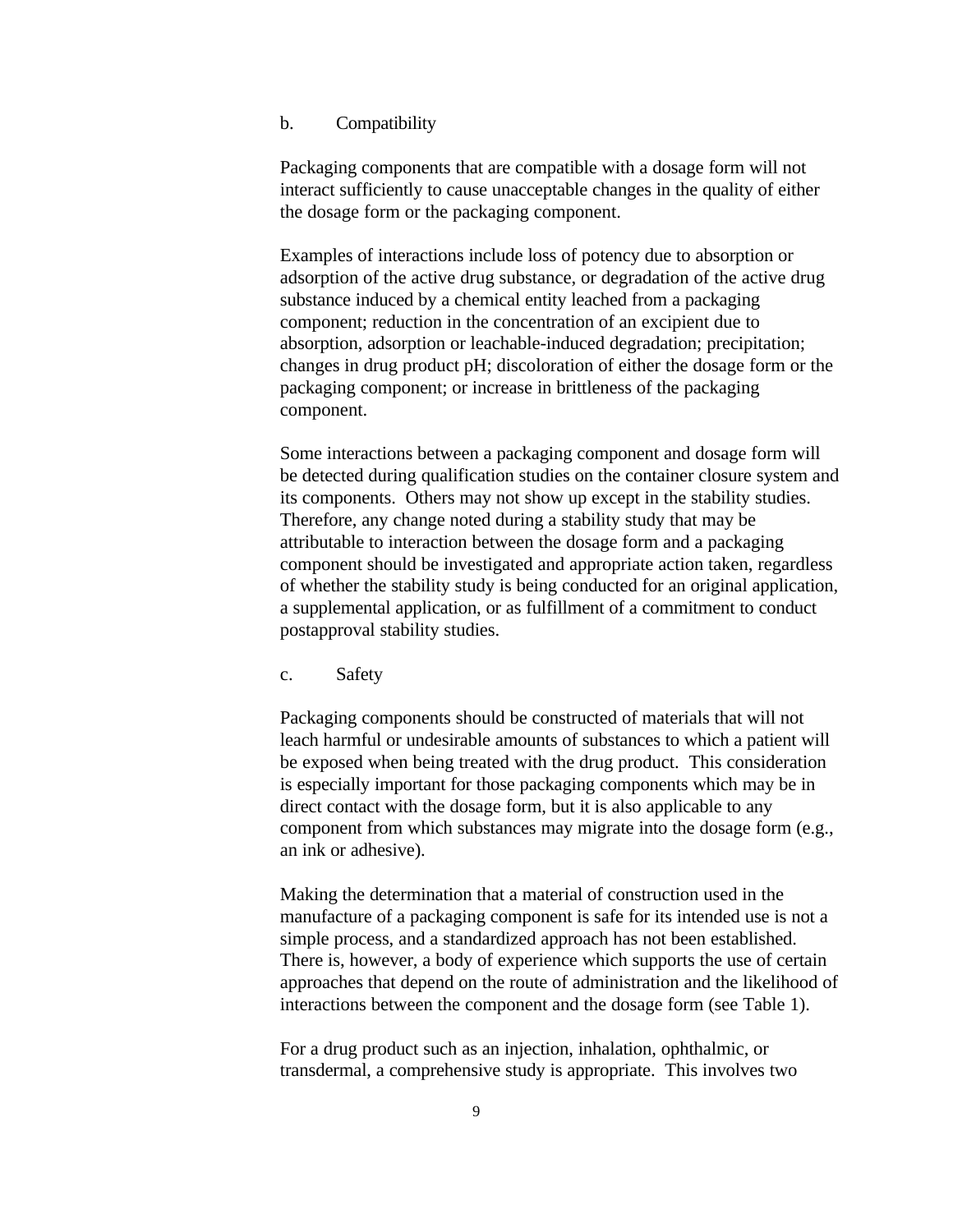#### b. Compatibility

Packaging components that are compatible with a dosage form will not interact sufficiently to cause unacceptable changes in the quality of either the dosage form or the packaging component.

Examples of interactions include loss of potency due to absorption or adsorption of the active drug substance, or degradation of the active drug substance induced by a chemical entity leached from a packaging component; reduction in the concentration of an excipient due to absorption, adsorption or leachable-induced degradation; precipitation; changes in drug product pH; discoloration of either the dosage form or the packaging component; or increase in brittleness of the packaging component.

Some interactions between a packaging component and dosage form will be detected during qualification studies on the container closure system and its components. Others may not show up except in the stability studies. Therefore, any change noted during a stability study that may be attributable to interaction between the dosage form and a packaging component should be investigated and appropriate action taken, regardless of whether the stability study is being conducted for an original application, a supplemental application, or as fulfillment of a commitment to conduct postapproval stability studies.

#### c. Safety

Packaging components should be constructed of materials that will not leach harmful or undesirable amounts of substances to which a patient will be exposed when being treated with the drug product. This consideration is especially important for those packaging components which may be in direct contact with the dosage form, but it is also applicable to any component from which substances may migrate into the dosage form (e.g., an ink or adhesive).

Making the determination that a material of construction used in the manufacture of a packaging component is safe for its intended use is not a simple process, and a standardized approach has not been established. There is, however, a body of experience which supports the use of certain approaches that depend on the route of administration and the likelihood of interactions between the component and the dosage form (see Table 1).

For a drug product such as an injection, inhalation, ophthalmic, or transdermal, a comprehensive study is appropriate. This involves two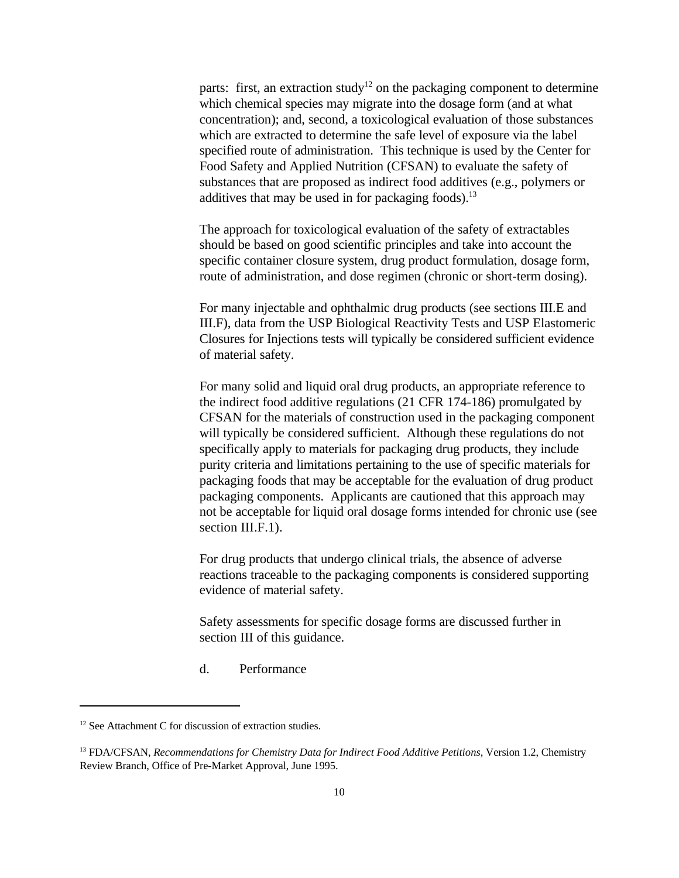parts: first, an extraction study[12] on the packaging component to determine which chemical species may migrate into the dosage form (and at what concentration); and, second, a toxicological evaluation of those substances which are extracted to determine the safe level of exposure via the label specified route of administration. This technique is used by the Center for Food Safety and Applied Nutrition (CFSAN) to evaluate the safety of substances that are proposed as indirect food additives (e.g., polymers or additives that may be used in for packaging foods).[13]

The approach for toxicological evaluation of the safety of extractables should be based on good scientific principles and take into account the specific container closure system, drug product formulation, dosage form, route of administration, and dose regimen (chronic or short-term dosing).

For many injectable and ophthalmic drug products (see sections III.E and III.F), data from the USP Biological Reactivity Tests and USP Elastomeric Closures for Injections tests will typically be considered sufficient evidence of material safety.

For many solid and liquid oral drug products, an appropriate reference to the indirect food additive regulations (21 CFR 174-186) promulgated by CFSAN for the materials of construction used in the packaging component will typically be considered sufficient. Although these regulations do not specifically apply to materials for packaging drug products, they include purity criteria and limitations pertaining to the use of specific materials for packaging foods that may be acceptable for the evaluation of drug product packaging components. Applicants are cautioned that this approach may not be acceptable for liquid oral dosage forms intended for chronic use (see section III.F.1).

For drug products that undergo clinical trials, the absence of adverse reactions traceable to the packaging components is considered supporting evidence of material safety.

Safety assessments for specific dosage forms are discussed further in section III of this guidance.

d. Performance

---

[12] See Attachment C for discussion of extraction studies.

[13] FDA/CFSAN, *Recommendations for Chemistry Data for Indirect Food Additive Petitions*, Version 1.2, Chemistry Review Branch, Office of Pre-Market Approval, June 1995.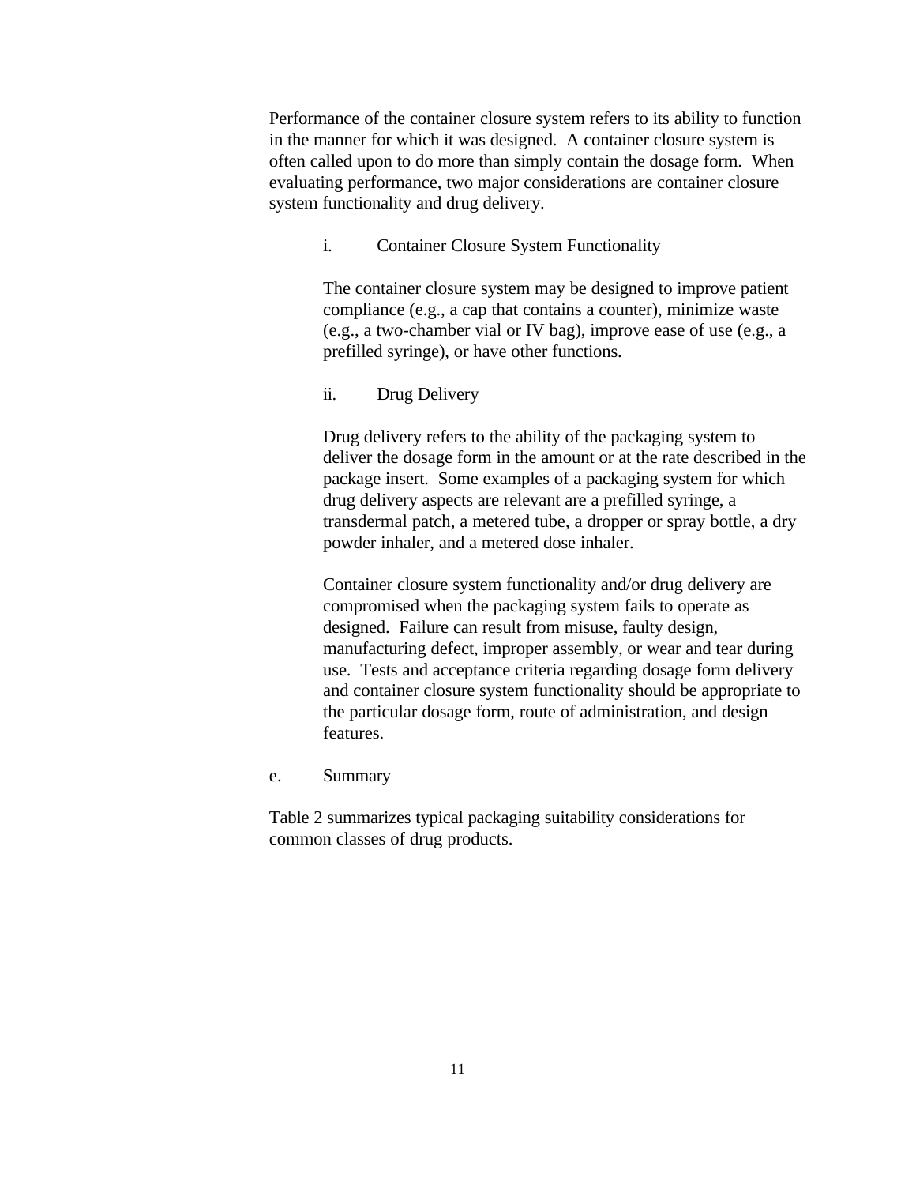Performance of the container closure system refers to its ability to function in the manner for which it was designed. A container closure system is often called upon to do more than simply contain the dosage form. When evaluating performance, two major considerations are container closure system functionality and drug delivery.

i. Container Closure System Functionality

The container closure system may be designed to improve patient compliance (e.g., a cap that contains a counter), minimize waste (e.g., a two-chamber vial or IV bag), improve ease of use (e.g., a prefilled syringe), or have other functions.

ii. Drug Delivery

Drug delivery refers to the ability of the packaging system to deliver the dosage form in the amount or at the rate described in the package insert. Some examples of a packaging system for which drug delivery aspects are relevant are a prefilled syringe, a transdermal patch, a metered tube, a dropper or spray bottle, a dry powder inhaler, and a metered dose inhaler.

Container closure system functionality and/or drug delivery are compromised when the packaging system fails to operate as designed. Failure can result from misuse, faulty design, manufacturing defect, improper assembly, or wear and tear during use. Tests and acceptance criteria regarding dosage form delivery and container closure system functionality should be appropriate to the particular dosage form, route of administration, and design features.

e. Summary

Table 2 summarizes typical packaging suitability considerations for common classes of drug products.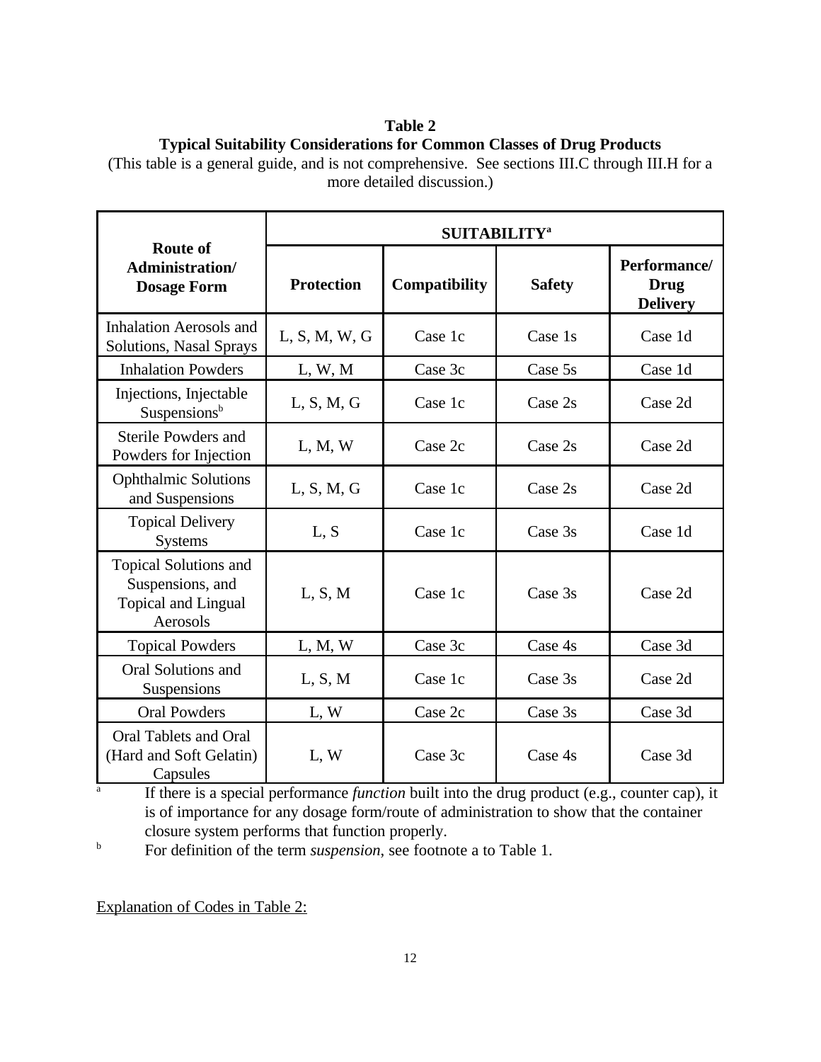**Table 2**
**Typical Suitability Considerations for Common Classes of Drug Products**

(This table is a general guide, and is not comprehensive. See sections III.C through III.H for a more detailed discussion.)

| Route of Administration/ Dosage Form | SUITABILITY[a] | | | |
|---|---|---|---|---|
| | Protection | Compatibility | Safety | Performance/ Drug Delivery |
| Inhalation Aerosols and Solutions, Nasal Sprays | L, S, M, W, G | Case 1c | Case 1s | Case 1d |
| Inhalation Powders | L, W, M | Case 3c | Case 5s | Case 1d |
| Injections, Injectable Suspensions[b] | L, S, M, G | Case 1c | Case 2s | Case 2d |
| Sterile Powders and Powders for Injection | L, M, W | Case 2c | Case 2s | Case 2d |
| Ophthalmic Solutions and Suspensions | L, S, M, G | Case 1c | Case 2s | Case 2d |
| Topical Delivery Systems | L, S | Case 1c | Case 3s | Case 1d |
| Topical Solutions and Suspensions, and Topical and Lingual Aerosols | L, S, M | Case 1c | Case 3s | Case 2d |
| Topical Powders | L, M, W | Case 3c | Case 4s | Case 3d |
| Oral Solutions and Suspensions | L, S, M | Case 1c | Case 3s | Case 2d |
| Oral Powders | L, W | Case 2c | Case 3s | Case 3d |
| Oral Tablets and Oral (Hard and Soft Gelatin) Capsules | L, W | Case 3c | Case 4s | Case 3d |

[a] If there is a special performance *function* built into the drug product (e.g., counter cap), it is of importance for any dosage form/route of administration to show that the container closure system performs that function properly.

[b] For definition of the term *suspension*, see footnote a to Table 1.

Explanation of Codes in Table 2: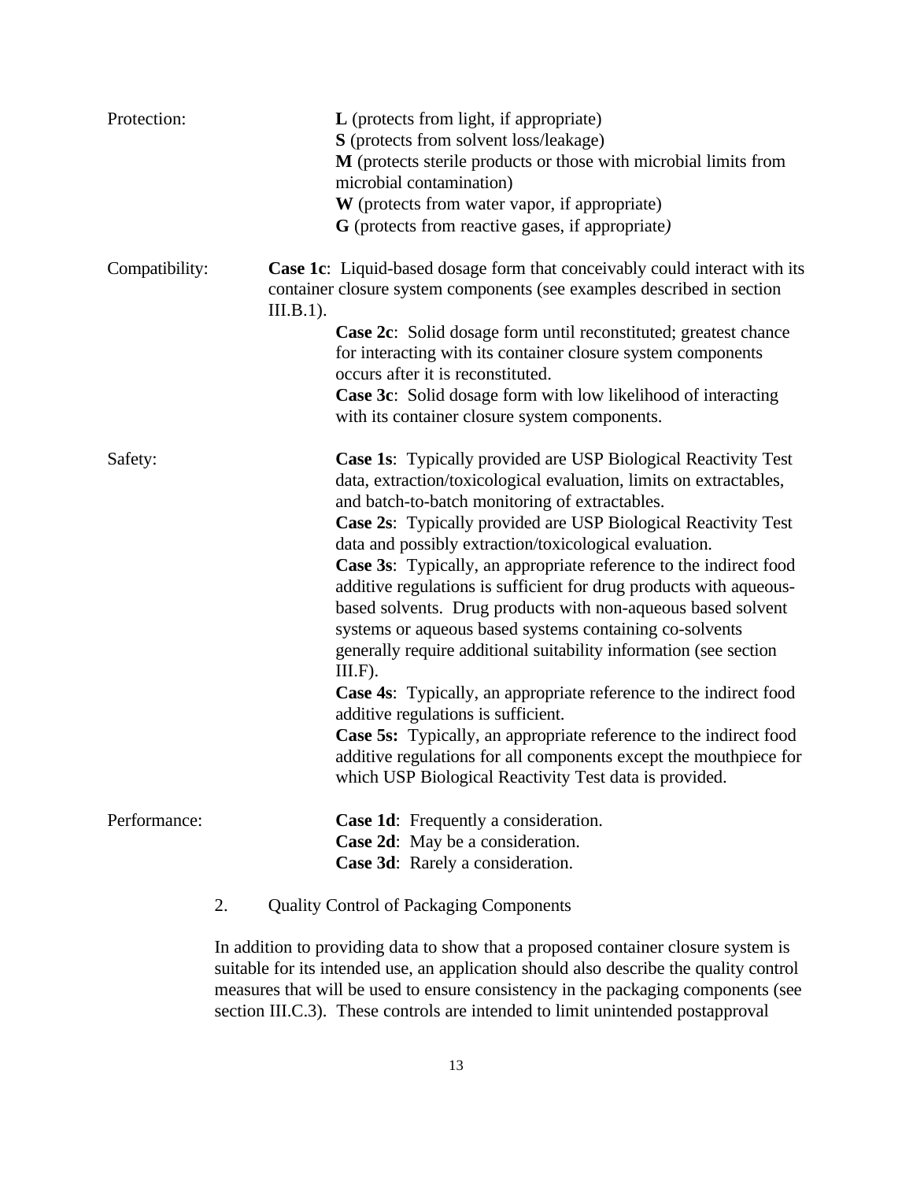Protection:

**L** (protects from light, if appropriate)
**S** (protects from solvent loss/leakage)
**M** (protects sterile products or those with microbial limits from microbial contamination)
**W** (protects from water vapor, if appropriate)
**G** (protects from reactive gases, if appropriate*)*

Compatibility:

**Case 1c**: Liquid-based dosage form that conceivably could interact with its container closure system components (see examples described in section III.B.1).
**Case 2c**: Solid dosage form until reconstituted; greatest chance for interacting with its container closure system components occurs after it is reconstituted.
**Case 3c**: Solid dosage form with low likelihood of interacting with its container closure system components.

Safety:

**Case 1s**: Typically provided are USP Biological Reactivity Test data, extraction/toxicological evaluation, limits on extractables, and batch-to-batch monitoring of extractables.
**Case 2s**: Typically provided are USP Biological Reactivity Test data and possibly extraction/toxicological evaluation.
**Case 3s**: Typically, an appropriate reference to the indirect food additive regulations is sufficient for drug products with aqueous-based solvents. Drug products with non-aqueous based solvent systems or aqueous based systems containing co-solvents generally require additional suitability information (see section III.F).
**Case 4s**: Typically, an appropriate reference to the indirect food additive regulations is sufficient.
**Case 5s:** Typically, an appropriate reference to the indirect food additive regulations for all components except the mouthpiece for which USP Biological Reactivity Test data is provided.

Performance:

**Case 1d**: Frequently a consideration.
**Case 2d**: May be a consideration.
**Case 3d**: Rarely a consideration.

2. Quality Control of Packaging Components

In addition to providing data to show that a proposed container closure system is suitable for its intended use, an application should also describe the quality control measures that will be used to ensure consistency in the packaging components (see section III.C.3). These controls are intended to limit unintended postapproval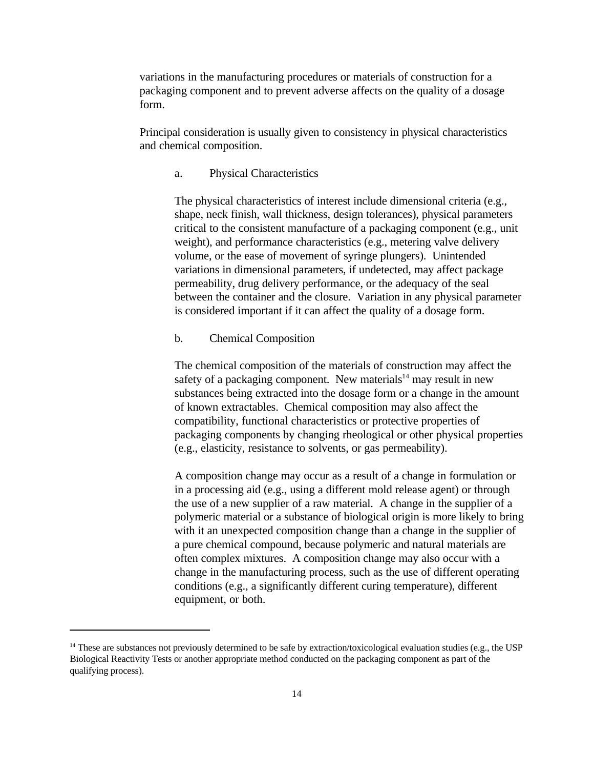variations in the manufacturing procedures or materials of construction for a packaging component and to prevent adverse affects on the quality of a dosage form.

Principal consideration is usually given to consistency in physical characteristics and chemical composition.

a. Physical Characteristics

The physical characteristics of interest include dimensional criteria (e.g., shape, neck finish, wall thickness, design tolerances), physical parameters critical to the consistent manufacture of a packaging component (e.g., unit weight), and performance characteristics (e.g., metering valve delivery volume, or the ease of movement of syringe plungers). Unintended variations in dimensional parameters, if undetected, may affect package permeability, drug delivery performance, or the adequacy of the seal between the container and the closure. Variation in any physical parameter is considered important if it can affect the quality of a dosage form.

b. Chemical Composition

The chemical composition of the materials of construction may affect the safety of a packaging component. New materials[14] may result in new substances being extracted into the dosage form or a change in the amount of known extractables. Chemical composition may also affect the compatibility, functional characteristics or protective properties of packaging components by changing rheological or other physical properties (e.g., elasticity, resistance to solvents, or gas permeability).

A composition change may occur as a result of a change in formulation or in a processing aid (e.g., using a different mold release agent) or through the use of a new supplier of a raw material. A change in the supplier of a polymeric material or a substance of biological origin is more likely to bring with it an unexpected composition change than a change in the supplier of a pure chemical compound, because polymeric and natural materials are often complex mixtures. A composition change may also occur with a change in the manufacturing process, such as the use of different operating conditions (e.g., a significantly different curing temperature), different equipment, or both.

[14] These are substances not previously determined to be safe by extraction/toxicological evaluation studies (e.g., the USP Biological Reactivity Tests or another appropriate method conducted on the packaging component as part of the qualifying process).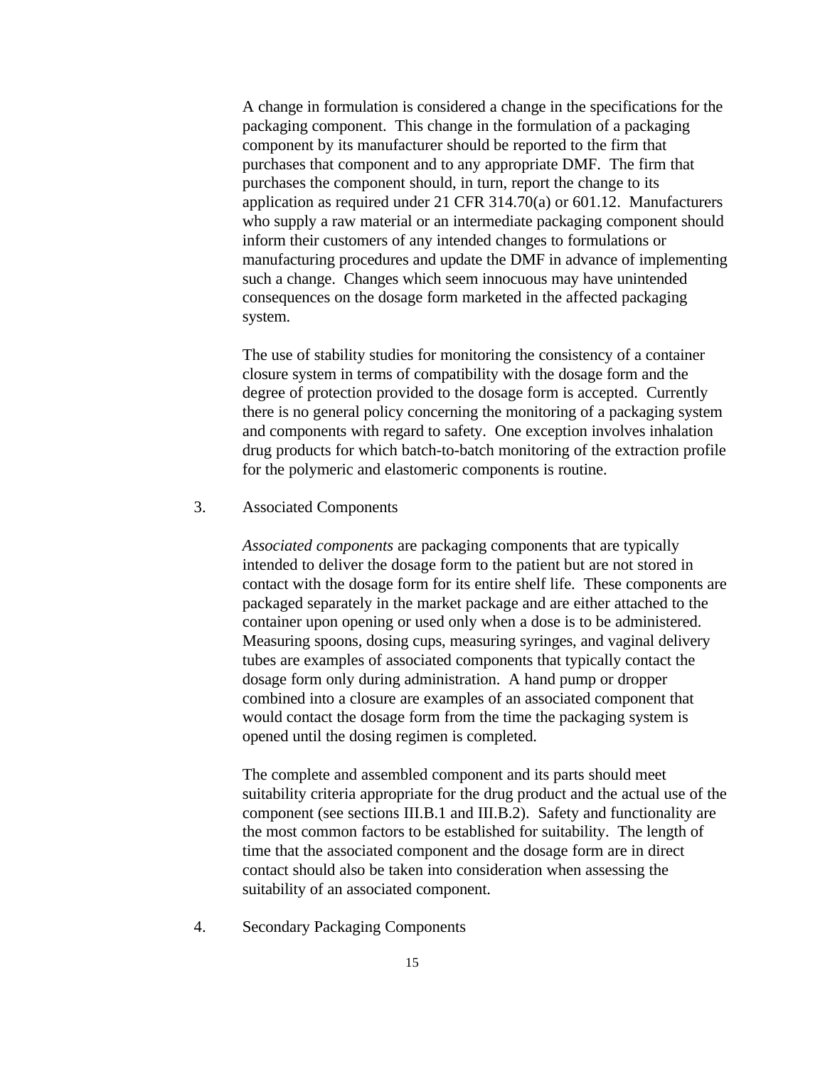A change in formulation is considered a change in the specifications for the packaging component. This change in the formulation of a packaging component by its manufacturer should be reported to the firm that purchases that component and to any appropriate DMF. The firm that purchases the component should, in turn, report the change to its application as required under 21 CFR 314.70(a) or 601.12. Manufacturers who supply a raw material or an intermediate packaging component should inform their customers of any intended changes to formulations or manufacturing procedures and update the DMF in advance of implementing such a change. Changes which seem innocuous may have unintended consequences on the dosage form marketed in the affected packaging system.

The use of stability studies for monitoring the consistency of a container closure system in terms of compatibility with the dosage form and the degree of protection provided to the dosage form is accepted. Currently there is no general policy concerning the monitoring of a packaging system and components with regard to safety. One exception involves inhalation drug products for which batch-to-batch monitoring of the extraction profile for the polymeric and elastomeric components is routine.

### 3. Associated Components

*Associated components* are packaging components that are typically intended to deliver the dosage form to the patient but are not stored in contact with the dosage form for its entire shelf life. These components are packaged separately in the market package and are either attached to the container upon opening or used only when a dose is to be administered. Measuring spoons, dosing cups, measuring syringes, and vaginal delivery tubes are examples of associated components that typically contact the dosage form only during administration. A hand pump or dropper combined into a closure are examples of an associated component that would contact the dosage form from the time the packaging system is opened until the dosing regimen is completed.

The complete and assembled component and its parts should meet suitability criteria appropriate for the drug product and the actual use of the component (see sections III.B.1 and III.B.2). Safety and functionality are the most common factors to be established for suitability. The length of time that the associated component and the dosage form are in direct contact should also be taken into consideration when assessing the suitability of an associated component.

### 4. Secondary Packaging Components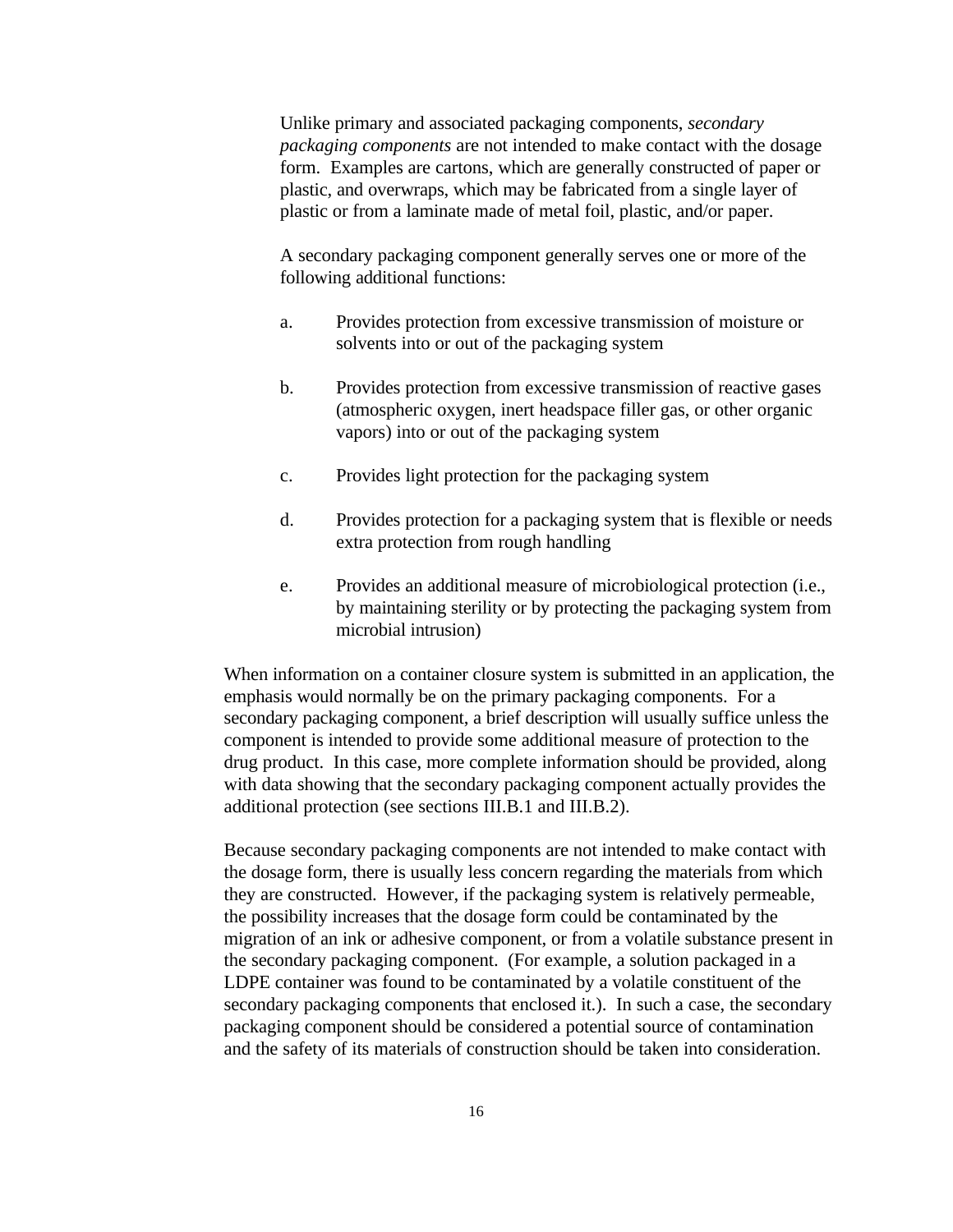Unlike primary and associated packaging components, *secondary packaging components* are not intended to make contact with the dosage form. Examples are cartons, which are generally constructed of paper or plastic, and overwraps, which may be fabricated from a single layer of plastic or from a laminate made of metal foil, plastic, and/or paper.

A secondary packaging component generally serves one or more of the following additional functions:

a. Provides protection from excessive transmission of moisture or solvents into or out of the packaging system

b. Provides protection from excessive transmission of reactive gases (atmospheric oxygen, inert headspace filler gas, or other organic vapors) into or out of the packaging system

c. Provides light protection for the packaging system

d. Provides protection for a packaging system that is flexible or needs extra protection from rough handling

e. Provides an additional measure of microbiological protection (i.e., by maintaining sterility or by protecting the packaging system from microbial intrusion)

When information on a container closure system is submitted in an application, the emphasis would normally be on the primary packaging components. For a secondary packaging component, a brief description will usually suffice unless the component is intended to provide some additional measure of protection to the drug product. In this case, more complete information should be provided, along with data showing that the secondary packaging component actually provides the additional protection (see sections III.B.1 and III.B.2).

Because secondary packaging components are not intended to make contact with the dosage form, there is usually less concern regarding the materials from which they are constructed. However, if the packaging system is relatively permeable, the possibility increases that the dosage form could be contaminated by the migration of an ink or adhesive component, or from a volatile substance present in the secondary packaging component. (For example, a solution packaged in a LDPE container was found to be contaminated by a volatile constituent of the secondary packaging components that enclosed it.). In such a case, the secondary packaging component should be considered a potential source of contamination and the safety of its materials of construction should be taken into consideration.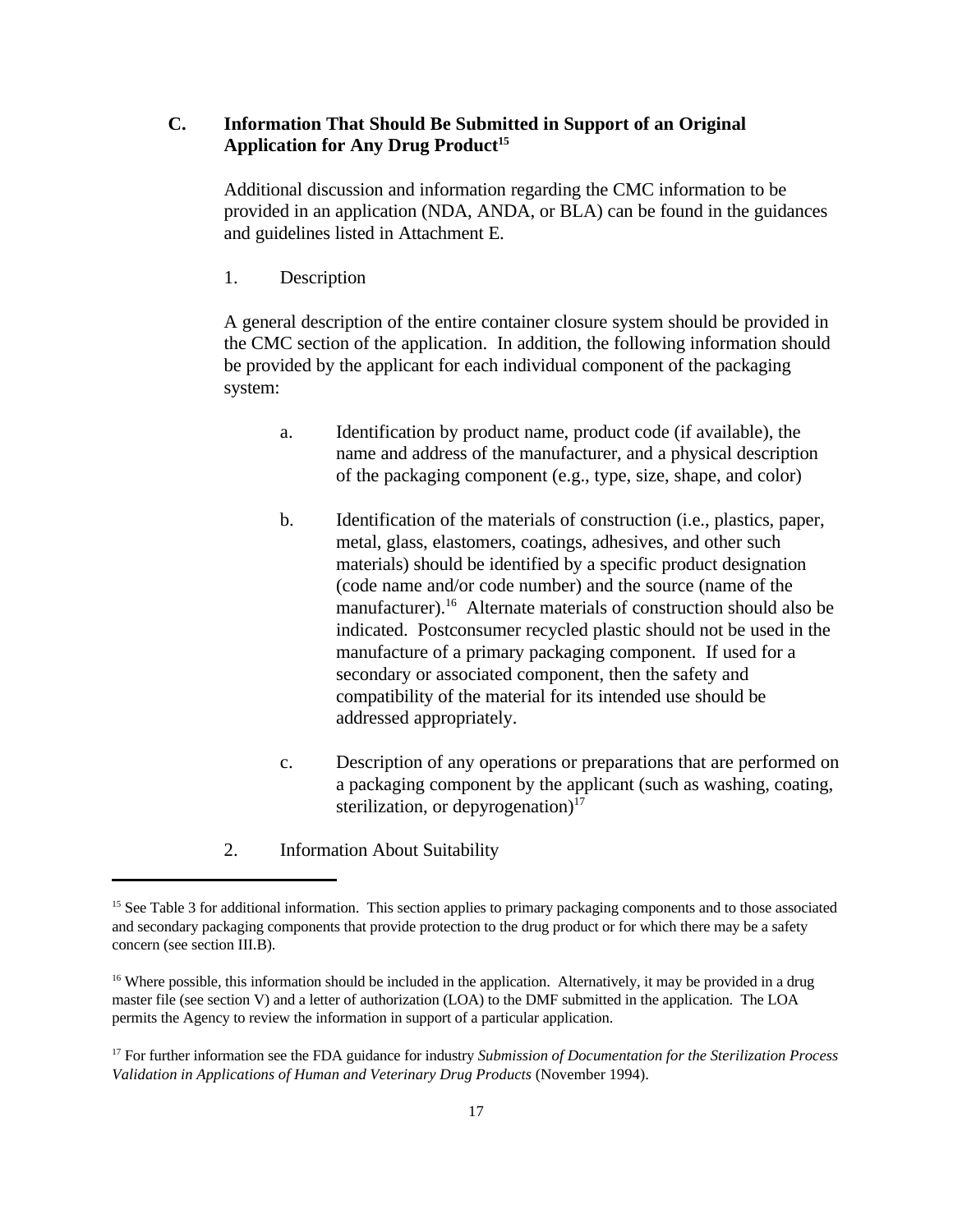### C. Information That Should Be Submitted in Support of an Original Application for Any Drug Product[15]

Additional discussion and information regarding the CMC information to be provided in an application (NDA, ANDA, or BLA) can be found in the guidances and guidelines listed in Attachment E.

#### 1. Description

A general description of the entire container closure system should be provided in the CMC section of the application. In addition, the following information should be provided by the applicant for each individual component of the packaging system:

a. Identification by product name, product code (if available), the name and address of the manufacturer, and a physical description of the packaging component (e.g., type, size, shape, and color)

b. Identification of the materials of construction (i.e., plastics, paper, metal, glass, elastomers, coatings, adhesives, and other such materials) should be identified by a specific product designation (code name and/or code number) and the source (name of the manufacturer).[16] Alternate materials of construction should also be indicated. Postconsumer recycled plastic should not be used in the manufacture of a primary packaging component. If used for a secondary or associated component, then the safety and compatibility of the material for its intended use should be addressed appropriately.

c. Description of any operations or preparations that are performed on a packaging component by the applicant (such as washing, coating, sterilization, or depyrogenation)[17]

#### 2. Information About Suitability

---

[15] See Table 3 for additional information. This section applies to primary packaging components and to those associated and secondary packaging components that provide protection to the drug product or for which there may be a safety concern (see section III.B).

[16] Where possible, this information should be included in the application. Alternatively, it may be provided in a drug master file (see section V) and a letter of authorization (LOA) to the DMF submitted in the application. The LOA permits the Agency to review the information in support of a particular application.

[17] For further information see the FDA guidance for industry *Submission of Documentation for the Sterilization Process Validation in Applications of Human and Veterinary Drug Products* (November 1994).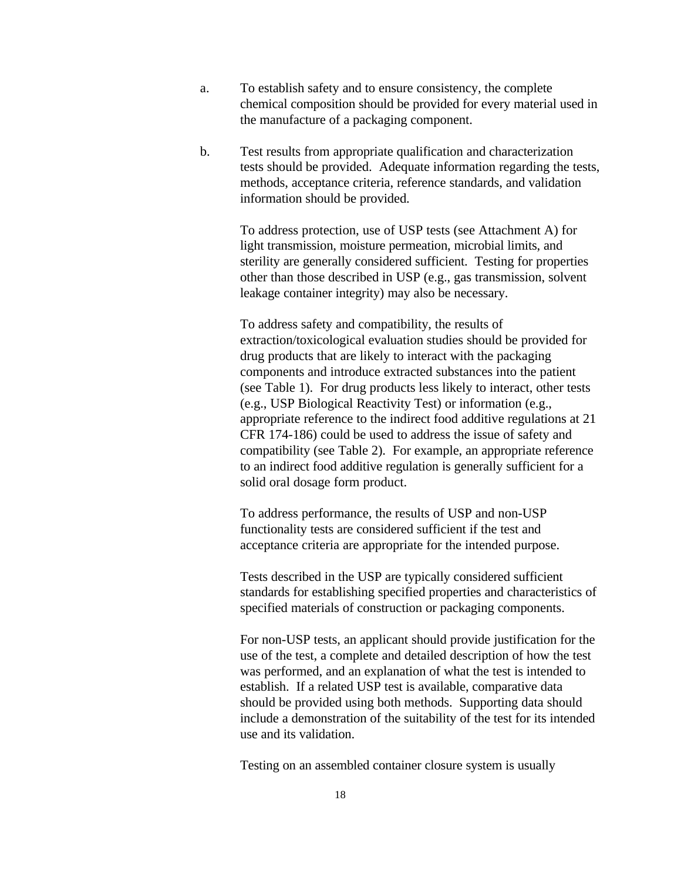a. To establish safety and to ensure consistency, the complete chemical composition should be provided for every material used in the manufacture of a packaging component.

b. Test results from appropriate qualification and characterization tests should be provided. Adequate information regarding the tests, methods, acceptance criteria, reference standards, and validation information should be provided.

   To address protection, use of USP tests (see Attachment A) for light transmission, moisture permeation, microbial limits, and sterility are generally considered sufficient. Testing for properties other than those described in USP (e.g., gas transmission, solvent leakage container integrity) may also be necessary.

   To address safety and compatibility, the results of extraction/toxicological evaluation studies should be provided for drug products that are likely to interact with the packaging components and introduce extracted substances into the patient (see Table 1). For drug products less likely to interact, other tests (e.g., USP Biological Reactivity Test) or information (e.g., appropriate reference to the indirect food additive regulations at 21 CFR 174-186) could be used to address the issue of safety and compatibility (see Table 2). For example, an appropriate reference to an indirect food additive regulation is generally sufficient for a solid oral dosage form product.

   To address performance, the results of USP and non-USP functionality tests are considered sufficient if the test and acceptance criteria are appropriate for the intended purpose.

   Tests described in the USP are typically considered sufficient standards for establishing specified properties and characteristics of specified materials of construction or packaging components.

   For non-USP tests, an applicant should provide justification for the use of the test, a complete and detailed description of how the test was performed, and an explanation of what the test is intended to establish. If a related USP test is available, comparative data should be provided using both methods. Supporting data should include a demonstration of the suitability of the test for its intended use and its validation.

   Testing on an assembled container closure system is usually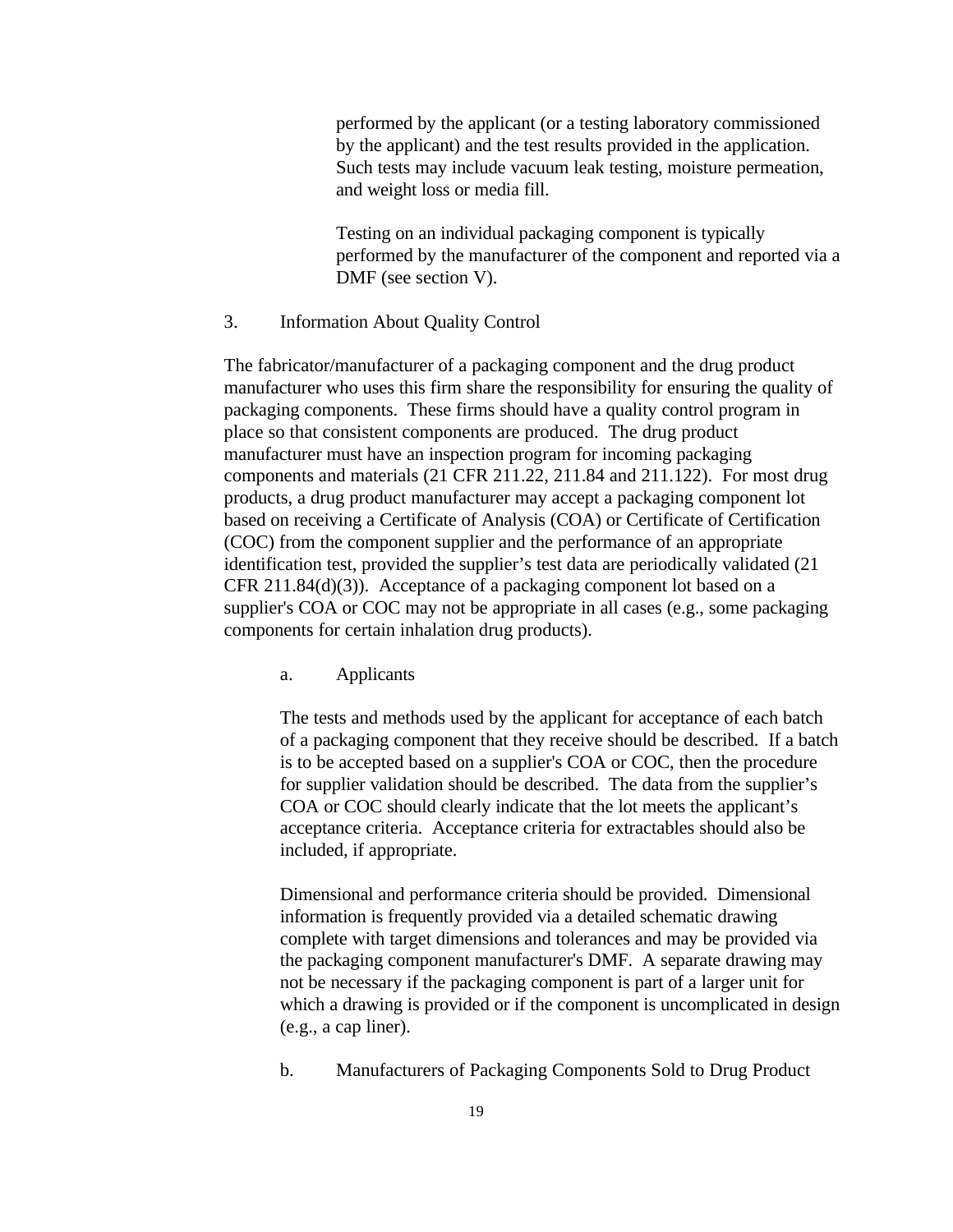performed by the applicant (or a testing laboratory commissioned by the applicant) and the test results provided in the application. Such tests may include vacuum leak testing, moisture permeation, and weight loss or media fill.

Testing on an individual packaging component is typically performed by the manufacturer of the component and reported via a DMF (see section V).

### 3. Information About Quality Control

The fabricator/manufacturer of a packaging component and the drug product manufacturer who uses this firm share the responsibility for ensuring the quality of packaging components. These firms should have a quality control program in place so that consistent components are produced. The drug product manufacturer must have an inspection program for incoming packaging components and materials (21 CFR 211.22, 211.84 and 211.122). For most drug products, a drug product manufacturer may accept a packaging component lot based on receiving a Certificate of Analysis (COA) or Certificate of Certification (COC) from the component supplier and the performance of an appropriate identification test, provided the supplier's test data are periodically validated (21 CFR 211.84(d)(3)). Acceptance of a packaging component lot based on a supplier's COA or COC may not be appropriate in all cases (e.g., some packaging components for certain inhalation drug products).

#### a. Applicants

The tests and methods used by the applicant for acceptance of each batch of a packaging component that they receive should be described. If a batch is to be accepted based on a supplier's COA or COC, then the procedure for supplier validation should be described. The data from the supplier's COA or COC should clearly indicate that the lot meets the applicant's acceptance criteria. Acceptance criteria for extractables should also be included, if appropriate.

Dimensional and performance criteria should be provided. Dimensional information is frequently provided via a detailed schematic drawing complete with target dimensions and tolerances and may be provided via the packaging component manufacturer's DMF. A separate drawing may not be necessary if the packaging component is part of a larger unit for which a drawing is provided or if the component is uncomplicated in design (e.g., a cap liner).

#### b. Manufacturers of Packaging Components Sold to Drug Product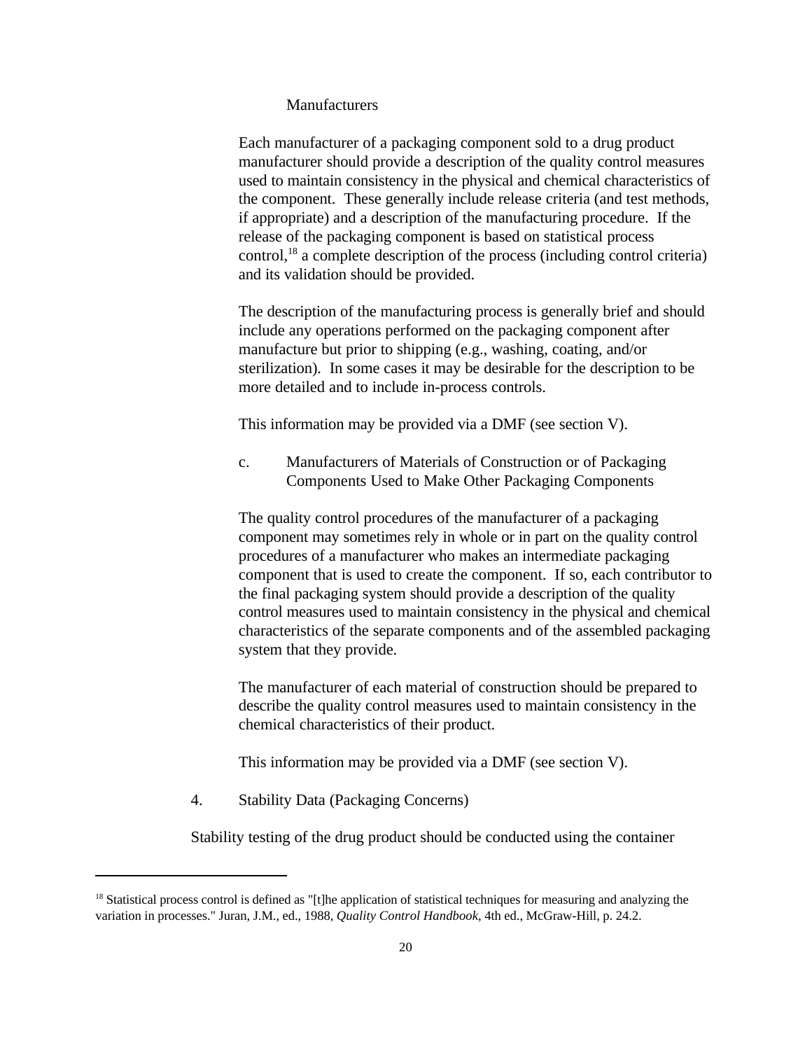Manufacturers

Each manufacturer of a packaging component sold to a drug product manufacturer should provide a description of the quality control measures used to maintain consistency in the physical and chemical characteristics of the component. These generally include release criteria (and test methods, if appropriate) and a description of the manufacturing procedure. If the release of the packaging component is based on statistical process control,[18] a complete description of the process (including control criteria) and its validation should be provided.

The description of the manufacturing process is generally brief and should include any operations performed on the packaging component after manufacture but prior to shipping (e.g., washing, coating, and/or sterilization). In some cases it may be desirable for the description to be more detailed and to include in-process controls.

This information may be provided via a DMF (see section V).

c. Manufacturers of Materials of Construction or of Packaging Components Used to Make Other Packaging Components

The quality control procedures of the manufacturer of a packaging component may sometimes rely in whole or in part on the quality control procedures of a manufacturer who makes an intermediate packaging component that is used to create the component. If so, each contributor to the final packaging system should provide a description of the quality control measures used to maintain consistency in the physical and chemical characteristics of the separate components and of the assembled packaging system that they provide.

The manufacturer of each material of construction should be prepared to describe the quality control measures used to maintain consistency in the chemical characteristics of their product.

This information may be provided via a DMF (see section V).

4. Stability Data (Packaging Concerns)

Stability testing of the drug product should be conducted using the container

---

[18] Statistical process control is defined as "[t]he application of statistical techniques for measuring and analyzing the variation in processes." Juran, J.M., ed., 1988, *Quality Control Handbook*, 4th ed., McGraw-Hill, p. 24.2.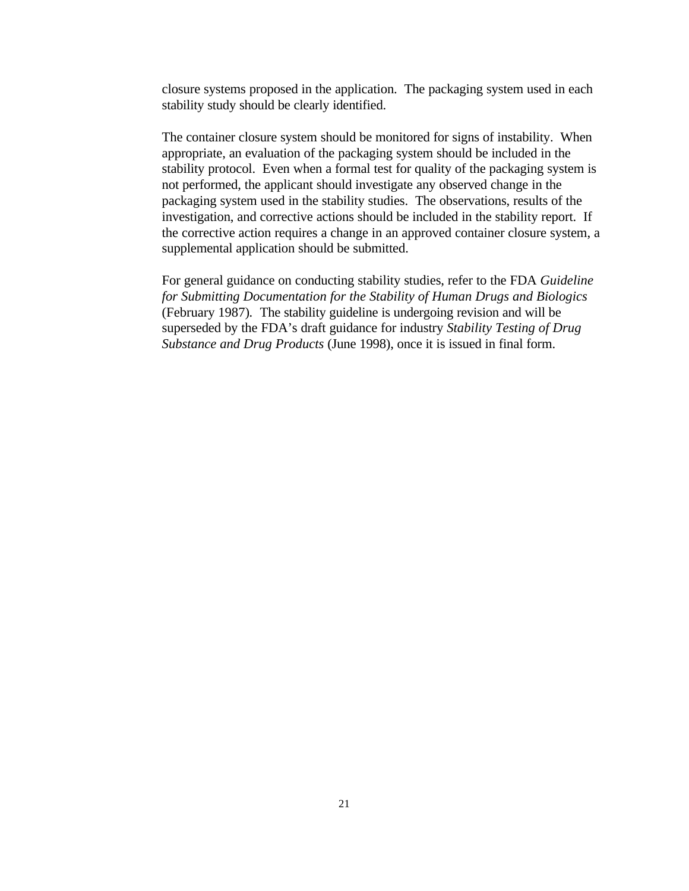closure systems proposed in the application. The packaging system used in each stability study should be clearly identified.

The container closure system should be monitored for signs of instability. When appropriate, an evaluation of the packaging system should be included in the stability protocol. Even when a formal test for quality of the packaging system is not performed, the applicant should investigate any observed change in the packaging system used in the stability studies. The observations, results of the investigation, and corrective actions should be included in the stability report. If the corrective action requires a change in an approved container closure system, a supplemental application should be submitted.

For general guidance on conducting stability studies, refer to the FDA *Guideline for Submitting Documentation for the Stability of Human Drugs and Biologics* (February 1987). The stability guideline is undergoing revision and will be superseded by the FDA's draft guidance for industry *Stability Testing of Drug Substance and Drug Products* (June 1998), once it is issued in final form.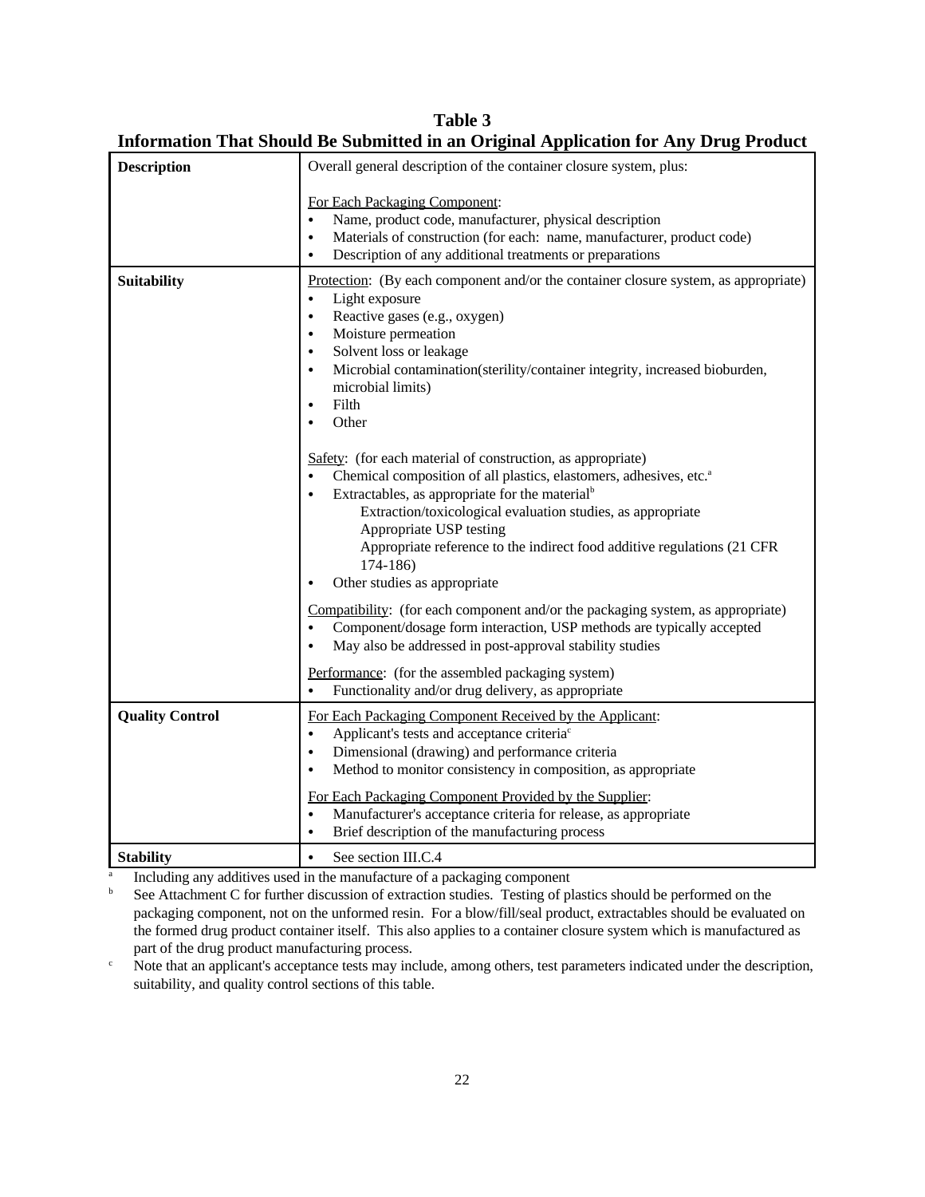**Table 3**
**Information That Should Be Submitted in an Original Application for Any Drug Product**

| | |
|---|---|
| **Description** | Overall general description of the container closure system, plus:<br><br>For Each Packaging Component:<br>• Name, product code, manufacturer, physical description<br>• Materials of construction (for each: name, manufacturer, product code)<br>• Description of any additional treatments or preparations |
| **Suitability** | Protection: (By each component and/or the container closure system, as appropriate)<br>• Light exposure<br>• Reactive gases (e.g., oxygen)<br>• Moisture permeation<br>• Solvent loss or leakage<br>• Microbial contamination(sterility/container integrity, increased bioburden, microbial limits)<br>• Filth<br>• Other<br><br>Safety: (for each material of construction, as appropriate)<br>• Chemical composition of all plastics, elastomers, adhesives, etc.[a]<br>• Extractables, as appropriate for the material[b]<br>Extraction/toxicological evaluation studies, as appropriate<br>Appropriate USP testing<br>Appropriate reference to the indirect food additive regulations (21 CFR 174-186)<br>• Other studies as appropriate<br><br>Compatibility: (for each component and/or the packaging system, as appropriate)<br>• Component/dosage form interaction, USP methods are typically accepted<br>• May also be addressed in post-approval stability studies<br><br>Performance: (for the assembled packaging system)<br>• Functionality and/or drug delivery, as appropriate |
| **Quality Control** | For Each Packaging Component Received by the Applicant:<br>• Applicant's tests and acceptance criteria[c]<br>• Dimensional (drawing) and performance criteria<br>• Method to monitor consistency in composition, as appropriate<br><br>For Each Packaging Component Provided by the Supplier:<br>• Manufacturer's acceptance criteria for release, as appropriate<br>• Brief description of the manufacturing process |
| **Stability** | • See section III.C.4 |

[a] Including any additives used in the manufacture of a packaging component

[b] See Attachment C for further discussion of extraction studies. Testing of plastics should be performed on the packaging component, not on the unformed resin. For a blow/fill/seal product, extractables should be evaluated on the formed drug product container itself. This also applies to a container closure system which is manufactured as part of the drug product manufacturing process.

[c] Note that an applicant's acceptance tests may include, among others, test parameters indicated under the description, suitability, and quality control sections of this table.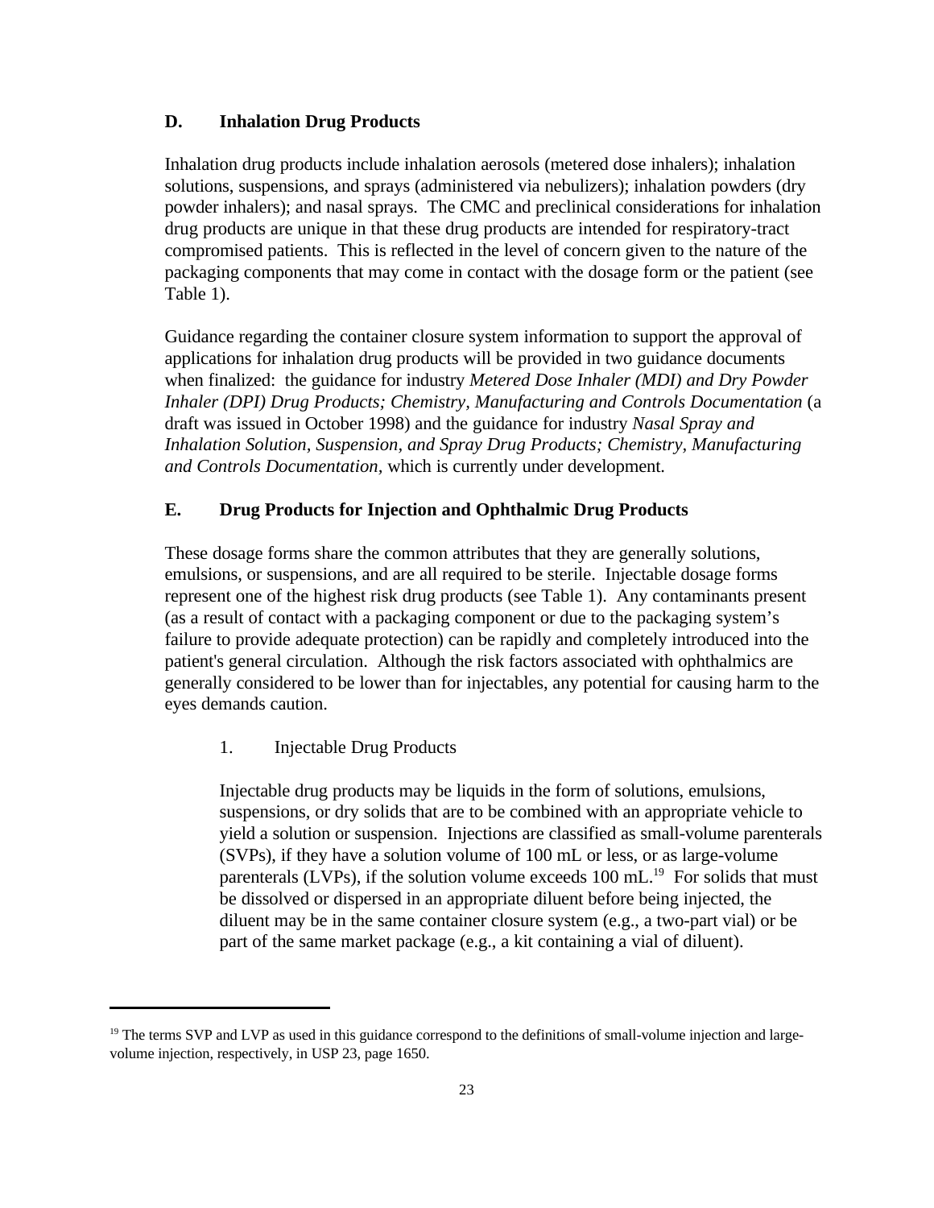### D. Inhalation Drug Products

Inhalation drug products include inhalation aerosols (metered dose inhalers); inhalation solutions, suspensions, and sprays (administered via nebulizers); inhalation powders (dry powder inhalers); and nasal sprays. The CMC and preclinical considerations for inhalation drug products are unique in that these drug products are intended for respiratory-tract compromised patients. This is reflected in the level of concern given to the nature of the packaging components that may come in contact with the dosage form or the patient (see Table 1).

Guidance regarding the container closure system information to support the approval of applications for inhalation drug products will be provided in two guidance documents when finalized: the guidance for industry *Metered Dose Inhaler (MDI) and Dry Powder Inhaler (DPI) Drug Products; Chemistry, Manufacturing and Controls Documentation* (a draft was issued in October 1998) and the guidance for industry *Nasal Spray and Inhalation Solution, Suspension, and Spray Drug Products; Chemistry, Manufacturing and Controls Documentation,* which is currently under development.

### E. Drug Products for Injection and Ophthalmic Drug Products

These dosage forms share the common attributes that they are generally solutions, emulsions, or suspensions, and are all required to be sterile. Injectable dosage forms represent one of the highest risk drug products (see Table 1). Any contaminants present (as a result of contact with a packaging component or due to the packaging system's failure to provide adequate protection) can be rapidly and completely introduced into the patient's general circulation. Although the risk factors associated with ophthalmics are generally considered to be lower than for injectables, any potential for causing harm to the eyes demands caution.

#### 1. Injectable Drug Products

Injectable drug products may be liquids in the form of solutions, emulsions, suspensions, or dry solids that are to be combined with an appropriate vehicle to yield a solution or suspension. Injections are classified as small-volume parenterals (SVPs), if they have a solution volume of 100 mL or less, or as large-volume parenterals (LVPs), if the solution volume exceeds 100 mL.[19] For solids that must be dissolved or dispersed in an appropriate diluent before being injected, the diluent may be in the same container closure system (e.g., a two-part vial) or be part of the same market package (e.g., a kit containing a vial of diluent).

---

[19] The terms SVP and LVP as used in this guidance correspond to the definitions of small-volume injection and large-volume injection, respectively, in USP 23, page 1650.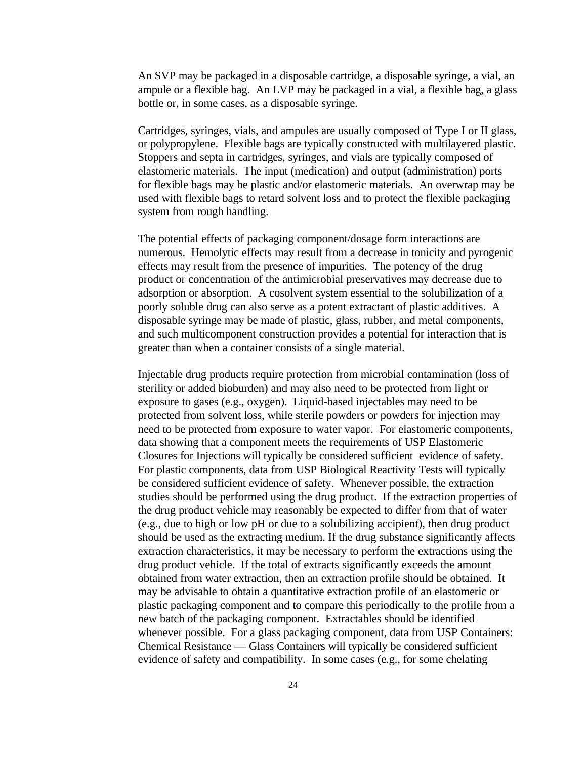An SVP may be packaged in a disposable cartridge, a disposable syringe, a vial, an ampule or a flexible bag. An LVP may be packaged in a vial, a flexible bag, a glass bottle or, in some cases, as a disposable syringe.

Cartridges, syringes, vials, and ampules are usually composed of Type I or II glass, or polypropylene. Flexible bags are typically constructed with multilayered plastic. Stoppers and septa in cartridges, syringes, and vials are typically composed of elastomeric materials. The input (medication) and output (administration) ports for flexible bags may be plastic and/or elastomeric materials. An overwrap may be used with flexible bags to retard solvent loss and to protect the flexible packaging system from rough handling.

The potential effects of packaging component/dosage form interactions are numerous. Hemolytic effects may result from a decrease in tonicity and pyrogenic effects may result from the presence of impurities. The potency of the drug product or concentration of the antimicrobial preservatives may decrease due to adsorption or absorption. A cosolvent system essential to the solubilization of a poorly soluble drug can also serve as a potent extractant of plastic additives. A disposable syringe may be made of plastic, glass, rubber, and metal components, and such multicomponent construction provides a potential for interaction that is greater than when a container consists of a single material.

Injectable drug products require protection from microbial contamination (loss of sterility or added bioburden) and may also need to be protected from light or exposure to gases (e.g., oxygen). Liquid-based injectables may need to be protected from solvent loss, while sterile powders or powders for injection may need to be protected from exposure to water vapor. For elastomeric components, data showing that a component meets the requirements of USP Elastomeric Closures for Injections will typically be considered sufficient evidence of safety. For plastic components, data from USP Biological Reactivity Tests will typically be considered sufficient evidence of safety. Whenever possible, the extraction studies should be performed using the drug product. If the extraction properties of the drug product vehicle may reasonably be expected to differ from that of water (e.g., due to high or low pH or due to a solubilizing accipient), then drug product should be used as the extracting medium. If the drug substance significantly affects extraction characteristics, it may be necessary to perform the extractions using the drug product vehicle. If the total of extracts significantly exceeds the amount obtained from water extraction, then an extraction profile should be obtained. It may be advisable to obtain a quantitative extraction profile of an elastomeric or plastic packaging component and to compare this periodically to the profile from a new batch of the packaging component. Extractables should be identified whenever possible. For a glass packaging component, data from USP Containers: Chemical Resistance — Glass Containers will typically be considered sufficient evidence of safety and compatibility. In some cases (e.g., for some chelating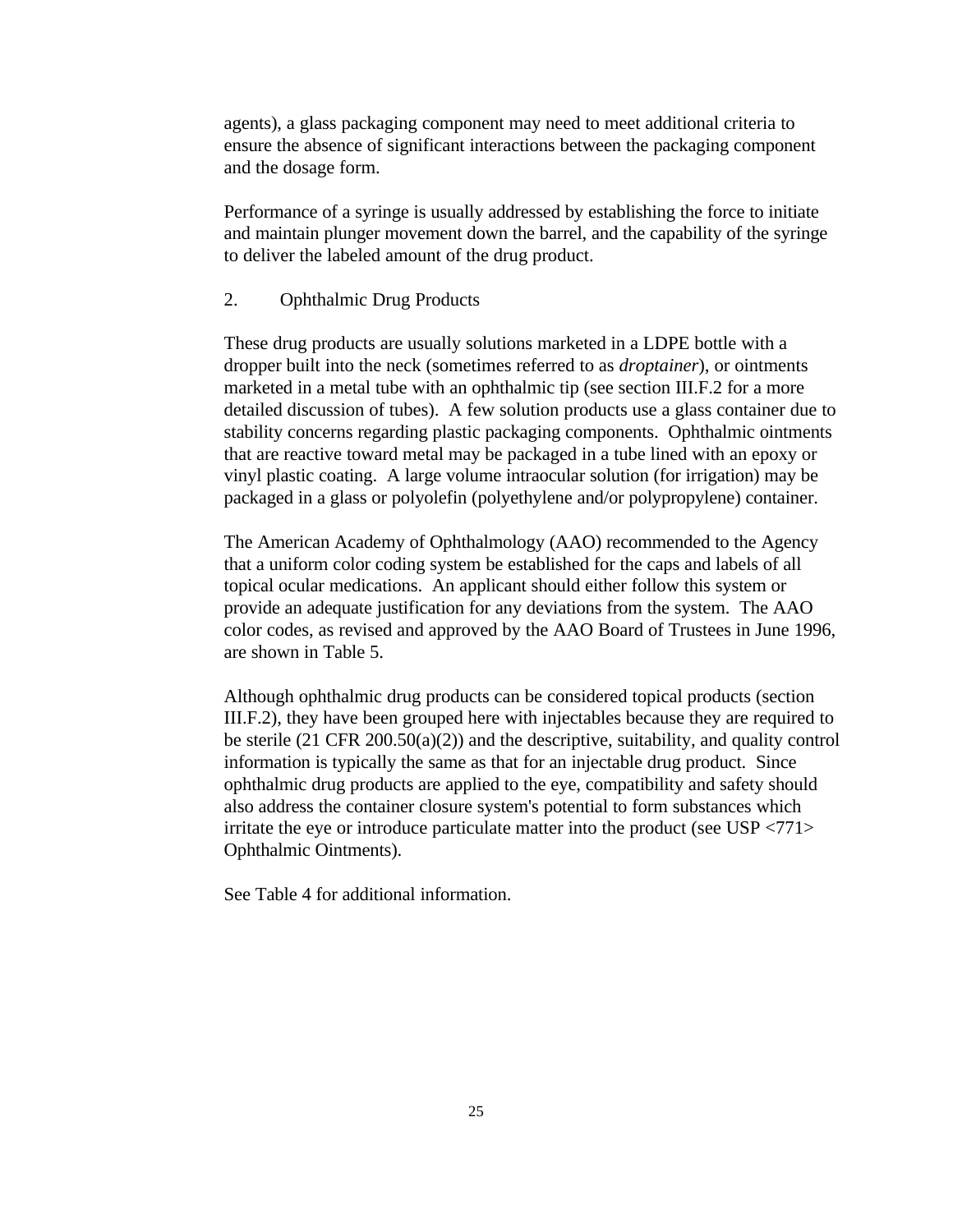agents), a glass packaging component may need to meet additional criteria to ensure the absence of significant interactions between the packaging component and the dosage form.

Performance of a syringe is usually addressed by establishing the force to initiate and maintain plunger movement down the barrel, and the capability of the syringe to deliver the labeled amount of the drug product.

### 2. Ophthalmic Drug Products

These drug products are usually solutions marketed in a LDPE bottle with a dropper built into the neck (sometimes referred to as *droptainer*), or ointments marketed in a metal tube with an ophthalmic tip (see section III.F.2 for a more detailed discussion of tubes). A few solution products use a glass container due to stability concerns regarding plastic packaging components. Ophthalmic ointments that are reactive toward metal may be packaged in a tube lined with an epoxy or vinyl plastic coating. A large volume intraocular solution (for irrigation) may be packaged in a glass or polyolefin (polyethylene and/or polypropylene) container.

The American Academy of Ophthalmology (AAO) recommended to the Agency that a uniform color coding system be established for the caps and labels of all topical ocular medications. An applicant should either follow this system or provide an adequate justification for any deviations from the system. The AAO color codes, as revised and approved by the AAO Board of Trustees in June 1996, are shown in Table 5.

Although ophthalmic drug products can be considered topical products (section III.F.2), they have been grouped here with injectables because they are required to be sterile (21 CFR 200.50(a)(2)) and the descriptive, suitability, and quality control information is typically the same as that for an injectable drug product. Since ophthalmic drug products are applied to the eye, compatibility and safety should also address the container closure system's potential to form substances which irritate the eye or introduce particulate matter into the product (see USP <771> Ophthalmic Ointments).

See Table 4 for additional information.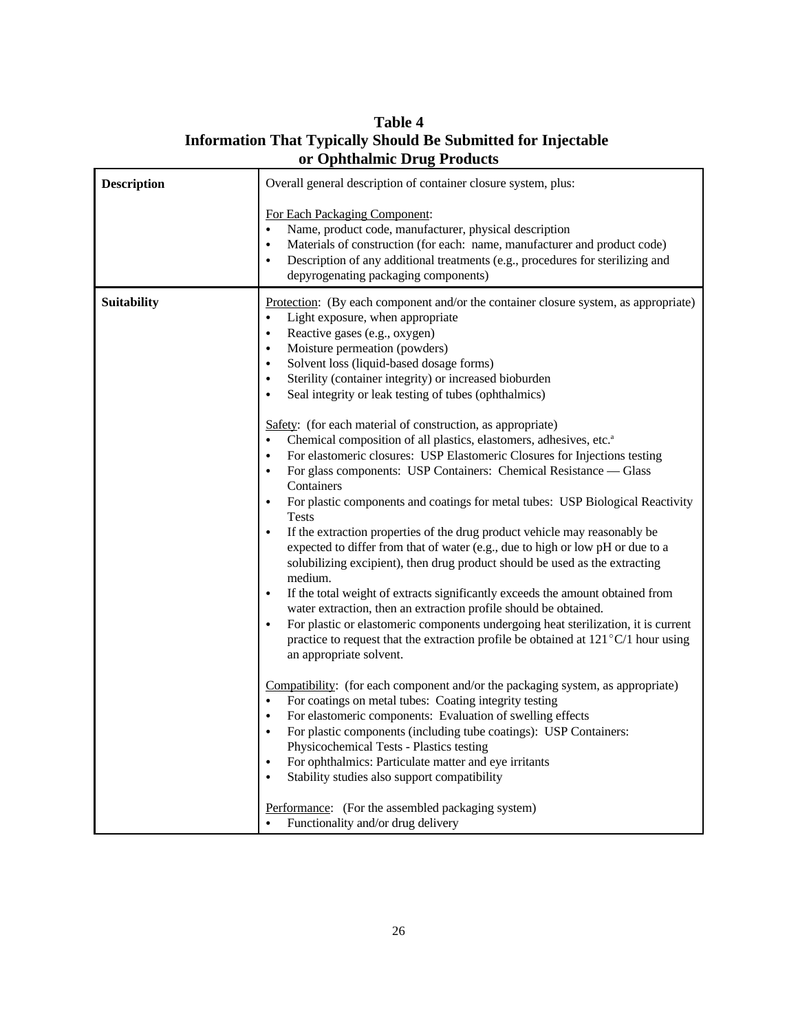**Table 4**
**Information That Typically Should Be Submitted for Injectable or Ophthalmic Drug Products**

| | |
|---|---|
| **Description** | Overall general description of container closure system, plus:<br><br><u>For Each Packaging Component</u>:<br>• Name, product code, manufacturer, physical description<br>• Materials of construction (for each: name, manufacturer and product code)<br>• Description of any additional treatments (e.g., procedures for sterilizing and depyrogenating packaging components) |
| **Suitability** | <u>Protection</u>: (By each component and/or the container closure system, as appropriate)<br>• Light exposure, when appropriate<br>• Reactive gases (e.g., oxygen)<br>• Moisture permeation (powders)<br>• Solvent loss (liquid-based dosage forms)<br>• Sterility (container integrity) or increased bioburden<br>• Seal integrity or leak testing of tubes (ophthalmics)<br><br><u>Safety</u>: (for each material of construction, as appropriate)<br>• Chemical composition of all plastics, elastomers, adhesives, etc.[a]<br>• For elastomeric closures: USP Elastomeric Closures for Injections testing<br>• For glass components: USP Containers: Chemical Resistance — Glass Containers<br>• For plastic components and coatings for metal tubes: USP Biological Reactivity Tests<br>• If the extraction properties of the drug product vehicle may reasonably be expected to differ from that of water (e.g., due to high or low pH or due to a solubilizing excipient), then drug product should be used as the extracting medium.<br>• If the total weight of extracts significantly exceeds the amount obtained from water extraction, then an extraction profile should be obtained.<br>• For plastic or elastomeric components undergoing heat sterilization, it is current practice to request that the extraction profile be obtained at 121°C/1 hour using an appropriate solvent.<br><br><u>Compatibility</u>: (for each component and/or the packaging system, as appropriate)<br>• For coatings on metal tubes: Coating integrity testing<br>• For elastomeric components: Evaluation of swelling effects<br>• For plastic components (including tube coatings): USP Containers: Physicochemical Tests - Plastics testing<br>• For ophthalmics: Particulate matter and eye irritants<br>• Stability studies also support compatibility<br><br><u>Performance</u>: (For the assembled packaging system)<br>• Functionality and/or drug delivery |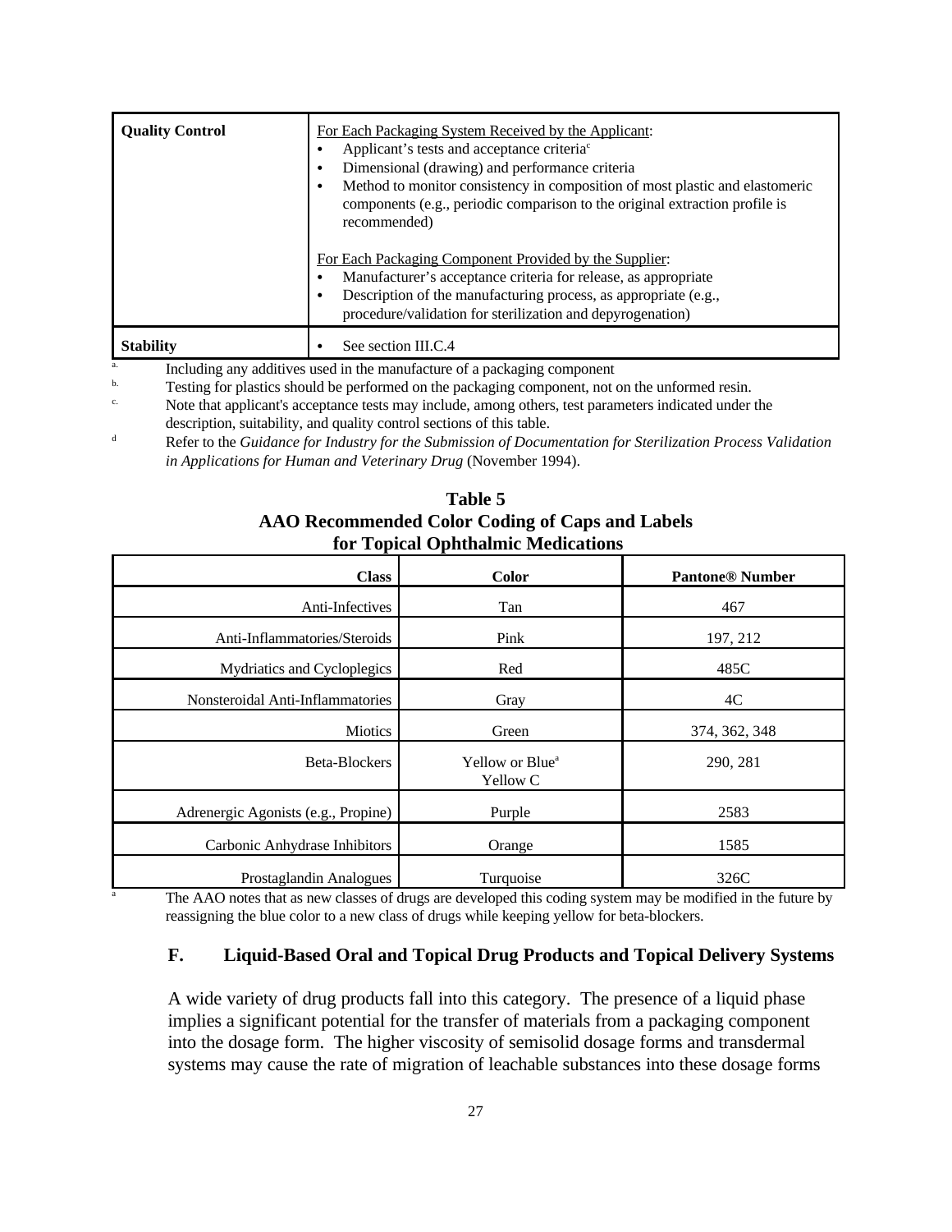| | |
|---|---|
| **Quality Control** | For Each Packaging System Received by the Applicant:<br>• Applicant's tests and acceptance criteria[c]<br>• Dimensional (drawing) and performance criteria<br>• Method to monitor consistency in composition of most plastic and elastomeric components (e.g., periodic comparison to the original extraction profile is recommended)<br><br>For Each Packaging Component Provided by the Supplier:<br>• Manufacturer's acceptance criteria for release, as appropriate<br>• Description of the manufacturing process, as appropriate (e.g., procedure/validation for sterilization and depyrogenation) |
| **Stability** | • See section III.C.4 |

[a.] Including any additives used in the manufacture of a packaging component

[b.] Testing for plastics should be performed on the packaging component, not on the unformed resin.

[c.] Note that applicant's acceptance tests may include, among others, test parameters indicated under the description, suitability, and quality control sections of this table.

[d] Refer to the *Guidance for Industry for the Submission of Documentation for Sterilization Process Validation in Applications for Human and Veterinary Drug* (November 1994).

**Table 5**
**AAO Recommended Color Coding of Caps and Labels for Topical Ophthalmic Medications**

| Class | Color | Pantone® Number |
|---|---|---|
| Anti-Infectives | Tan | 467 |
| Anti-Inflammatories/Steroids | Pink | 197, 212 |
| Mydriatics and Cycloplegics | Red | 485C |
| Nonsteroidal Anti-Inflammatories | Gray | 4C |
| Miotics | Green | 374, 362, 348 |
| Beta-Blockers | Yellow or Blue[a] Yellow C | 290, 281 |
| Adrenergic Agonists (e.g., Propine) | Purple | 2583 |
| Carbonic Anhydrase Inhibitors | Orange | 1585 |
| Prostaglandin Analogues | Turquoise | 326C |

[a] The AAO notes that as new classes of drugs are developed this coding system may be modified in the future by reassigning the blue color to a new class of drugs while keeping yellow for beta-blockers.

### F. Liquid-Based Oral and Topical Drug Products and Topical Delivery Systems

A wide variety of drug products fall into this category. The presence of a liquid phase implies a significant potential for the transfer of materials from a packaging component into the dosage form. The higher viscosity of semisolid dosage forms and transdermal systems may cause the rate of migration of leachable substances into these dosage forms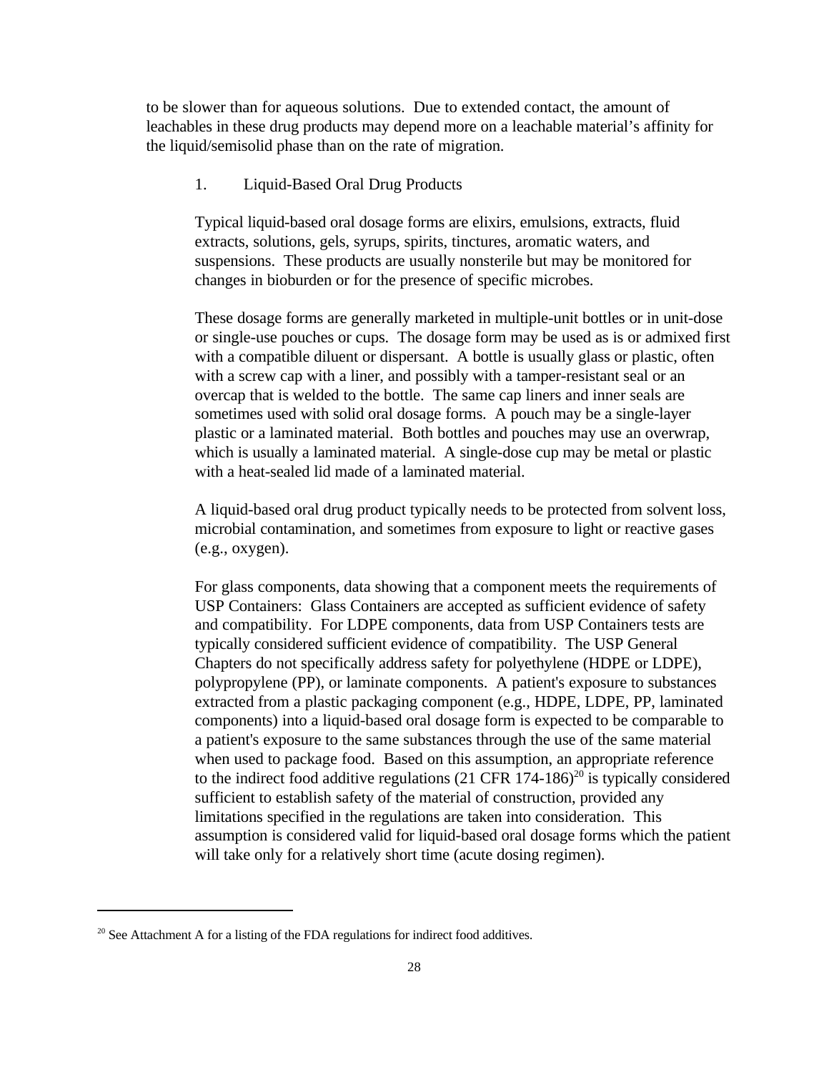to be slower than for aqueous solutions. Due to extended contact, the amount of leachables in these drug products may depend more on a leachable material's affinity for the liquid/semisolid phase than on the rate of migration.

### 1. Liquid-Based Oral Drug Products

Typical liquid-based oral dosage forms are elixirs, emulsions, extracts, fluid extracts, solutions, gels, syrups, spirits, tinctures, aromatic waters, and suspensions. These products are usually nonsterile but may be monitored for changes in bioburden or for the presence of specific microbes.

These dosage forms are generally marketed in multiple-unit bottles or in unit-dose or single-use pouches or cups. The dosage form may be used as is or admixed first with a compatible diluent or dispersant. A bottle is usually glass or plastic, often with a screw cap with a liner, and possibly with a tamper-resistant seal or an overcap that is welded to the bottle. The same cap liners and inner seals are sometimes used with solid oral dosage forms. A pouch may be a single-layer plastic or a laminated material. Both bottles and pouches may use an overwrap, which is usually a laminated material. A single-dose cup may be metal or plastic with a heat-sealed lid made of a laminated material.

A liquid-based oral drug product typically needs to be protected from solvent loss, microbial contamination, and sometimes from exposure to light or reactive gases (e.g., oxygen).

For glass components, data showing that a component meets the requirements of USP Containers: Glass Containers are accepted as sufficient evidence of safety and compatibility. For LDPE components, data from USP Containers tests are typically considered sufficient evidence of compatibility. The USP General Chapters do not specifically address safety for polyethylene (HDPE or LDPE), polypropylene (PP), or laminate components. A patient's exposure to substances extracted from a plastic packaging component (e.g., HDPE, LDPE, PP, laminated components) into a liquid-based oral dosage form is expected to be comparable to a patient's exposure to the same substances through the use of the same material when used to package food. Based on this assumption, an appropriate reference to the indirect food additive regulations (21 CFR 174-186)[20] is typically considered sufficient to establish safety of the material of construction, provided any limitations specified in the regulations are taken into consideration. This assumption is considered valid for liquid-based oral dosage forms which the patient will take only for a relatively short time (acute dosing regimen).

---

[20] See Attachment A for a listing of the FDA regulations for indirect food additives.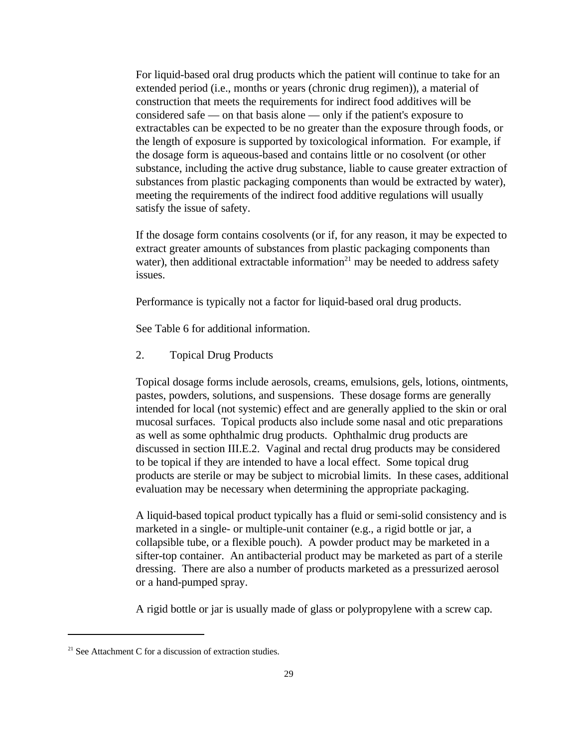For liquid-based oral drug products which the patient will continue to take for an extended period (i.e., months or years (chronic drug regimen)), a material of construction that meets the requirements for indirect food additives will be considered safe — on that basis alone — only if the patient's exposure to extractables can be expected to be no greater than the exposure through foods, or the length of exposure is supported by toxicological information. For example, if the dosage form is aqueous-based and contains little or no cosolvent (or other substance, including the active drug substance, liable to cause greater extraction of substances from plastic packaging components than would be extracted by water), meeting the requirements of the indirect food additive regulations will usually satisfy the issue of safety.

If the dosage form contains cosolvents (or if, for any reason, it may be expected to extract greater amounts of substances from plastic packaging components than water), then additional extractable information[21] may be needed to address safety issues.

Performance is typically not a factor for liquid-based oral drug products.

See Table 6 for additional information.

### 2. Topical Drug Products

Topical dosage forms include aerosols, creams, emulsions, gels, lotions, ointments, pastes, powders, solutions, and suspensions. These dosage forms are generally intended for local (not systemic) effect and are generally applied to the skin or oral mucosal surfaces. Topical products also include some nasal and otic preparations as well as some ophthalmic drug products. Ophthalmic drug products are discussed in section III.E.2. Vaginal and rectal drug products may be considered to be topical if they are intended to have a local effect. Some topical drug products are sterile or may be subject to microbial limits. In these cases, additional evaluation may be necessary when determining the appropriate packaging.

A liquid-based topical product typically has a fluid or semi-solid consistency and is marketed in a single- or multiple-unit container (e.g., a rigid bottle or jar, a collapsible tube, or a flexible pouch). A powder product may be marketed in a sifter-top container. An antibacterial product may be marketed as part of a sterile dressing. There are also a number of products marketed as a pressurized aerosol or a hand-pumped spray.

A rigid bottle or jar is usually made of glass or polypropylene with a screw cap.

---

[21] See Attachment C for a discussion of extraction studies.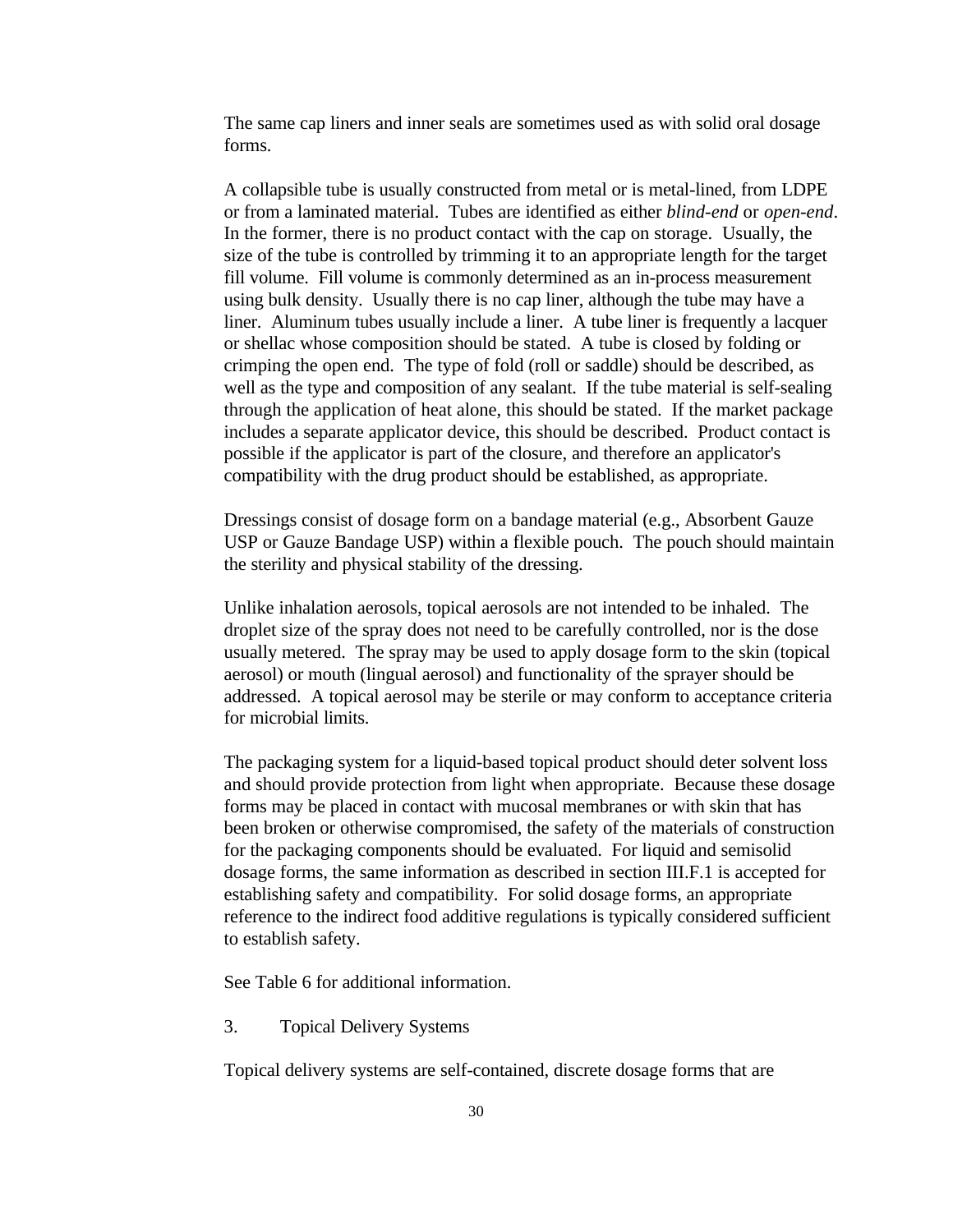The same cap liners and inner seals are sometimes used as with solid oral dosage forms.

A collapsible tube is usually constructed from metal or is metal-lined, from LDPE or from a laminated material. Tubes are identified as either *blind-end* or *open-end*. In the former, there is no product contact with the cap on storage. Usually, the size of the tube is controlled by trimming it to an appropriate length for the target fill volume. Fill volume is commonly determined as an in-process measurement using bulk density. Usually there is no cap liner, although the tube may have a liner. Aluminum tubes usually include a liner. A tube liner is frequently a lacquer or shellac whose composition should be stated. A tube is closed by folding or crimping the open end. The type of fold (roll or saddle) should be described, as well as the type and composition of any sealant. If the tube material is self-sealing through the application of heat alone, this should be stated. If the market package includes a separate applicator device, this should be described. Product contact is possible if the applicator is part of the closure, and therefore an applicator's compatibility with the drug product should be established, as appropriate.

Dressings consist of dosage form on a bandage material (e.g., Absorbent Gauze USP or Gauze Bandage USP) within a flexible pouch. The pouch should maintain the sterility and physical stability of the dressing.

Unlike inhalation aerosols, topical aerosols are not intended to be inhaled. The droplet size of the spray does not need to be carefully controlled, nor is the dose usually metered. The spray may be used to apply dosage form to the skin (topical aerosol) or mouth (lingual aerosol) and functionality of the sprayer should be addressed. A topical aerosol may be sterile or may conform to acceptance criteria for microbial limits.

The packaging system for a liquid-based topical product should deter solvent loss and should provide protection from light when appropriate. Because these dosage forms may be placed in contact with mucosal membranes or with skin that has been broken or otherwise compromised, the safety of the materials of construction for the packaging components should be evaluated. For liquid and semisolid dosage forms, the same information as described in section III.F.1 is accepted for establishing safety and compatibility. For solid dosage forms, an appropriate reference to the indirect food additive regulations is typically considered sufficient to establish safety.

See Table 6 for additional information.

### 3. Topical Delivery Systems

Topical delivery systems are self-contained, discrete dosage forms that are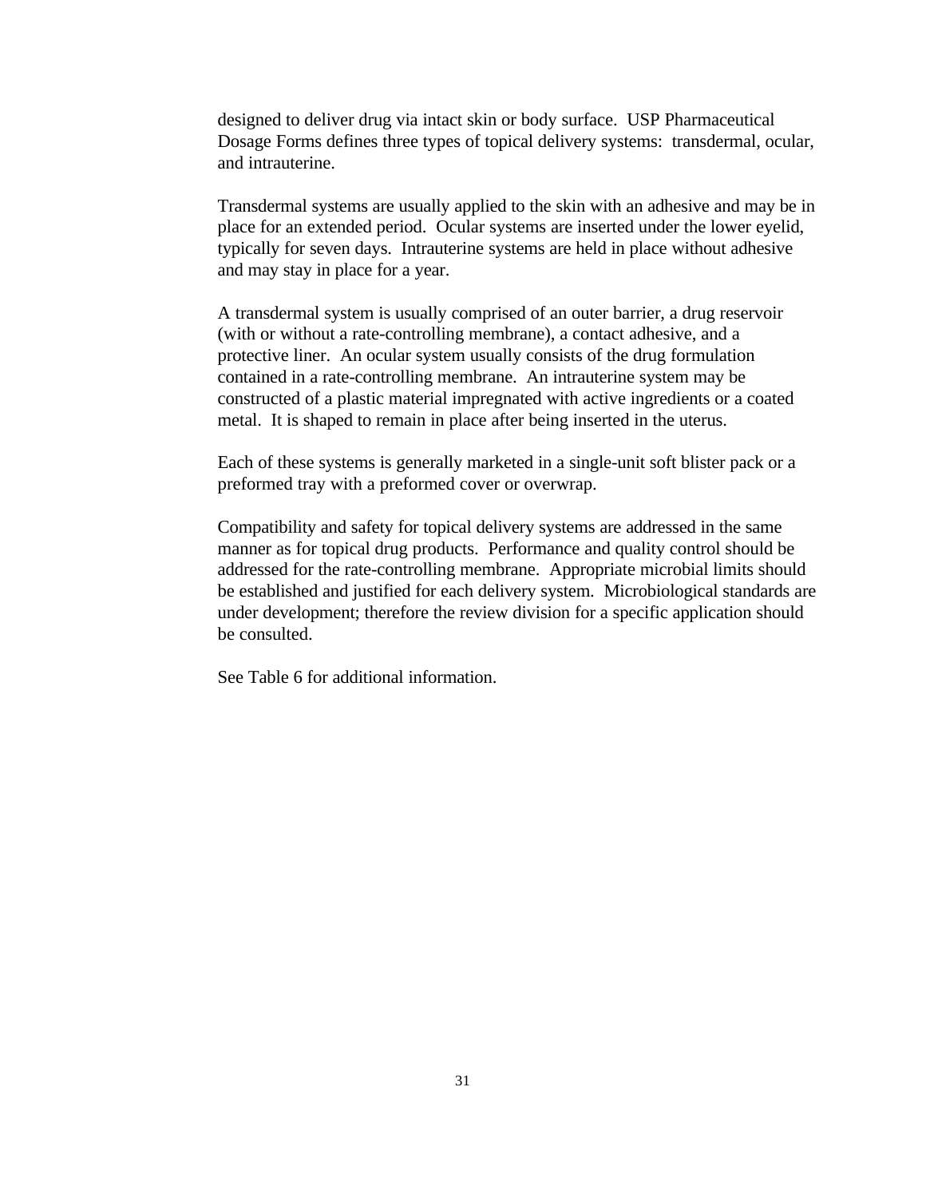designed to deliver drug via intact skin or body surface. USP Pharmaceutical Dosage Forms defines three types of topical delivery systems: transdermal, ocular, and intrauterine.

Transdermal systems are usually applied to the skin with an adhesive and may be in place for an extended period. Ocular systems are inserted under the lower eyelid, typically for seven days. Intrauterine systems are held in place without adhesive and may stay in place for a year.

A transdermal system is usually comprised of an outer barrier, a drug reservoir (with or without a rate-controlling membrane), a contact adhesive, and a protective liner. An ocular system usually consists of the drug formulation contained in a rate-controlling membrane. An intrauterine system may be constructed of a plastic material impregnated with active ingredients or a coated metal. It is shaped to remain in place after being inserted in the uterus.

Each of these systems is generally marketed in a single-unit soft blister pack or a preformed tray with a preformed cover or overwrap.

Compatibility and safety for topical delivery systems are addressed in the same manner as for topical drug products. Performance and quality control should be addressed for the rate-controlling membrane. Appropriate microbial limits should be established and justified for each delivery system. Microbiological standards are under development; therefore the review division for a specific application should be consulted.

See Table 6 for additional information.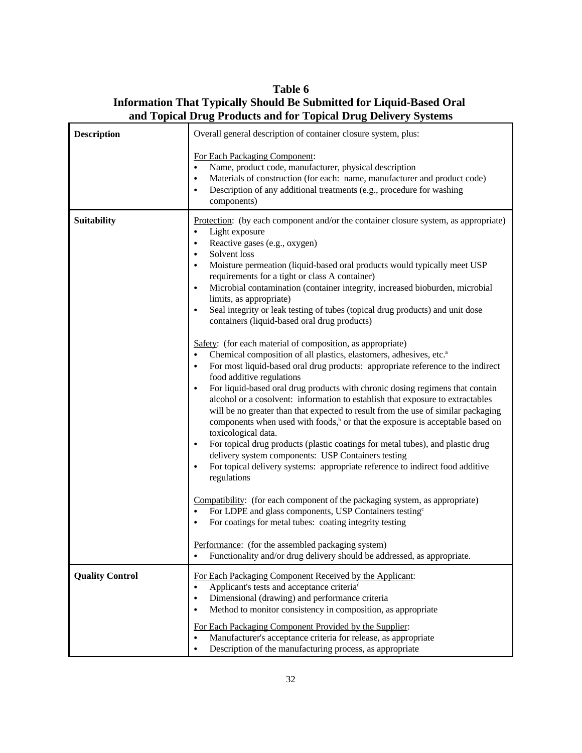**Table 6**
**Information That Typically Should Be Submitted for Liquid-Based Oral and Topical Drug Products and for Topical Drug Delivery Systems**

| | |
|---|---|
| **Description** | Overall general description of container closure system, plus:<br><br>For Each Packaging Component:<br>• Name, product code, manufacturer, physical description<br>• Materials of construction (for each: name, manufacturer and product code)<br>• Description of any additional treatments (e.g., procedure for washing components) |
| **Suitability** | Protection: (by each component and/or the container closure system, as appropriate)<br>• Light exposure<br>• Reactive gases (e.g., oxygen)<br>• Solvent loss<br>• Moisture permeation (liquid-based oral products would typically meet USP requirements for a tight or class A container)<br>• Microbial contamination (container integrity, increased bioburden, microbial limits, as appropriate)<br>• Seal integrity or leak testing of tubes (topical drug products) and unit dose containers (liquid-based oral drug products)<br><br>Safety: (for each material of composition, as appropriate)<br>• Chemical composition of all plastics, elastomers, adhesives, etc.[a]<br>• For most liquid-based oral drug products: appropriate reference to the indirect food additive regulations<br>• For liquid-based oral drug products with chronic dosing regimens that contain alcohol or a cosolvent: information to establish that exposure to extractables will be no greater than that expected to result from the use of similar packaging components when used with foods,[b] or that the exposure is acceptable based on toxicological data.<br>• For topical drug products (plastic coatings for metal tubes), and plastic drug delivery system components: USP Containers testing<br>• For topical delivery systems: appropriate reference to indirect food additive regulations<br><br>Compatibility: (for each component of the packaging system, as appropriate)<br>• For LDPE and glass components, USP Containers testing[c]<br>• For coatings for metal tubes: coating integrity testing<br><br>Performance: (for the assembled packaging system)<br>• Functionality and/or drug delivery should be addressed, as appropriate. |
| **Quality Control** | For Each Packaging Component Received by the Applicant:<br>• Applicant's tests and acceptance criteria[d]<br>• Dimensional (drawing) and performance criteria<br>• Method to monitor consistency in composition, as appropriate<br><br>For Each Packaging Component Provided by the Supplier:<br>• Manufacturer's acceptance criteria for release, as appropriate<br>• Description of the manufacturing process, as appropriate |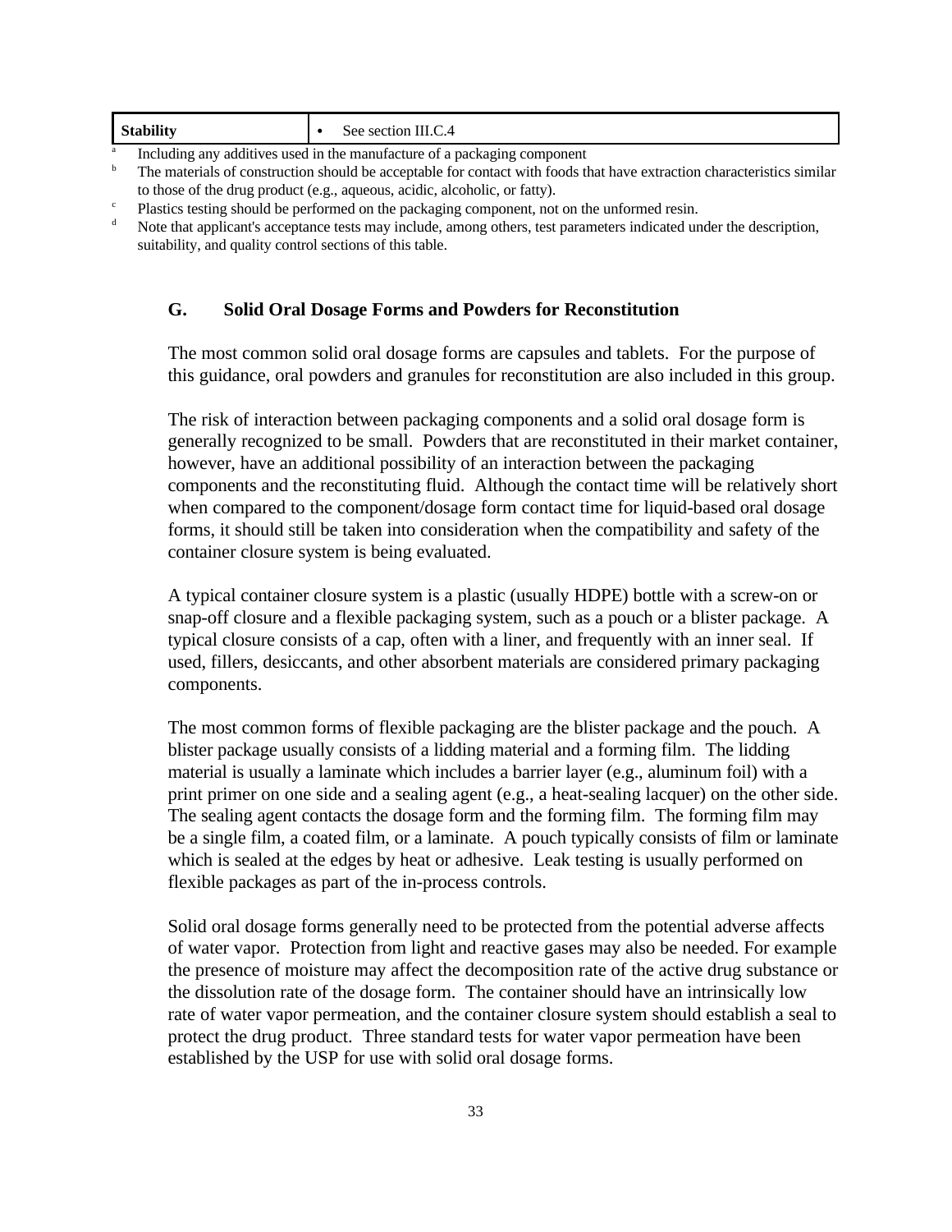| Stability | • See section III.C.4 |
|---|---|

[a] Including any additives used in the manufacture of a packaging component

[b] The materials of construction should be acceptable for contact with foods that have extraction characteristics similar to those of the drug product (e.g., aqueous, acidic, alcoholic, or fatty).

[c] Plastics testing should be performed on the packaging component, not on the unformed resin.

[d] Note that applicant's acceptance tests may include, among others, test parameters indicated under the description, suitability, and quality control sections of this table.

### G. Solid Oral Dosage Forms and Powders for Reconstitution

The most common solid oral dosage forms are capsules and tablets. For the purpose of this guidance, oral powders and granules for reconstitution are also included in this group.

The risk of interaction between packaging components and a solid oral dosage form is generally recognized to be small. Powders that are reconstituted in their market container, however, have an additional possibility of an interaction between the packaging components and the reconstituting fluid. Although the contact time will be relatively short when compared to the component/dosage form contact time for liquid-based oral dosage forms, it should still be taken into consideration when the compatibility and safety of the container closure system is being evaluated.

A typical container closure system is a plastic (usually HDPE) bottle with a screw-on or snap-off closure and a flexible packaging system, such as a pouch or a blister package. A typical closure consists of a cap, often with a liner, and frequently with an inner seal. If used, fillers, desiccants, and other absorbent materials are considered primary packaging components.

The most common forms of flexible packaging are the blister package and the pouch. A blister package usually consists of a lidding material and a forming film. The lidding material is usually a laminate which includes a barrier layer (e.g., aluminum foil) with a print primer on one side and a sealing agent (e.g., a heat-sealing lacquer) on the other side. The sealing agent contacts the dosage form and the forming film. The forming film may be a single film, a coated film, or a laminate. A pouch typically consists of film or laminate which is sealed at the edges by heat or adhesive. Leak testing is usually performed on flexible packages as part of the in-process controls.

Solid oral dosage forms generally need to be protected from the potential adverse affects of water vapor. Protection from light and reactive gases may also be needed. For example the presence of moisture may affect the decomposition rate of the active drug substance or the dissolution rate of the dosage form. The container should have an intrinsically low rate of water vapor permeation, and the container closure system should establish a seal to protect the drug product. Three standard tests for water vapor permeation have been established by the USP for use with solid oral dosage forms.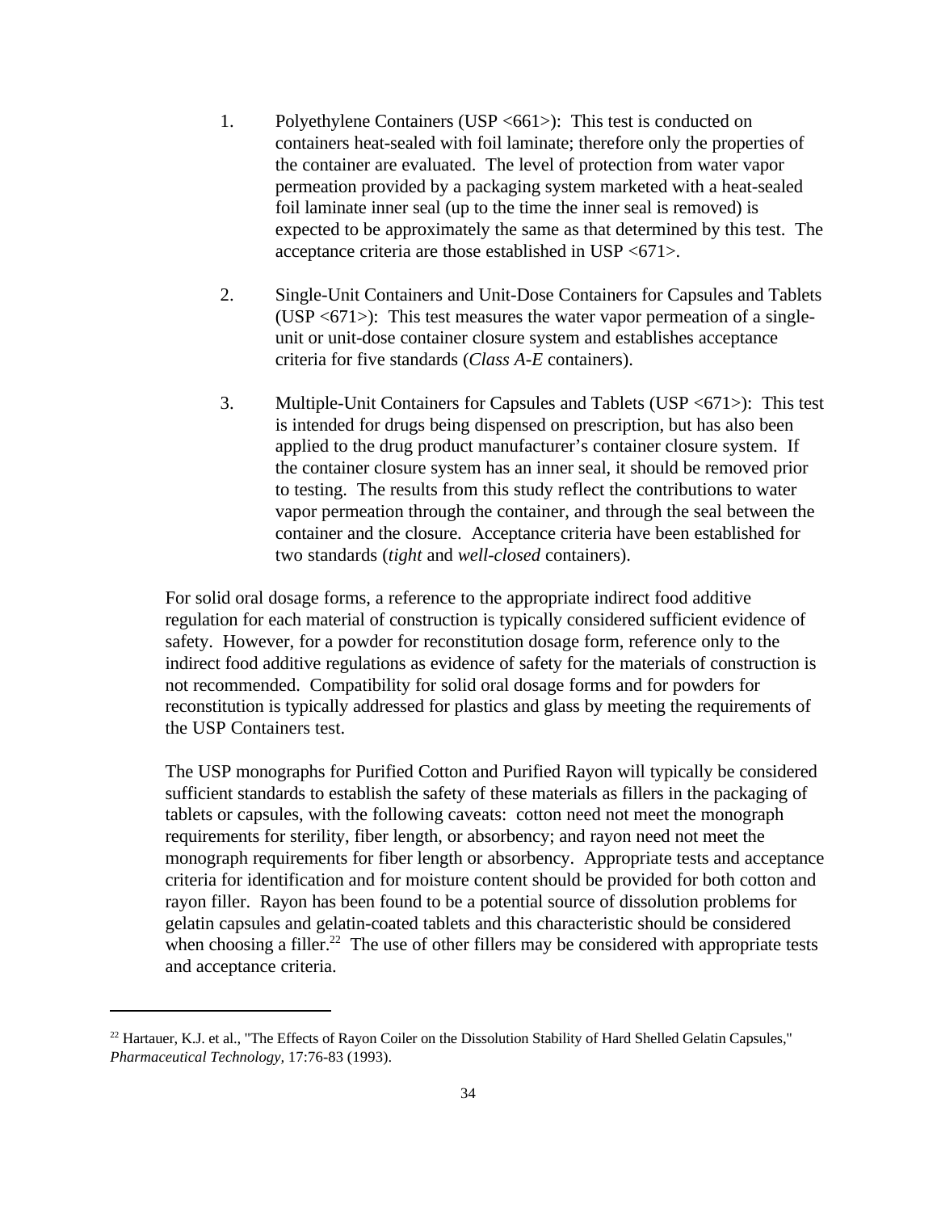1. Polyethylene Containers (USP <661>): This test is conducted on containers heat-sealed with foil laminate; therefore only the properties of the container are evaluated. The level of protection from water vapor permeation provided by a packaging system marketed with a heat-sealed foil laminate inner seal (up to the time the inner seal is removed) is expected to be approximately the same as that determined by this test. The acceptance criteria are those established in USP <671>.

2. Single-Unit Containers and Unit-Dose Containers for Capsules and Tablets (USP <671>): This test measures the water vapor permeation of a single-unit or unit-dose container closure system and establishes acceptance criteria for five standards (*Class A-E* containers).

3. Multiple-Unit Containers for Capsules and Tablets (USP <671>): This test is intended for drugs being dispensed on prescription, but has also been applied to the drug product manufacturer's container closure system. If the container closure system has an inner seal, it should be removed prior to testing. The results from this study reflect the contributions to water vapor permeation through the container, and through the seal between the container and the closure. Acceptance criteria have been established for two standards (*tight* and *well-closed* containers).

For solid oral dosage forms, a reference to the appropriate indirect food additive regulation for each material of construction is typically considered sufficient evidence of safety. However, for a powder for reconstitution dosage form, reference only to the indirect food additive regulations as evidence of safety for the materials of construction is not recommended. Compatibility for solid oral dosage forms and for powders for reconstitution is typically addressed for plastics and glass by meeting the requirements of the USP Containers test.

The USP monographs for Purified Cotton and Purified Rayon will typically be considered sufficient standards to establish the safety of these materials as fillers in the packaging of tablets or capsules, with the following caveats: cotton need not meet the monograph requirements for sterility, fiber length, or absorbency; and rayon need not meet the monograph requirements for fiber length or absorbency. Appropriate tests and acceptance criteria for identification and for moisture content should be provided for both cotton and rayon filler. Rayon has been found to be a potential source of dissolution problems for gelatin capsules and gelatin-coated tablets and this characteristic should be considered when choosing a filler.[22] The use of other fillers may be considered with appropriate tests and acceptance criteria.

---

[22] Hartauer, K.J. et al., "The Effects of Rayon Coiler on the Dissolution Stability of Hard Shelled Gelatin Capsules," *Pharmaceutical Technology*, 17:76-83 (1993).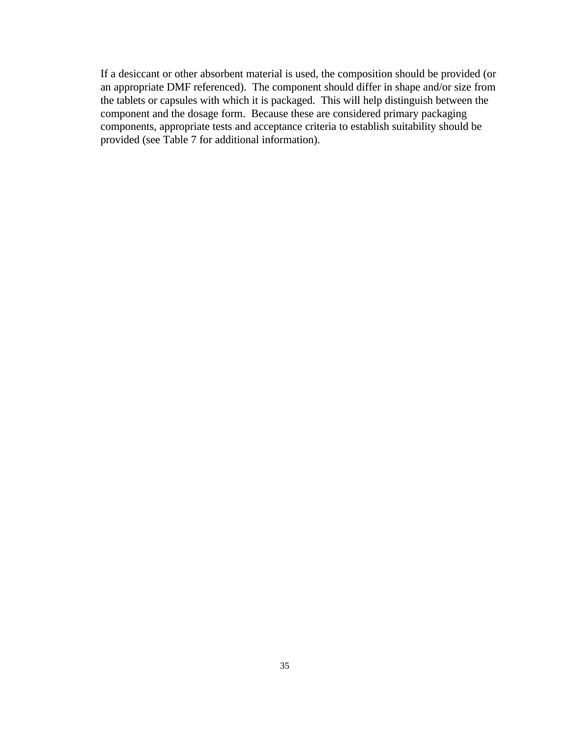If a desiccant or other absorbent material is used, the composition should be provided (or an appropriate DMF referenced). The component should differ in shape and/or size from the tablets or capsules with which it is packaged. This will help distinguish between the component and the dosage form. Because these are considered primary packaging components, appropriate tests and acceptance criteria to establish suitability should be provided (see Table 7 for additional information).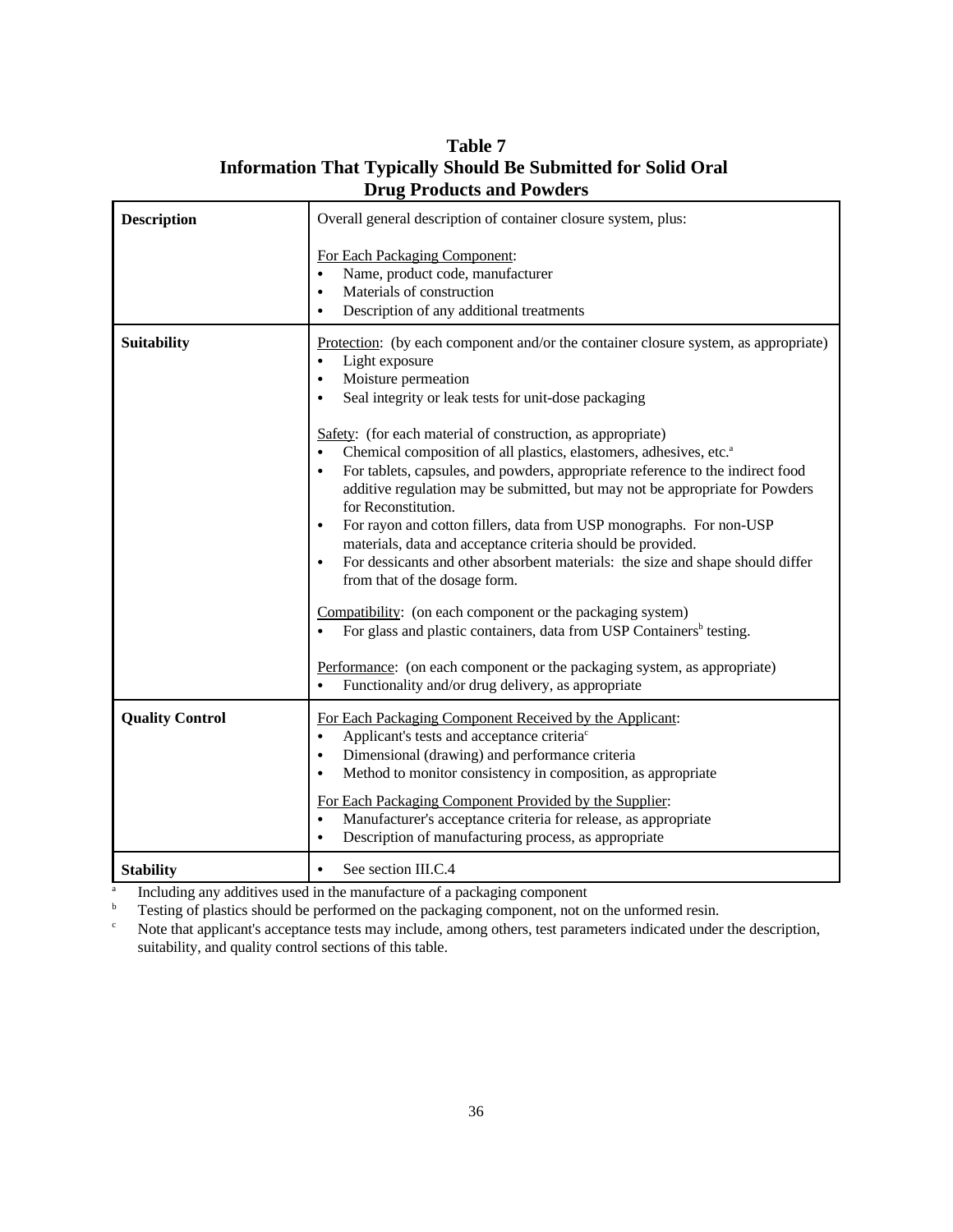**Table 7**
**Information That Typically Should Be Submitted for Solid Oral Drug Products and Powders**

| | |
|---|---|
| **Description** | Overall general description of container closure system, plus:<br><br>For Each Packaging Component:<br>• Name, product code, manufacturer<br>• Materials of construction<br>• Description of any additional treatments |
| **Suitability** | Protection: (by each component and/or the container closure system, as appropriate)<br>• Light exposure<br>• Moisture permeation<br>• Seal integrity or leak tests for unit-dose packaging<br><br>Safety: (for each material of construction, as appropriate)<br>• Chemical composition of all plastics, elastomers, adhesives, etc.[a]<br>• For tablets, capsules, and powders, appropriate reference to the indirect food additive regulation may be submitted, but may not be appropriate for Powders for Reconstitution.<br>• For rayon and cotton fillers, data from USP monographs. For non-USP materials, data and acceptance criteria should be provided.<br>• For dessicants and other absorbent materials: the size and shape should differ from that of the dosage form.<br><br>Compatibility: (on each component or the packaging system)<br>• For glass and plastic containers, data from USP Containers[b] testing.<br><br>Performance: (on each component or the packaging system, as appropriate)<br>• Functionality and/or drug delivery, as appropriate |
| **Quality Control** | For Each Packaging Component Received by the Applicant:<br>• Applicant's tests and acceptance criteria[c]<br>• Dimensional (drawing) and performance criteria<br>• Method to monitor consistency in composition, as appropriate<br><br>For Each Packaging Component Provided by the Supplier:<br>• Manufacturer's acceptance criteria for release, as appropriate<br>• Description of manufacturing process, as appropriate |
| **Stability** | • See section III.C.4 |

[a] Including any additives used in the manufacture of a packaging component

[b] Testing of plastics should be performed on the packaging component, not on the unformed resin.

[c] Note that applicant's acceptance tests may include, among others, test parameters indicated under the description, suitability, and quality control sections of this table.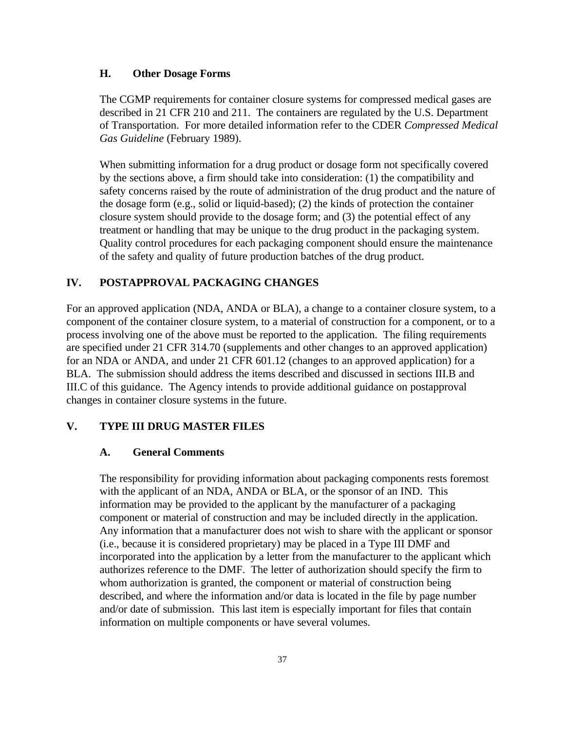### H. Other Dosage Forms

The CGMP requirements for container closure systems for compressed medical gases are described in 21 CFR 210 and 211. The containers are regulated by the U.S. Department of Transportation. For more detailed information refer to the CDER *Compressed Medical Gas Guideline* (February 1989).

When submitting information for a drug product or dosage form not specifically covered by the sections above, a firm should take into consideration: (1) the compatibility and safety concerns raised by the route of administration of the drug product and the nature of the dosage form (e.g., solid or liquid-based); (2) the kinds of protection the container closure system should provide to the dosage form; and (3) the potential effect of any treatment or handling that may be unique to the drug product in the packaging system. Quality control procedures for each packaging component should ensure the maintenance of the safety and quality of future production batches of the drug product.

## IV. POSTAPPROVAL PACKAGING CHANGES

For an approved application (NDA, ANDA or BLA), a change to a container closure system, to a component of the container closure system, to a material of construction for a component, or to a process involving one of the above must be reported to the application. The filing requirements are specified under 21 CFR 314.70 (supplements and other changes to an approved application) for an NDA or ANDA, and under 21 CFR 601.12 (changes to an approved application) for a BLA. The submission should address the items described and discussed in sections III.B and III.C of this guidance. The Agency intends to provide additional guidance on postapproval changes in container closure systems in the future.

## V. TYPE III DRUG MASTER FILES

### A. General Comments

The responsibility for providing information about packaging components rests foremost with the applicant of an NDA, ANDA or BLA, or the sponsor of an IND. This information may be provided to the applicant by the manufacturer of a packaging component or material of construction and may be included directly in the application. Any information that a manufacturer does not wish to share with the applicant or sponsor (i.e., because it is considered proprietary) may be placed in a Type III DMF and incorporated into the application by a letter from the manufacturer to the applicant which authorizes reference to the DMF. The letter of authorization should specify the firm to whom authorization is granted, the component or material of construction being described, and where the information and/or data is located in the file by page number and/or date of submission. This last item is especially important for files that contain information on multiple components or have several volumes.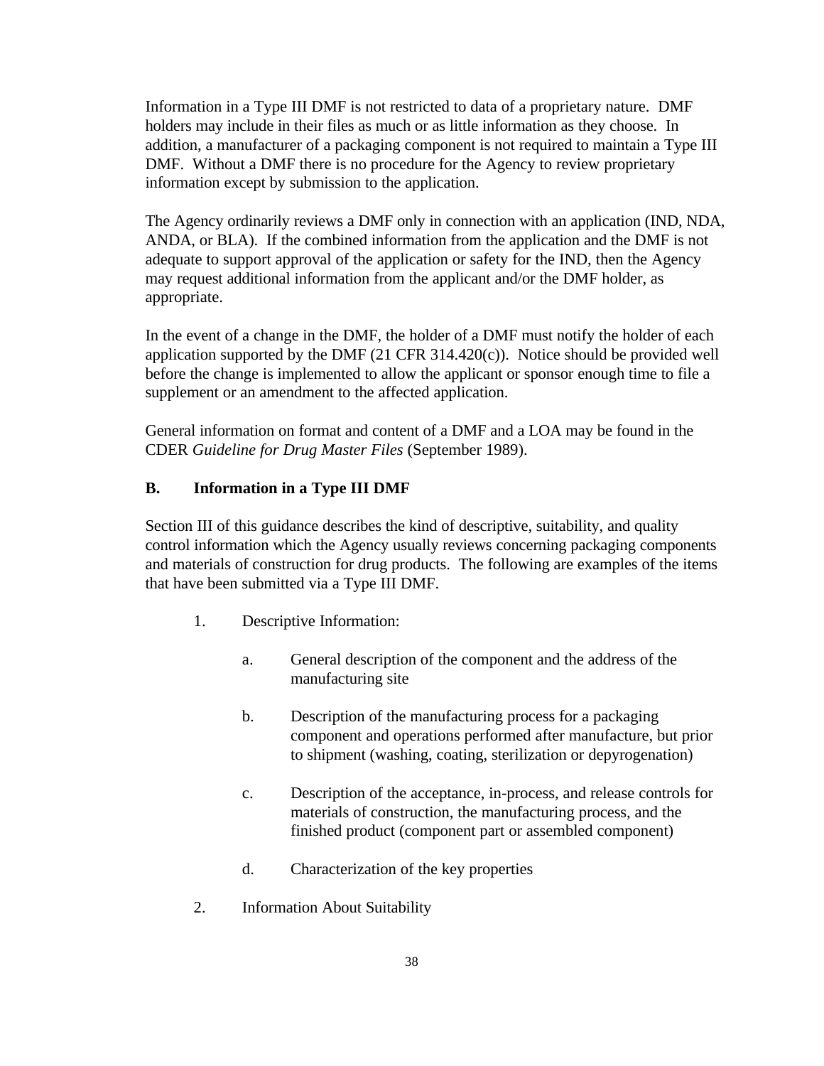Information in a Type III DMF is not restricted to data of a proprietary nature. DMF holders may include in their files as much or as little information as they choose. In addition, a manufacturer of a packaging component is not required to maintain a Type III DMF. Without a DMF there is no procedure for the Agency to review proprietary information except by submission to the application.

The Agency ordinarily reviews a DMF only in connection with an application (IND, NDA, ANDA, or BLA). If the combined information from the application and the DMF is not adequate to support approval of the application or safety for the IND, then the Agency may request additional information from the applicant and/or the DMF holder, as appropriate.

In the event of a change in the DMF, the holder of a DMF must notify the holder of each application supported by the DMF (21 CFR 314.420(c)). Notice should be provided well before the change is implemented to allow the applicant or sponsor enough time to file a supplement or an amendment to the affected application.

General information on format and content of a DMF and a LOA may be found in the CDER *Guideline for Drug Master Files* (September 1989).

### B. Information in a Type III DMF

Section III of this guidance describes the kind of descriptive, suitability, and quality control information which the Agency usually reviews concerning packaging components and materials of construction for drug products. The following are examples of the items that have been submitted via a Type III DMF.

1. Descriptive Information:

   a. General description of the component and the address of the manufacturing site

   b. Description of the manufacturing process for a packaging component and operations performed after manufacture, but prior to shipment (washing, coating, sterilization or depyrogenation)

   c. Description of the acceptance, in-process, and release controls for materials of construction, the manufacturing process, and the finished product (component part or assembled component)

   d. Characterization of the key properties

2. Information About Suitability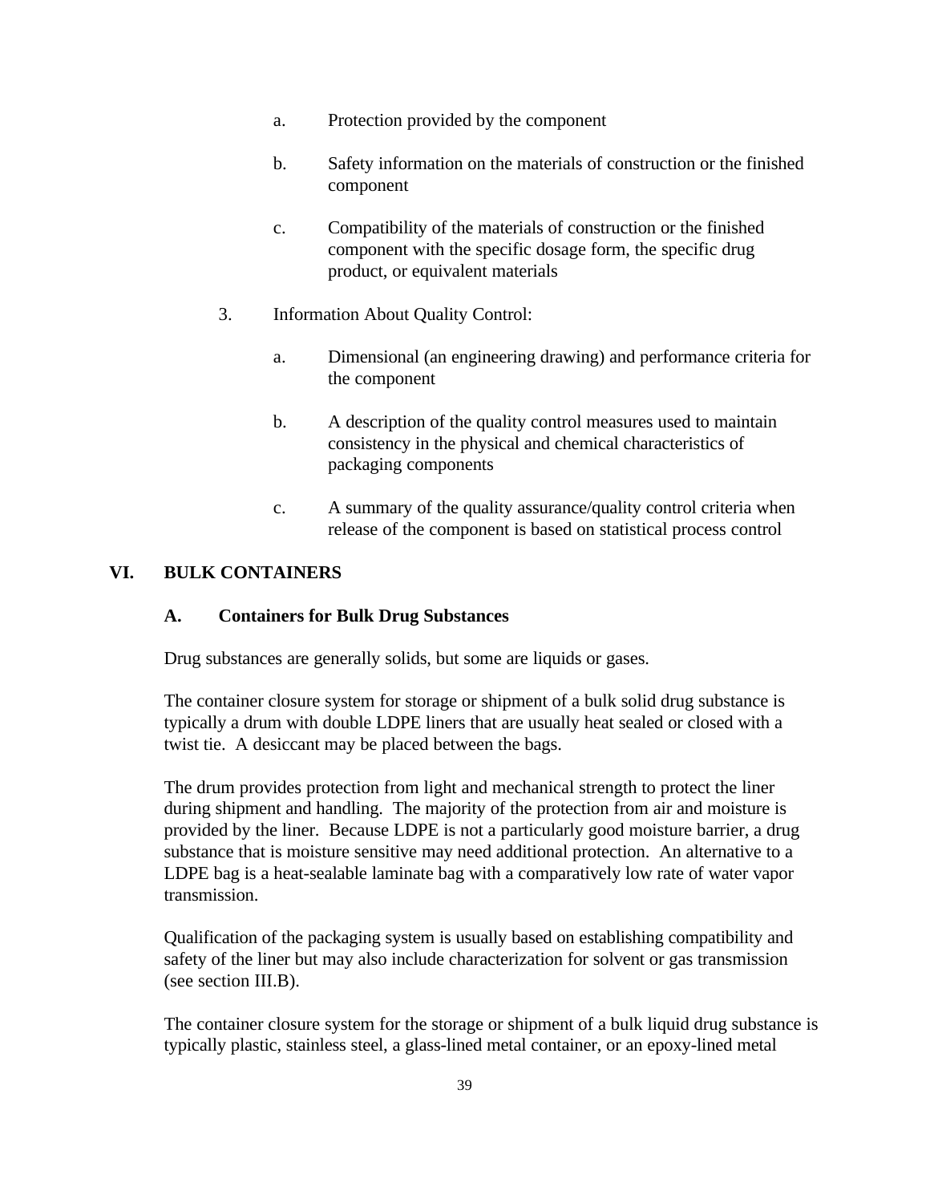a. Protection provided by the component

   b. Safety information on the materials of construction or the finished component

   c. Compatibility of the materials of construction or the finished component with the specific dosage form, the specific drug product, or equivalent materials

3. Information About Quality Control:

   a. Dimensional (an engineering drawing) and performance criteria for the component

   b. A description of the quality control measures used to maintain consistency in the physical and chemical characteristics of packaging components

   c. A summary of the quality assurance/quality control criteria when release of the component is based on statistical process control

## VI. BULK CONTAINERS

### A. Containers for Bulk Drug Substances

Drug substances are generally solids, but some are liquids or gases.

The container closure system for storage or shipment of a bulk solid drug substance is typically a drum with double LDPE liners that are usually heat sealed or closed with a twist tie. A desiccant may be placed between the bags.

The drum provides protection from light and mechanical strength to protect the liner during shipment and handling. The majority of the protection from air and moisture is provided by the liner. Because LDPE is not a particularly good moisture barrier, a drug substance that is moisture sensitive may need additional protection. An alternative to a LDPE bag is a heat-sealable laminate bag with a comparatively low rate of water vapor transmission.

Qualification of the packaging system is usually based on establishing compatibility and safety of the liner but may also include characterization for solvent or gas transmission (see section III.B).

The container closure system for the storage or shipment of a bulk liquid drug substance is typically plastic, stainless steel, a glass-lined metal container, or an epoxy-lined metal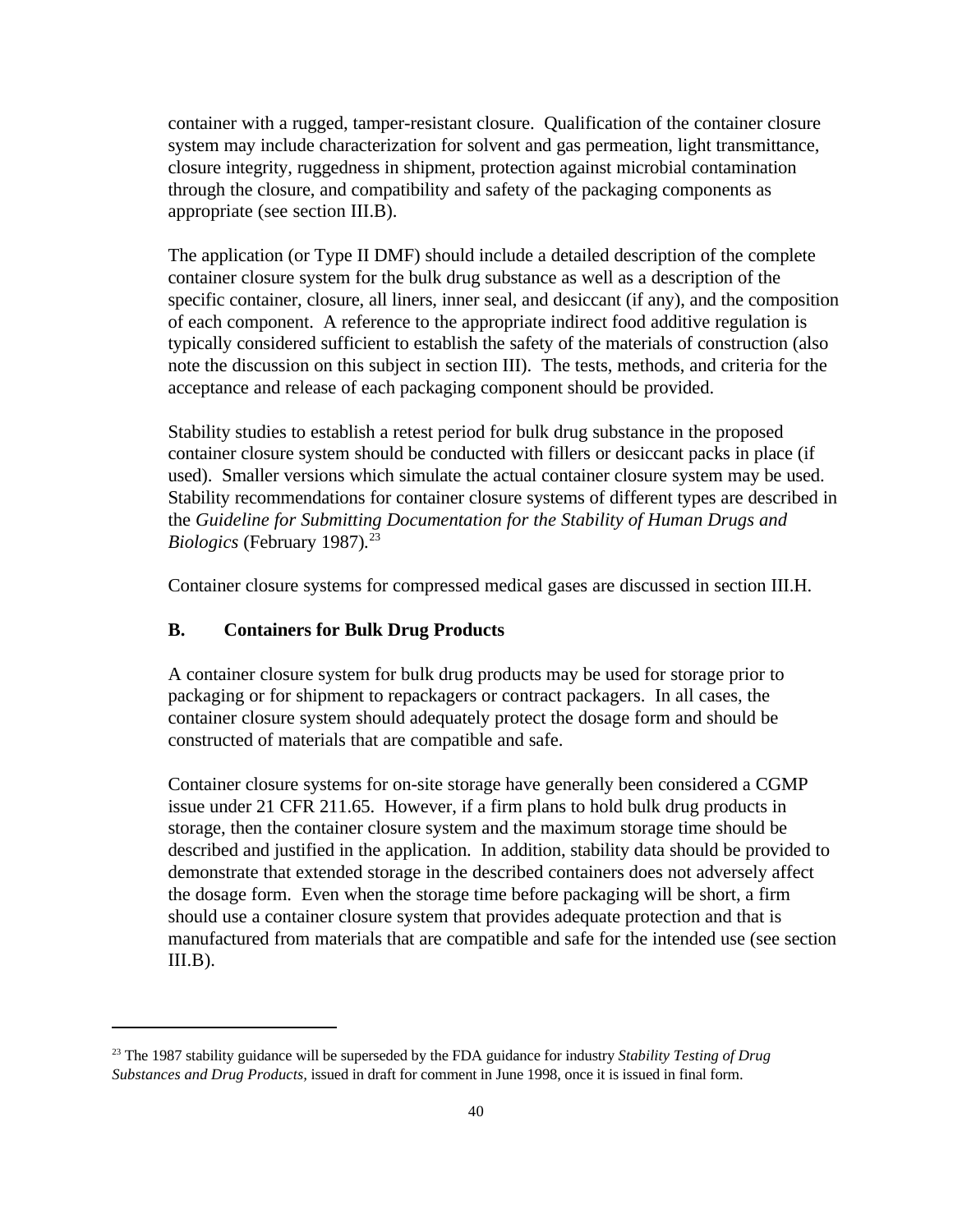container with a rugged, tamper-resistant closure. Qualification of the container closure system may include characterization for solvent and gas permeation, light transmittance, closure integrity, ruggedness in shipment, protection against microbial contamination through the closure, and compatibility and safety of the packaging components as appropriate (see section III.B).

The application (or Type II DMF) should include a detailed description of the complete container closure system for the bulk drug substance as well as a description of the specific container, closure, all liners, inner seal, and desiccant (if any), and the composition of each component. A reference to the appropriate indirect food additive regulation is typically considered sufficient to establish the safety of the materials of construction (also note the discussion on this subject in section III). The tests, methods, and criteria for the acceptance and release of each packaging component should be provided.

Stability studies to establish a retest period for bulk drug substance in the proposed container closure system should be conducted with fillers or desiccant packs in place (if used). Smaller versions which simulate the actual container closure system may be used. Stability recommendations for container closure systems of different types are described in the *Guideline for Submitting Documentation for the Stability of Human Drugs and Biologics* (February 1987).[23]

Container closure systems for compressed medical gases are discussed in section III.H.

### B. Containers for Bulk Drug Products

A container closure system for bulk drug products may be used for storage prior to packaging or for shipment to repackagers or contract packagers. In all cases, the container closure system should adequately protect the dosage form and should be constructed of materials that are compatible and safe.

Container closure systems for on-site storage have generally been considered a CGMP issue under 21 CFR 211.65. However, if a firm plans to hold bulk drug products in storage, then the container closure system and the maximum storage time should be described and justified in the application. In addition, stability data should be provided to demonstrate that extended storage in the described containers does not adversely affect the dosage form. Even when the storage time before packaging will be short, a firm should use a container closure system that provides adequate protection and that is manufactured from materials that are compatible and safe for the intended use (see section III.B).

---

[23] The 1987 stability guidance will be superseded by the FDA guidance for industry *Stability Testing of Drug Substances and Drug Products,* issued in draft for comment in June 1998, once it is issued in final form.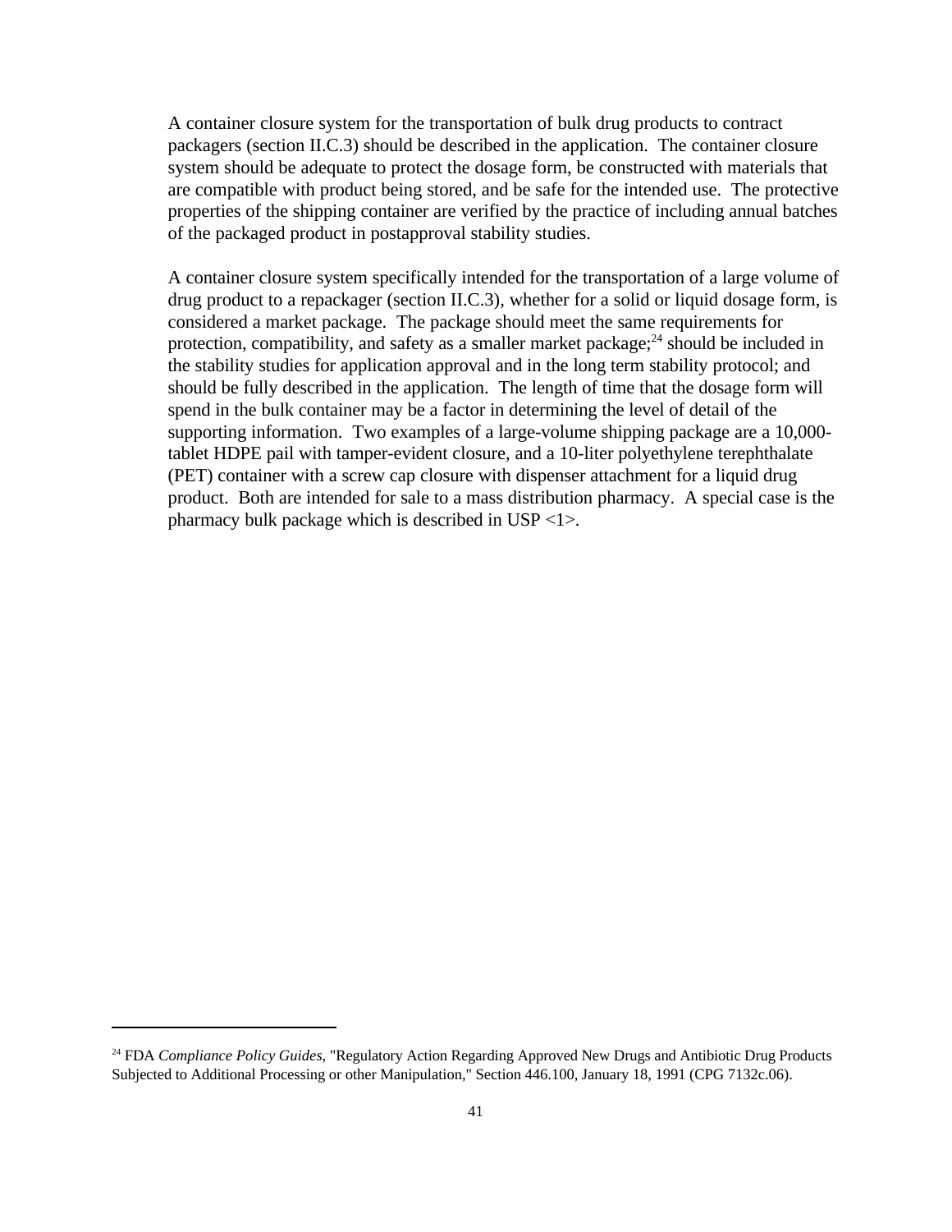A container closure system for the transportation of bulk drug products to contract packagers (section II.C.3) should be described in the application. The container closure system should be adequate to protect the dosage form, be constructed with materials that are compatible with product being stored, and be safe for the intended use. The protective properties of the shipping container are verified by the practice of including annual batches of the packaged product in postapproval stability studies.

A container closure system specifically intended for the transportation of a large volume of drug product to a repackager (section II.C.3), whether for a solid or liquid dosage form, is considered a market package. The package should meet the same requirements for protection, compatibility, and safety as a smaller market package;[24] should be included in the stability studies for application approval and in the long term stability protocol; and should be fully described in the application. The length of time that the dosage form will spend in the bulk container may be a factor in determining the level of detail of the supporting information. Two examples of a large-volume shipping package are a 10,000-tablet HDPE pail with tamper-evident closure, and a 10-liter polyethylene terephthalate (PET) container with a screw cap closure with dispenser attachment for a liquid drug product. Both are intended for sale to a mass distribution pharmacy. A special case is the pharmacy bulk package which is described in USP <1>.

---

[24] FDA *Compliance Policy Guides*, "Regulatory Action Regarding Approved New Drugs and Antibiotic Drug Products Subjected to Additional Processing or other Manipulation," Section 446.100, January 18, 1991 (CPG 7132c.06).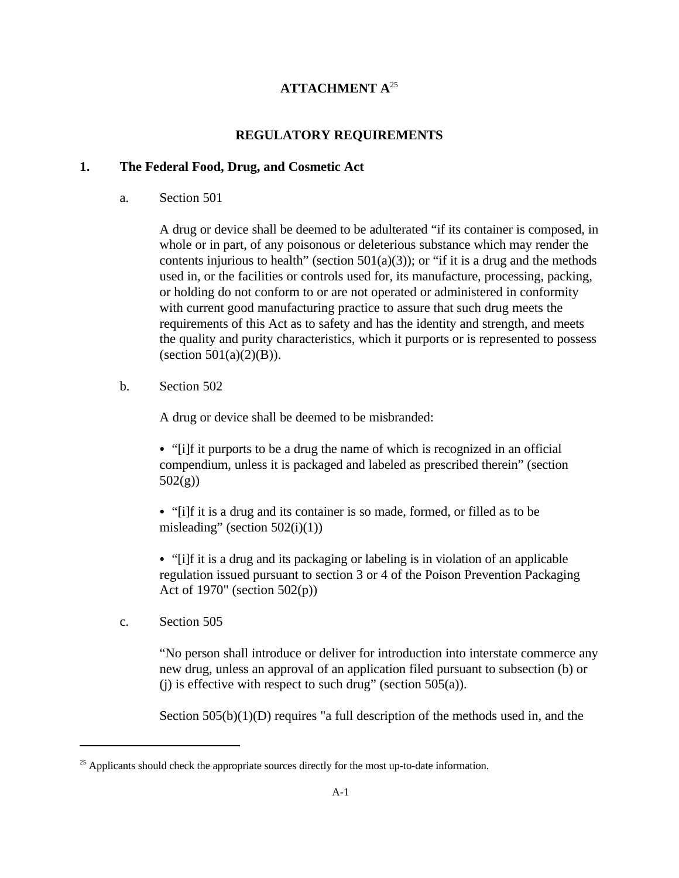# ATTACHMENT A[25]

## REGULATORY REQUIREMENTS

### 1. The Federal Food, Drug, and Cosmetic Act

a. Section 501

A drug or device shall be deemed to be adulterated "if its container is composed, in whole or in part, of any poisonous or deleterious substance which may render the contents injurious to health" (section 501(a)(3)); or "if it is a drug and the methods used in, or the facilities or controls used for, its manufacture, processing, packing, or holding do not conform to or are not operated or administered in conformity with current good manufacturing practice to assure that such drug meets the requirements of this Act as to safety and has the identity and strength, and meets the quality and purity characteristics, which it purports or is represented to possess (section 501(a)(2)(B)).

b. Section 502

A drug or device shall be deemed to be misbranded:

- "[i]f it purports to be a drug the name of which is recognized in an official compendium, unless it is packaged and labeled as prescribed therein" (section 502(g))

- "[i]f it is a drug and its container is so made, formed, or filled as to be misleading" (section 502(i)(1))

- "[i]f it is a drug and its packaging or labeling is in violation of an applicable regulation issued pursuant to section 3 or 4 of the Poison Prevention Packaging Act of 1970" (section 502(p))

c. Section 505

"No person shall introduce or deliver for introduction into interstate commerce any new drug, unless an approval of an application filed pursuant to subsection (b) or (j) is effective with respect to such drug" (section 505(a)).

Section 505(b)(1)(D) requires "a full description of the methods used in, and the

---

[25] Applicants should check the appropriate sources directly for the most up-to-date information.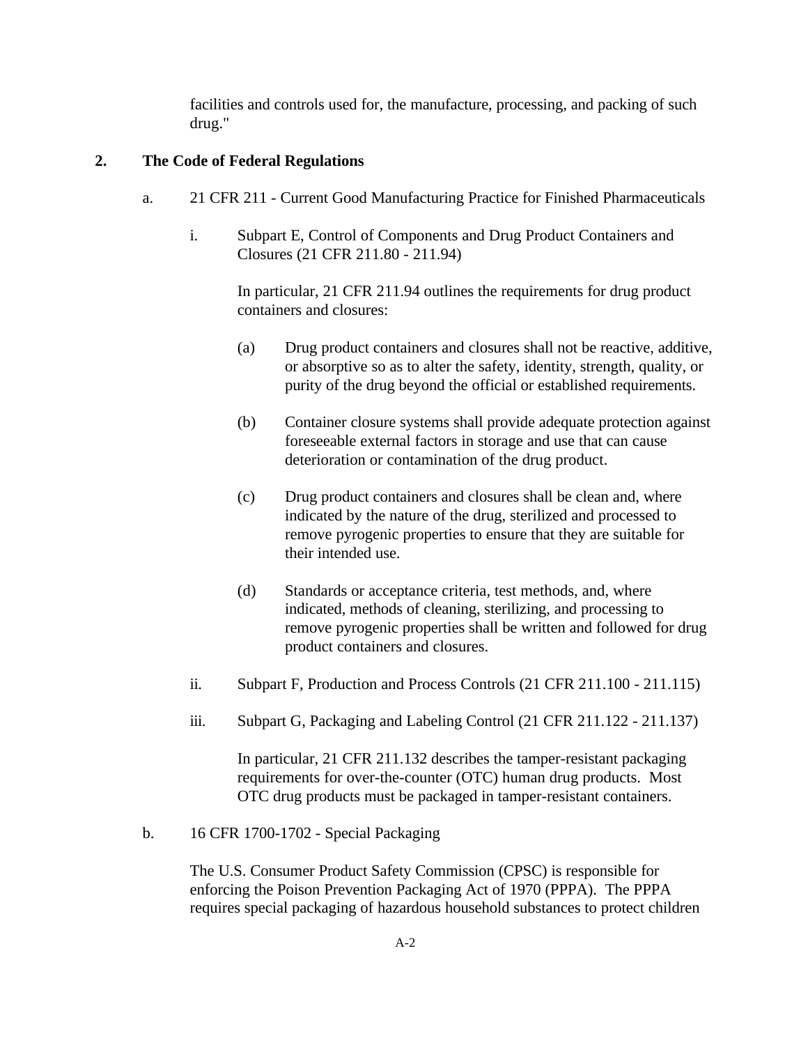facilities and controls used for, the manufacture, processing, and packing of such drug."

## 2. The Code of Federal Regulations

a. 21 CFR 211 - Current Good Manufacturing Practice for Finished Pharmaceuticals

i. Subpart E, Control of Components and Drug Product Containers and Closures (21 CFR 211.80 - 211.94)

In particular, 21 CFR 211.94 outlines the requirements for drug product containers and closures:

(a) Drug product containers and closures shall not be reactive, additive, or absorptive so as to alter the safety, identity, strength, quality, or purity of the drug beyond the official or established requirements.

(b) Container closure systems shall provide adequate protection against foreseeable external factors in storage and use that can cause deterioration or contamination of the drug product.

(c) Drug product containers and closures shall be clean and, where indicated by the nature of the drug, sterilized and processed to remove pyrogenic properties to ensure that they are suitable for their intended use.

(d) Standards or acceptance criteria, test methods, and, where indicated, methods of cleaning, sterilizing, and processing to remove pyrogenic properties shall be written and followed for drug product containers and closures.

ii. Subpart F, Production and Process Controls (21 CFR 211.100 - 211.115)

iii. Subpart G, Packaging and Labeling Control (21 CFR 211.122 - 211.137)

In particular, 21 CFR 211.132 describes the tamper-resistant packaging requirements for over-the-counter (OTC) human drug products. Most OTC drug products must be packaged in tamper-resistant containers.

b. 16 CFR 1700-1702 - Special Packaging

The U.S. Consumer Product Safety Commission (CPSC) is responsible for enforcing the Poison Prevention Packaging Act of 1970 (PPPA). The PPPA requires special packaging of hazardous household substances to protect children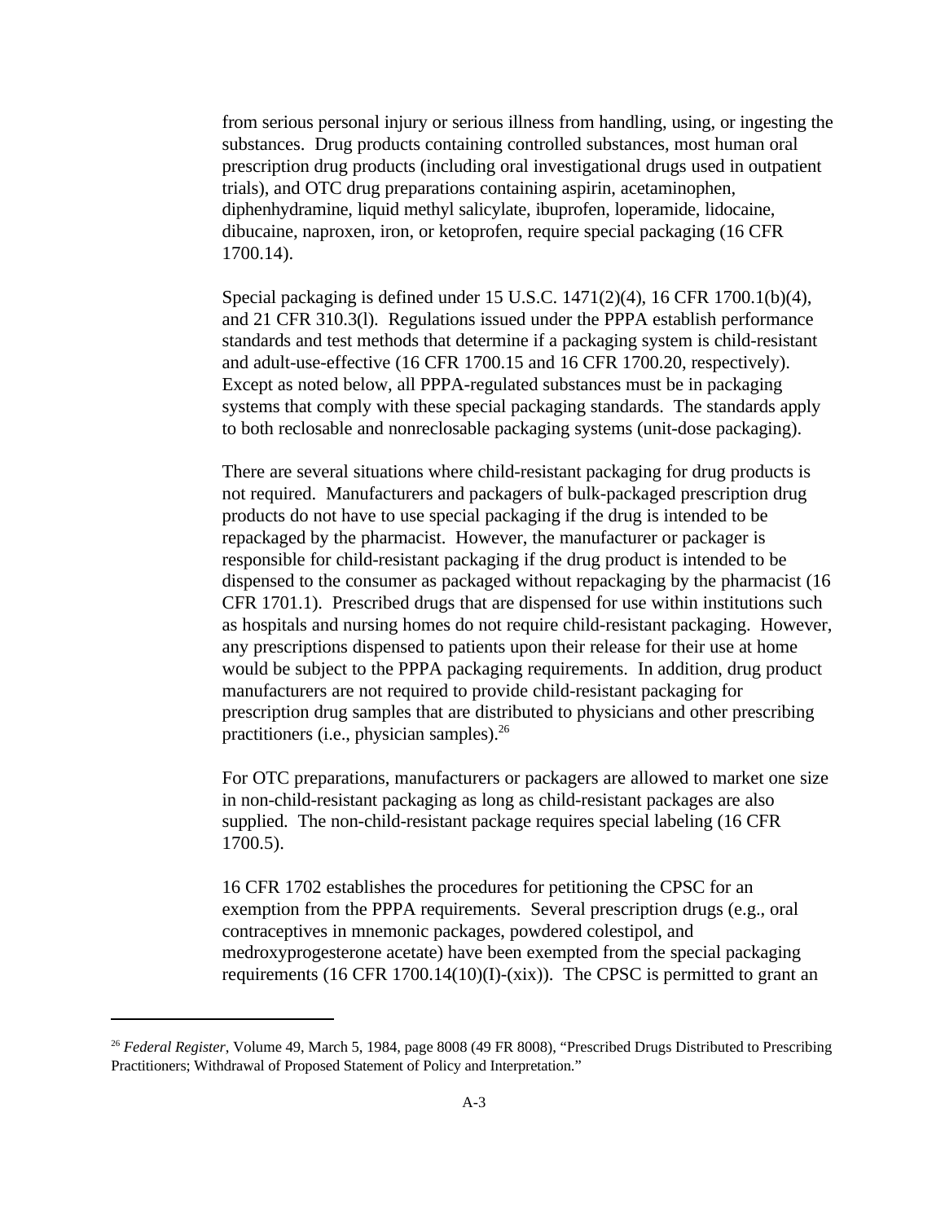from serious personal injury or serious illness from handling, using, or ingesting the substances. Drug products containing controlled substances, most human oral prescription drug products (including oral investigational drugs used in outpatient trials), and OTC drug preparations containing aspirin, acetaminophen, diphenhydramine, liquid methyl salicylate, ibuprofen, loperamide, lidocaine, dibucaine, naproxen, iron, or ketoprofen, require special packaging (16 CFR 1700.14).

Special packaging is defined under 15 U.S.C. 1471(2)(4), 16 CFR 1700.1(b)(4), and 21 CFR 310.3(l). Regulations issued under the PPPA establish performance standards and test methods that determine if a packaging system is child-resistant and adult-use-effective (16 CFR 1700.15 and 16 CFR 1700.20, respectively). Except as noted below, all PPPA-regulated substances must be in packaging systems that comply with these special packaging standards. The standards apply to both reclosable and nonreclosable packaging systems (unit-dose packaging).

There are several situations where child-resistant packaging for drug products is not required. Manufacturers and packagers of bulk-packaged prescription drug products do not have to use special packaging if the drug is intended to be repackaged by the pharmacist. However, the manufacturer or packager is responsible for child-resistant packaging if the drug product is intended to be dispensed to the consumer as packaged without repackaging by the pharmacist (16 CFR 1701.1). Prescribed drugs that are dispensed for use within institutions such as hospitals and nursing homes do not require child-resistant packaging. However, any prescriptions dispensed to patients upon their release for their use at home would be subject to the PPPA packaging requirements. In addition, drug product manufacturers are not required to provide child-resistant packaging for prescription drug samples that are distributed to physicians and other prescribing practitioners (i.e., physician samples).[26]

For OTC preparations, manufacturers or packagers are allowed to market one size in non-child-resistant packaging as long as child-resistant packages are also supplied. The non-child-resistant package requires special labeling (16 CFR 1700.5).

16 CFR 1702 establishes the procedures for petitioning the CPSC for an exemption from the PPPA requirements. Several prescription drugs (e.g., oral contraceptives in mnemonic packages, powdered colestipol, and medroxyprogesterone acetate) have been exempted from the special packaging requirements (16 CFR 1700.14(10)(I)-(xix)). The CPSC is permitted to grant an

---

[26] *Federal Register*, Volume 49, March 5, 1984, page 8008 (49 FR 8008), "Prescribed Drugs Distributed to Prescribing Practitioners; Withdrawal of Proposed Statement of Policy and Interpretation."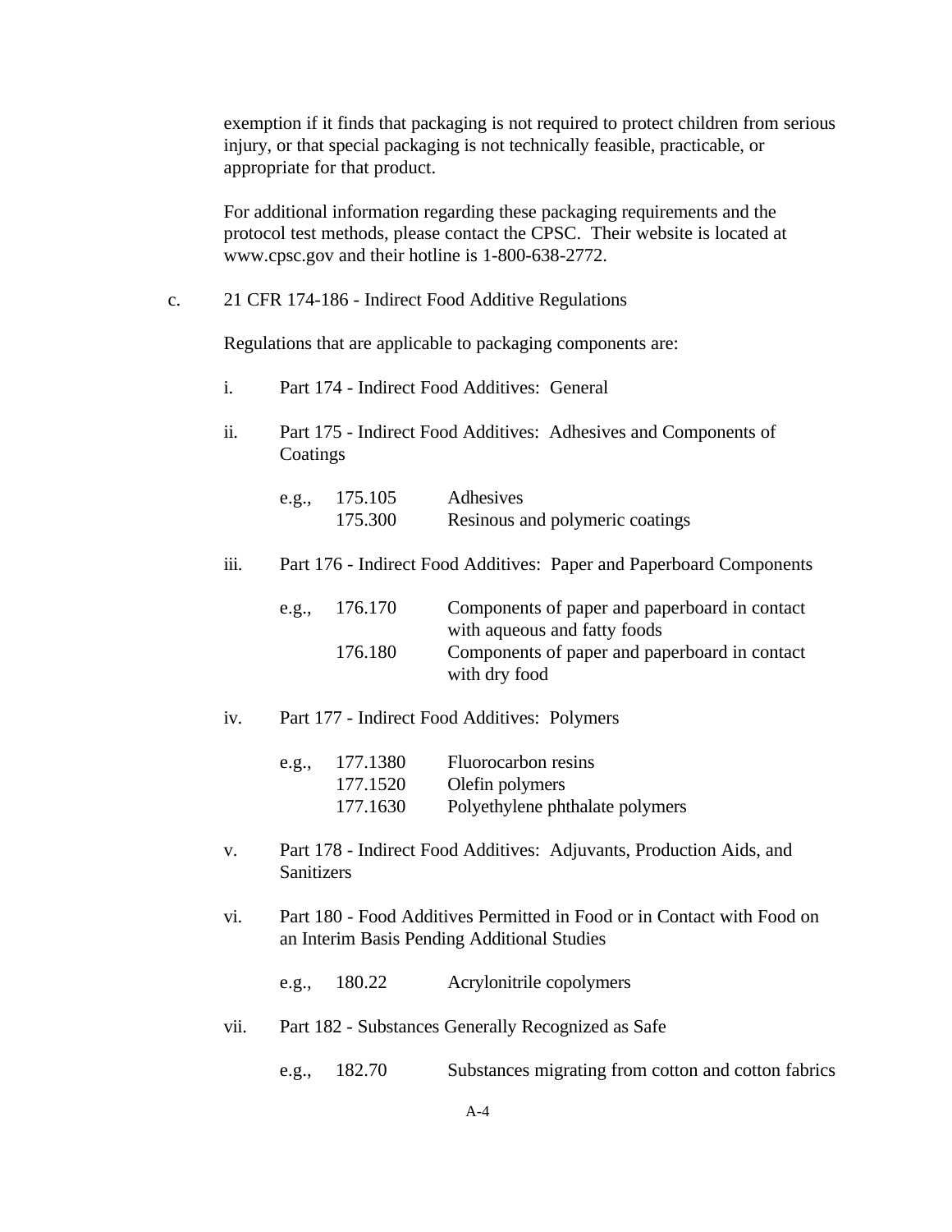exemption if it finds that packaging is not required to protect children from serious injury, or that special packaging is not technically feasible, practicable, or appropriate for that product.

For additional information regarding these packaging requirements and the protocol test methods, please contact the CPSC. Their website is located at www.cpsc.gov and their hotline is 1-800-638-2772.

c. 21 CFR 174-186 - Indirect Food Additive Regulations

Regulations that are applicable to packaging components are:

i. Part 174 - Indirect Food Additives: General

ii. Part 175 - Indirect Food Additives: Adhesives and Components of Coatings

| e.g., | 175.105 | Adhesives |
|---|---|---|
| | 175.300 | Resinous and polymeric coatings |

iii. Part 176 - Indirect Food Additives: Paper and Paperboard Components

| e.g., | 176.170 | Components of paper and paperboard in contact with aqueous and fatty foods |
|---|---|---|
| | 176.180 | Components of paper and paperboard in contact with dry food |

iv. Part 177 - Indirect Food Additives: Polymers

| e.g., | 177.1380 | Fluorocarbon resins |
|---|---|---|
| | 177.1520 | Olefin polymers |
| | 177.1630 | Polyethylene phthalate polymers |

v. Part 178 - Indirect Food Additives: Adjuvants, Production Aids, and Sanitizers

vi. Part 180 - Food Additives Permitted in Food or in Contact with Food on an Interim Basis Pending Additional Studies

| e.g., | 180.22 | Acrylonitrile copolymers |
|---|---|---|

vii. Part 182 - Substances Generally Recognized as Safe

| e.g., | 182.70 | Substances migrating from cotton and cotton fabrics |
|---|---|---|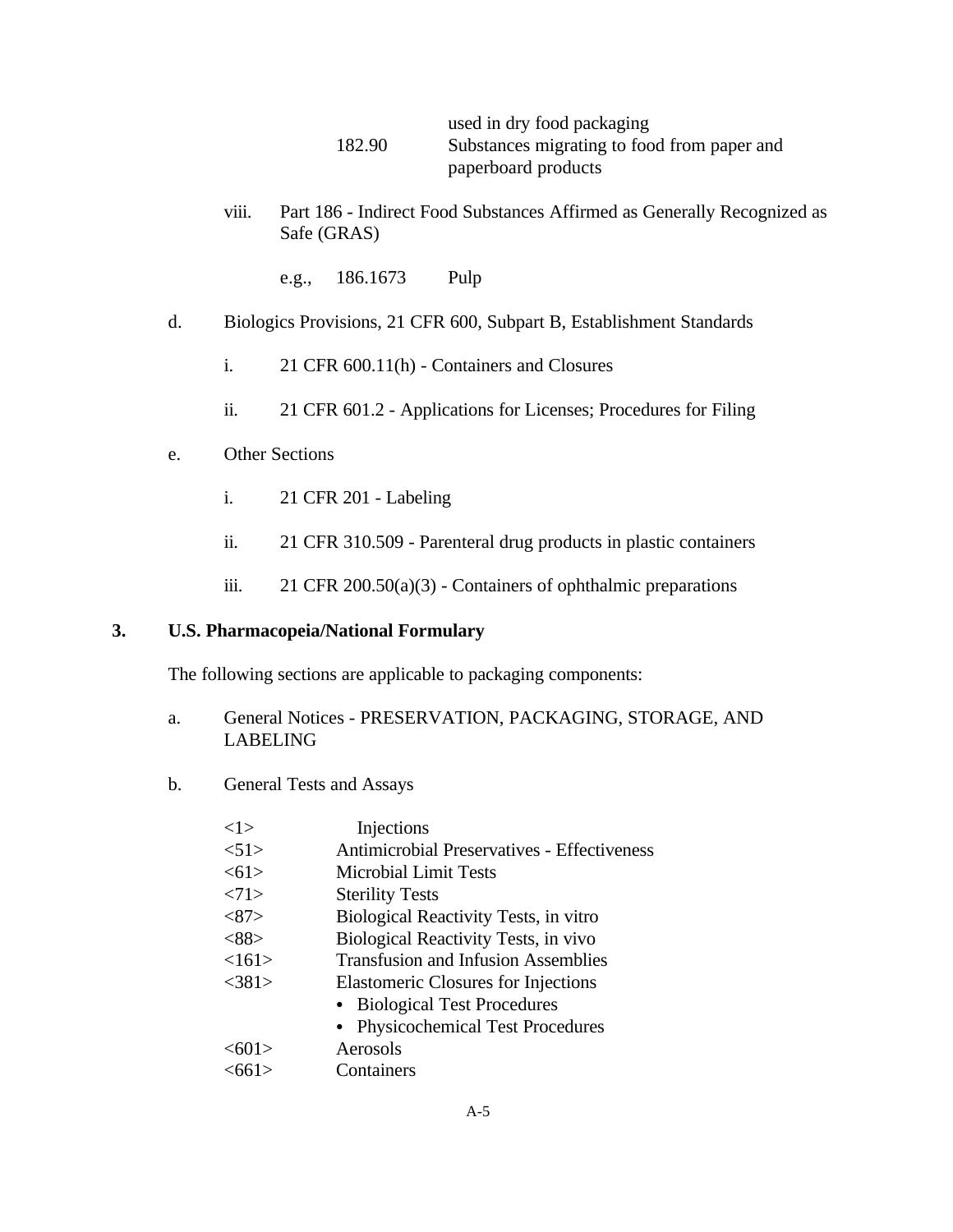| | |
|---|---|
| | used in dry food packaging |
| 182.90 | Substances migrating to food from paper and paperboard products |

viii. Part 186 - Indirect Food Substances Affirmed as Generally Recognized as Safe (GRAS)

e.g., 186.1673 Pulp

d. Biologics Provisions, 21 CFR 600, Subpart B, Establishment Standards

i. 21 CFR 600.11(h) - Containers and Closures

ii. 21 CFR 601.2 - Applications for Licenses; Procedures for Filing

e. Other Sections

i. 21 CFR 201 - Labeling

ii. 21 CFR 310.509 - Parenteral drug products in plastic containers

iii. 21 CFR 200.50(a)(3) - Containers of ophthalmic preparations

**3. U.S. Pharmacopeia/National Formulary**

The following sections are applicable to packaging components:

a. General Notices - PRESERVATION, PACKAGING, STORAGE, AND LABELING

b. General Tests and Assays

| | |
|---|---|
| <1> | Injections |
| <51> | Antimicrobial Preservatives - Effectiveness |
| <61> | Microbial Limit Tests |
| <71> | Sterility Tests |
| <87> | Biological Reactivity Tests, in vitro |
| <88> | Biological Reactivity Tests, in vivo |
| <161> | Transfusion and Infusion Assemblies |
| <381> | Elastomeric Closures for Injections<br>• Biological Test Procedures<br>• Physicochemical Test Procedures |
| <601> | Aerosols |
| <661> | Containers |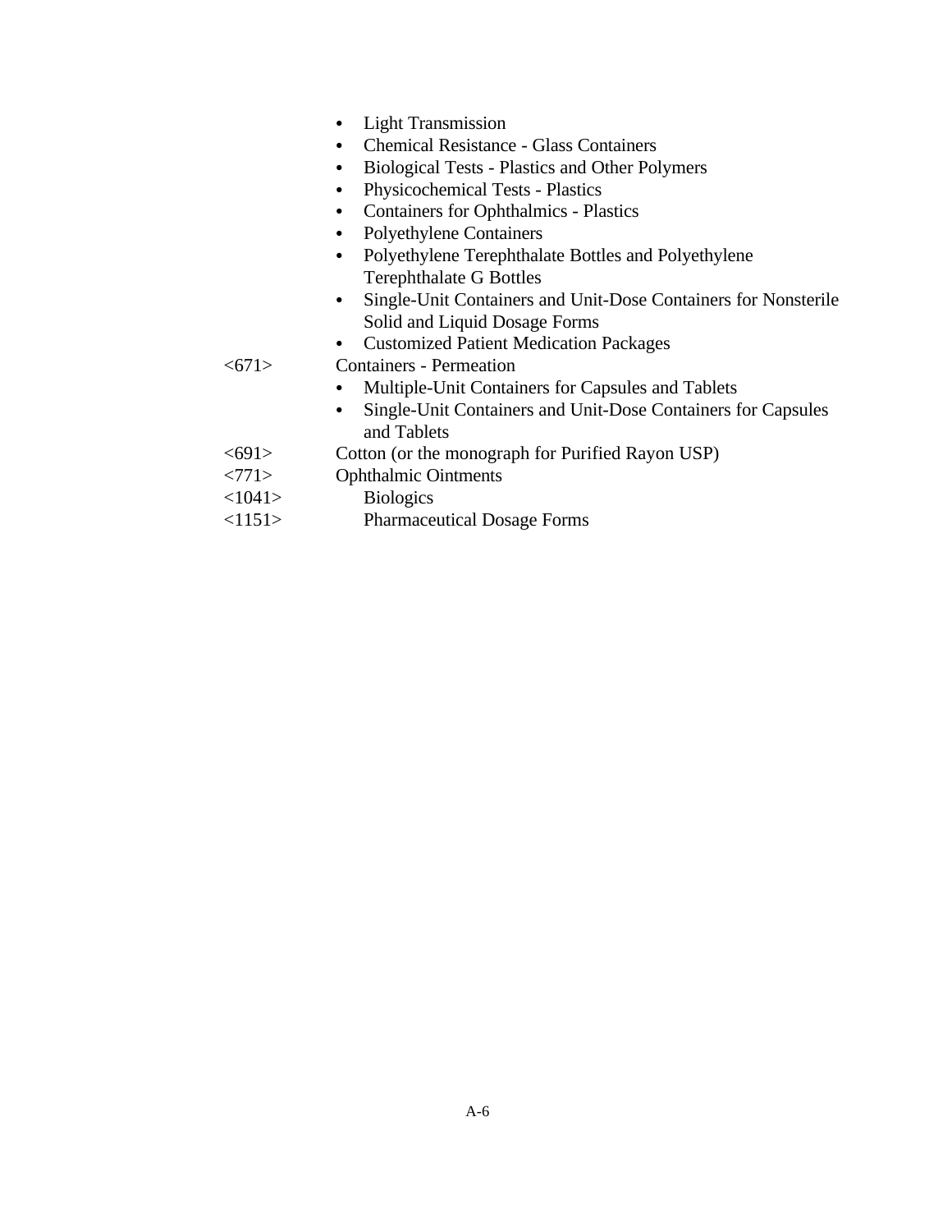- Light Transmission
- Chemical Resistance - Glass Containers
- Biological Tests - Plastics and Other Polymers
- Physicochemical Tests - Plastics
- Containers for Ophthalmics - Plastics
- Polyethylene Containers
- Polyethylene Terephthalate Bottles and Polyethylene Terephthalate G Bottles
- Single-Unit Containers and Unit-Dose Containers for Nonsterile Solid and Liquid Dosage Forms
- Customized Patient Medication Packages

<671> Containers - Permeation

- Multiple-Unit Containers for Capsules and Tablets
- Single-Unit Containers and Unit-Dose Containers for Capsules and Tablets

<691> Cotton (or the monograph for Purified Rayon USP)

<771> Ophthalmic Ointments

<1041> Biologics

<1151> Pharmaceutical Dosage Forms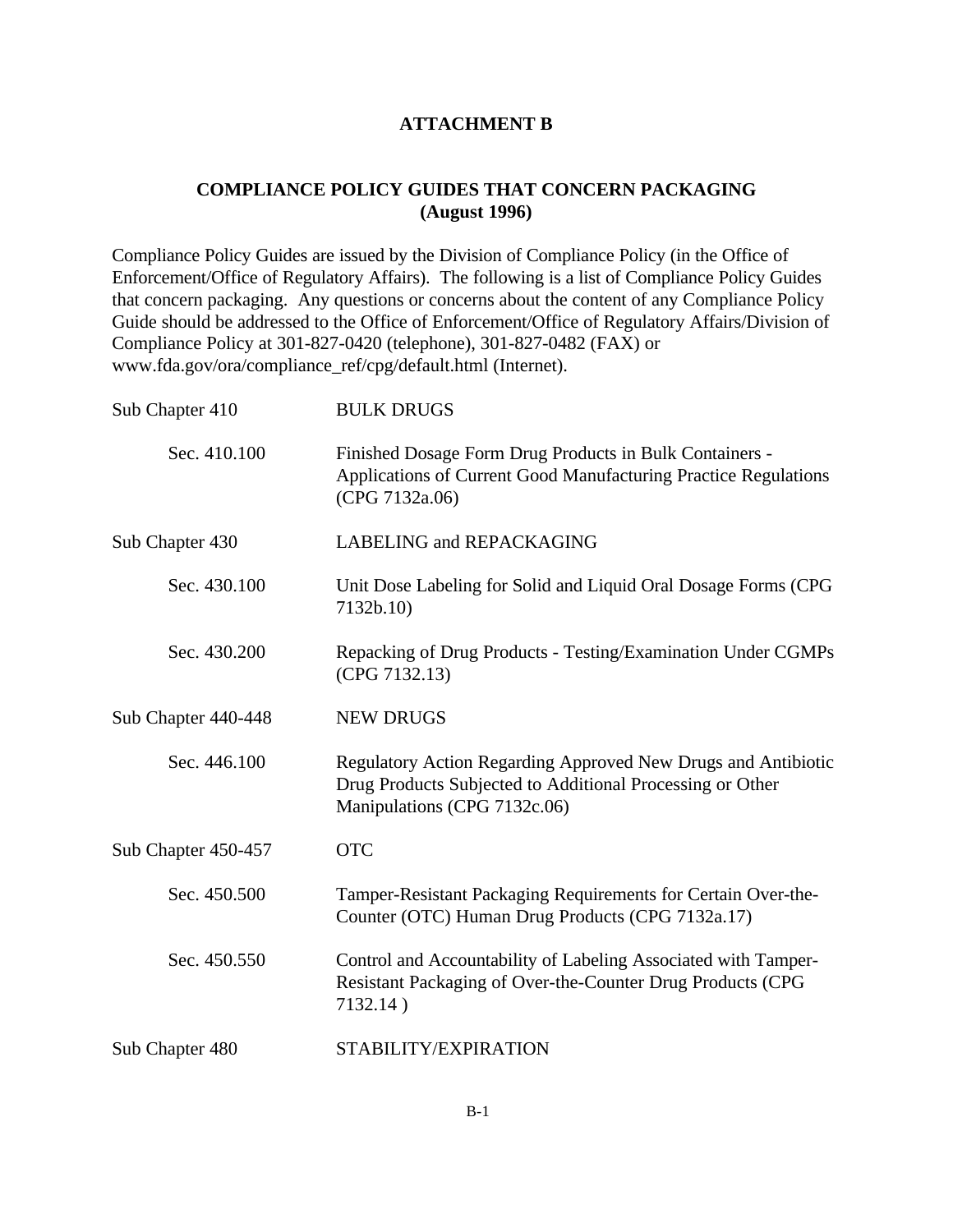## ATTACHMENT B

## COMPLIANCE POLICY GUIDES THAT CONCERN PACKAGING
**(August 1996)**

Compliance Policy Guides are issued by the Division of Compliance Policy (in the Office of Enforcement/Office of Regulatory Affairs). The following is a list of Compliance Policy Guides that concern packaging. Any questions or concerns about the content of any Compliance Policy Guide should be addressed to the Office of Enforcement/Office of Regulatory Affairs/Division of Compliance Policy at 301-827-0420 (telephone), 301-827-0482 (FAX) or www.fda.gov/ora/compliance_ref/cpg/default.html (Internet).

| | |
|---|---|
| Sub Chapter 410 | BULK DRUGS |
| Sec. 410.100 | Finished Dosage Form Drug Products in Bulk Containers - Applications of Current Good Manufacturing Practice Regulations (CPG 7132a.06) |
| Sub Chapter 430 | LABELING and REPACKAGING |
| Sec. 430.100 | Unit Dose Labeling for Solid and Liquid Oral Dosage Forms (CPG 7132b.10) |
| Sec. 430.200 | Repacking of Drug Products - Testing/Examination Under CGMPs (CPG 7132.13) |
| Sub Chapter 440-448 | NEW DRUGS |
| Sec. 446.100 | Regulatory Action Regarding Approved New Drugs and Antibiotic Drug Products Subjected to Additional Processing or Other Manipulations (CPG 7132c.06) |
| Sub Chapter 450-457 | OTC |
| Sec. 450.500 | Tamper-Resistant Packaging Requirements for Certain Over-the-Counter (OTC) Human Drug Products (CPG 7132a.17) |
| Sec. 450.550 | Control and Accountability of Labeling Associated with Tamper-Resistant Packaging of Over-the-Counter Drug Products (CPG 7132.14 ) |
| Sub Chapter 480 | STABILITY/EXPIRATION |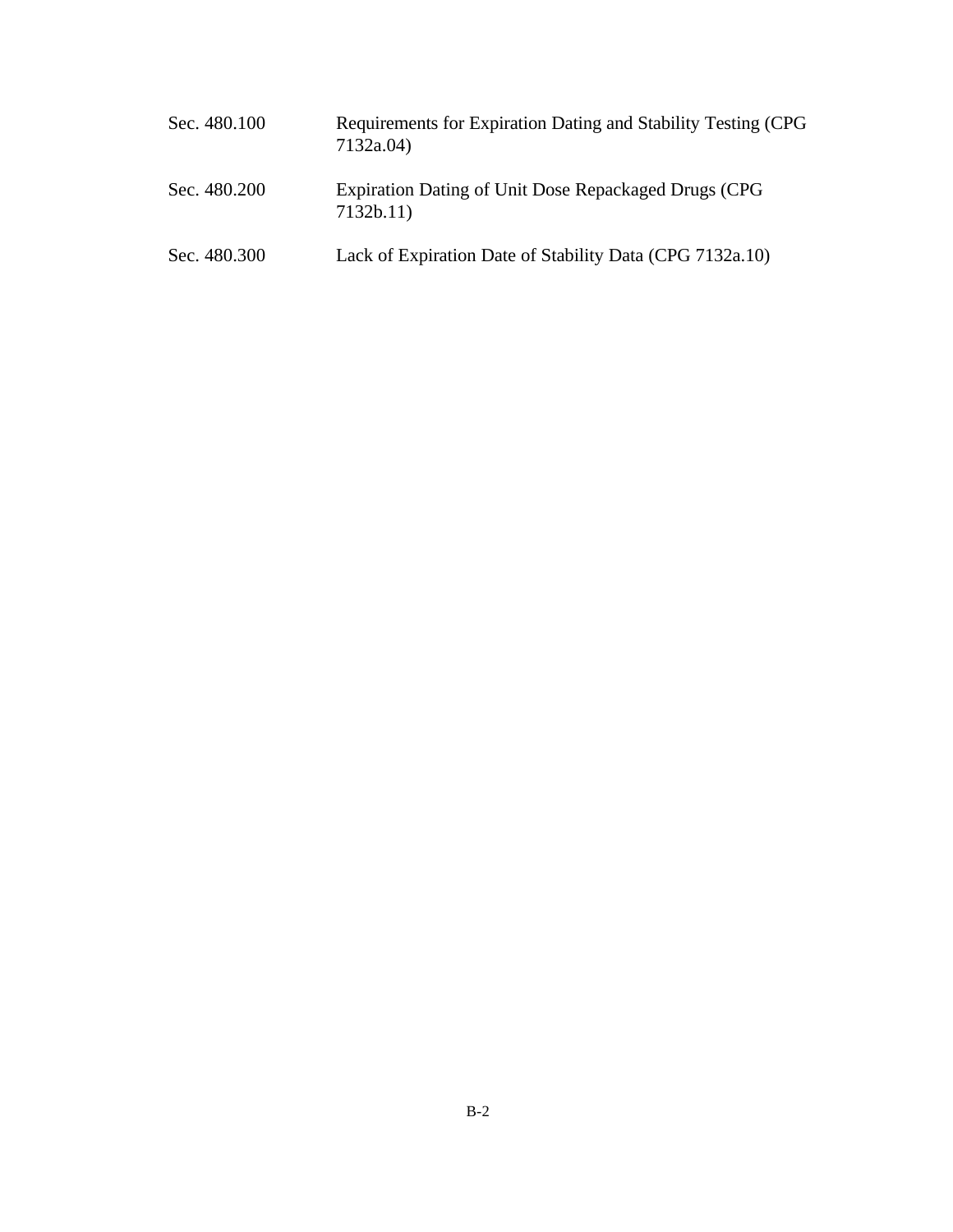| | |
|---|---|
| Sec. 480.100 | Requirements for Expiration Dating and Stability Testing (CPG 7132a.04) |
| Sec. 480.200 | Expiration Dating of Unit Dose Repackaged Drugs (CPG 7132b.11) |
| Sec. 480.300 | Lack of Expiration Date of Stability Data (CPG 7132a.10) |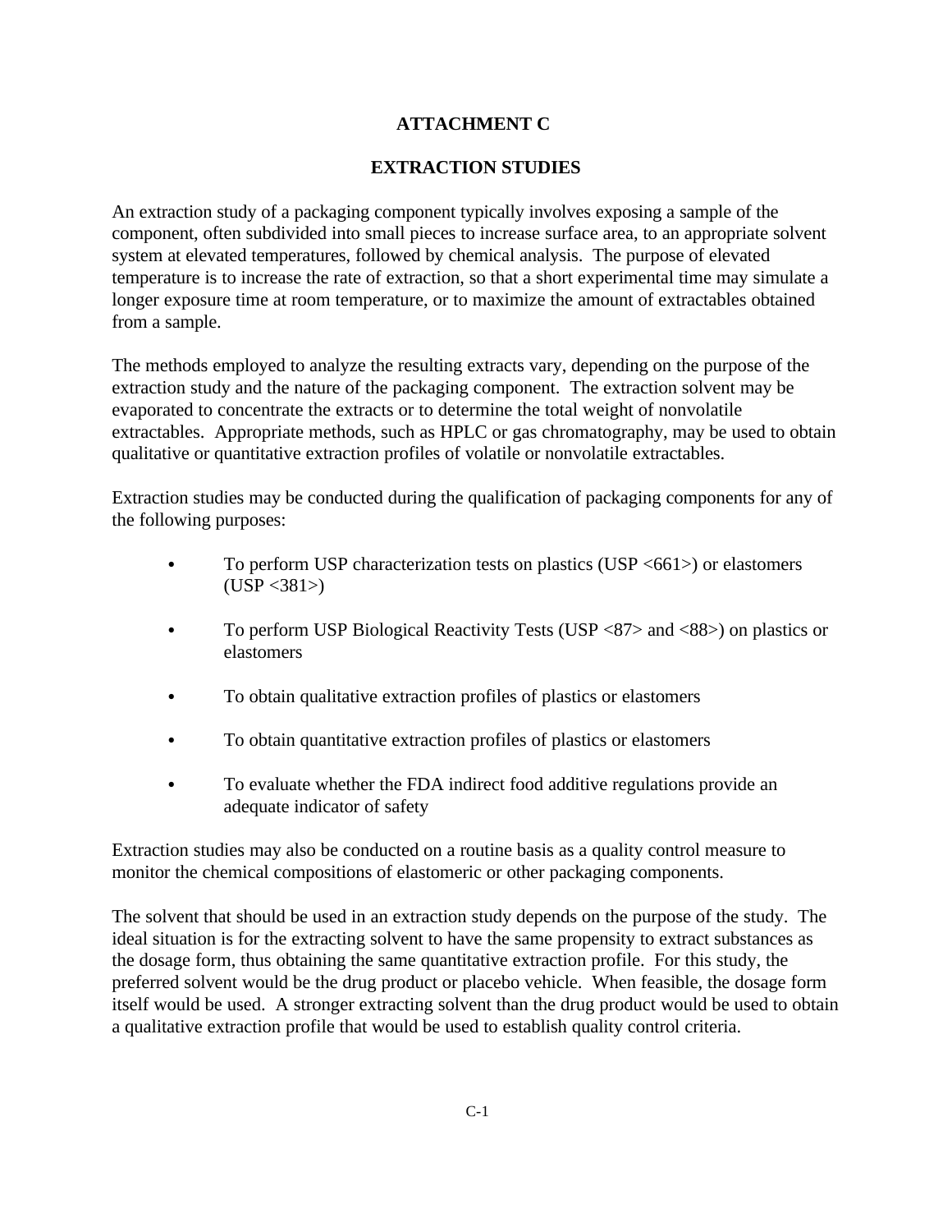# ATTACHMENT C

## EXTRACTION STUDIES

An extraction study of a packaging component typically involves exposing a sample of the component, often subdivided into small pieces to increase surface area, to an appropriate solvent system at elevated temperatures, followed by chemical analysis. The purpose of elevated temperature is to increase the rate of extraction, so that a short experimental time may simulate a longer exposure time at room temperature, or to maximize the amount of extractables obtained from a sample.

The methods employed to analyze the resulting extracts vary, depending on the purpose of the extraction study and the nature of the packaging component. The extraction solvent may be evaporated to concentrate the extracts or to determine the total weight of nonvolatile extractables. Appropriate methods, such as HPLC or gas chromatography, may be used to obtain qualitative or quantitative extraction profiles of volatile or nonvolatile extractables.

Extraction studies may be conducted during the qualification of packaging components for any of the following purposes:

- To perform USP characterization tests on plastics (USP <661>) or elastomers (USP <381>)
- To perform USP Biological Reactivity Tests (USP <87> and <88>) on plastics or elastomers
- To obtain qualitative extraction profiles of plastics or elastomers
- To obtain quantitative extraction profiles of plastics or elastomers
- To evaluate whether the FDA indirect food additive regulations provide an adequate indicator of safety

Extraction studies may also be conducted on a routine basis as a quality control measure to monitor the chemical compositions of elastomeric or other packaging components.

The solvent that should be used in an extraction study depends on the purpose of the study. The ideal situation is for the extracting solvent to have the same propensity to extract substances as the dosage form, thus obtaining the same quantitative extraction profile. For this study, the preferred solvent would be the drug product or placebo vehicle. When feasible, the dosage form itself would be used. A stronger extracting solvent than the drug product would be used to obtain a qualitative extraction profile that would be used to establish quality control criteria.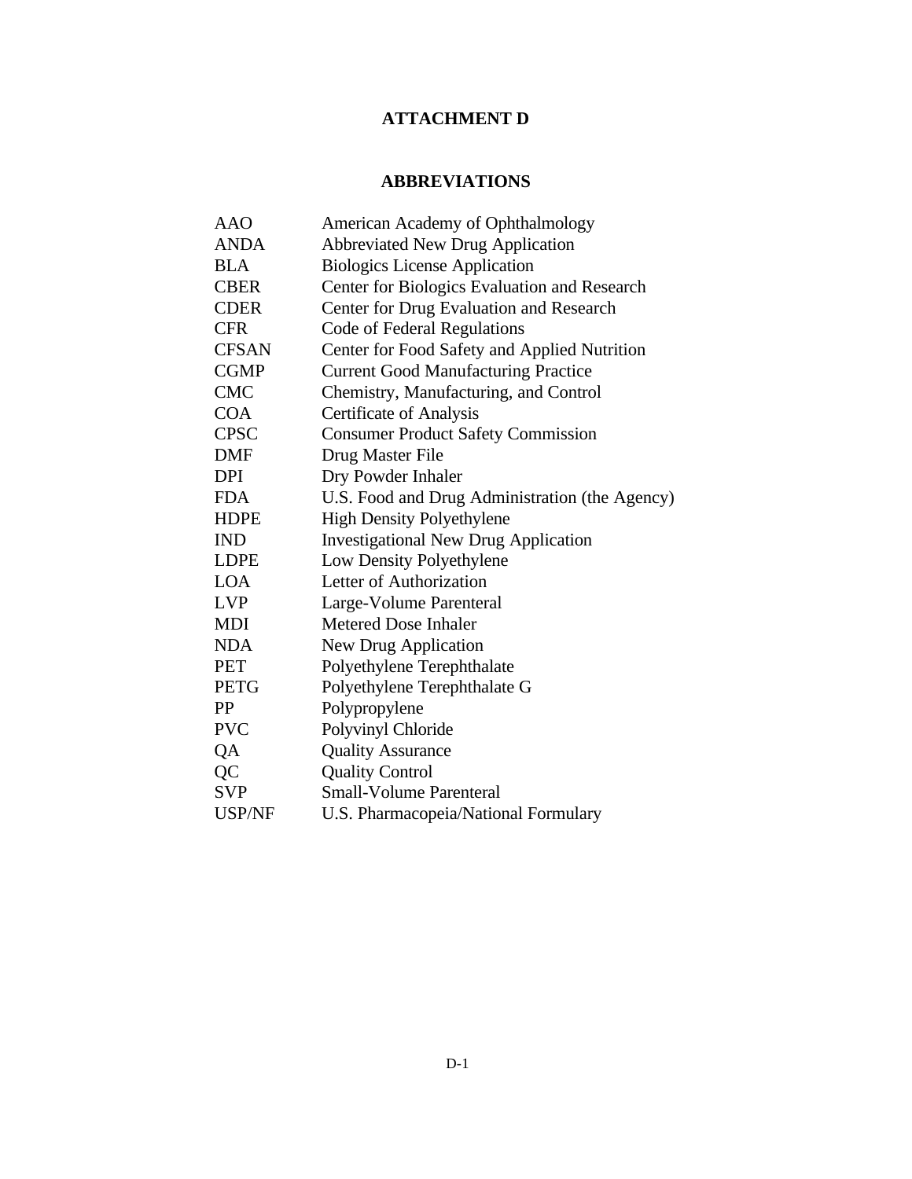# ATTACHMENT D

## ABBREVIATIONS

| | |
|---|---|
| AAO | American Academy of Ophthalmology |
| ANDA | Abbreviated New Drug Application |
| BLA | Biologics License Application |
| CBER | Center for Biologics Evaluation and Research |
| CDER | Center for Drug Evaluation and Research |
| CFR | Code of Federal Regulations |
| CFSAN | Center for Food Safety and Applied Nutrition |
| CGMP | Current Good Manufacturing Practice |
| CMC | Chemistry, Manufacturing, and Control |
| COA | Certificate of Analysis |
| CPSC | Consumer Product Safety Commission |
| DMF | Drug Master File |
| DPI | Dry Powder Inhaler |
| FDA | U.S. Food and Drug Administration (the Agency) |
| HDPE | High Density Polyethylene |
| IND | Investigational New Drug Application |
| LDPE | Low Density Polyethylene |
| LOA | Letter of Authorization |
| LVP | Large-Volume Parenteral |
| MDI | Metered Dose Inhaler |
| NDA | New Drug Application |
| PET | Polyethylene Terephthalate |
| PETG | Polyethylene Terephthalate G |
| PP | Polypropylene |
| PVC | Polyvinyl Chloride |
| QA | Quality Assurance |
| QC | Quality Control |
| SVP | Small-Volume Parenteral |
| USP/NF | U.S. Pharmacopeia/National Formulary |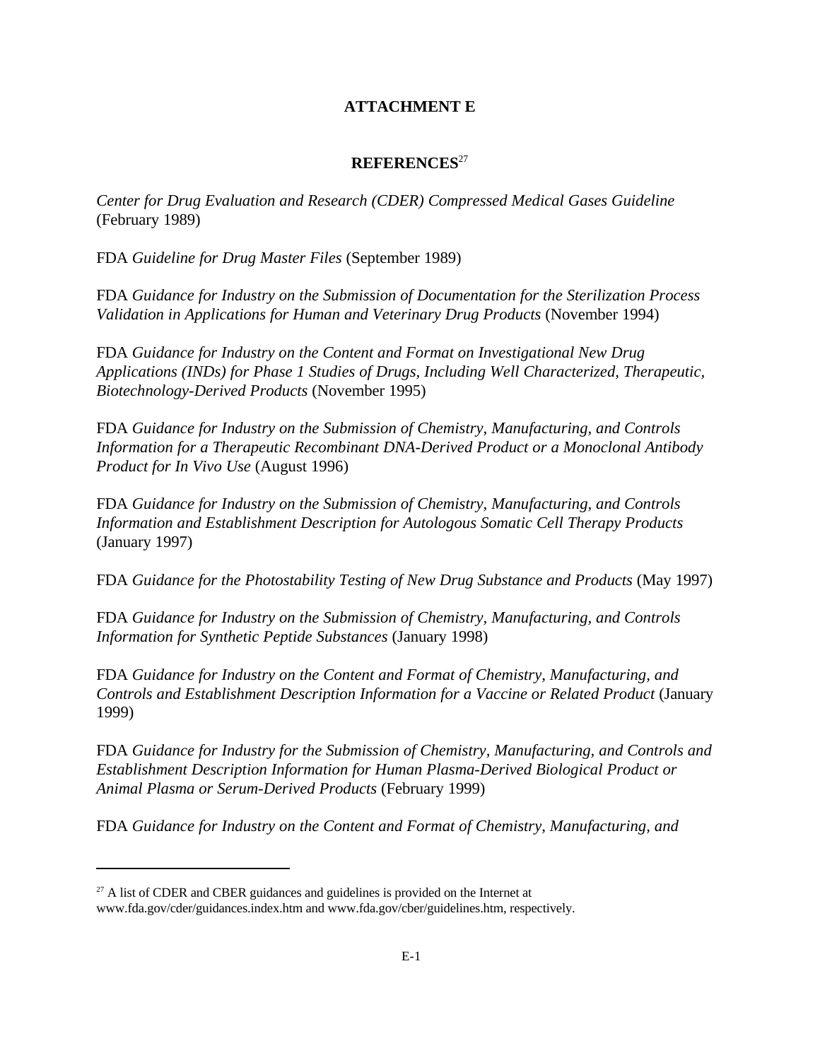# ATTACHMENT E

## REFERENCES[27]

*Center for Drug Evaluation and Research (CDER) Compressed Medical Gases Guideline* (February 1989)

FDA *Guideline for Drug Master Files* (September 1989)

FDA *Guidance for Industry on the Submission of Documentation for the Sterilization Process Validation in Applications for Human and Veterinary Drug Products* (November 1994)

FDA *Guidance for Industry on the Content and Format on Investigational New Drug Applications (INDs) for Phase 1 Studies of Drugs, Including Well Characterized, Therapeutic, Biotechnology-Derived Products* (November 1995)

FDA *Guidance for Industry on the Submission of Chemistry, Manufacturing, and Controls Information for a Therapeutic Recombinant DNA-Derived Product or a Monoclonal Antibody Product for In Vivo Use* (August 1996)

FDA *Guidance for Industry on the Submission of Chemistry, Manufacturing, and Controls Information and Establishment Description for Autologous Somatic Cell Therapy Products* (January 1997)

FDA *Guidance for the Photostability Testing of New Drug Substance and Products* (May 1997)

FDA *Guidance for Industry on the Submission of Chemistry, Manufacturing, and Controls Information for Synthetic Peptide Substances* (January 1998)

FDA *Guidance for Industry on the Content and Format of Chemistry, Manufacturing, and Controls and Establishment Description Information for a Vaccine or Related Product* (January 1999)

FDA *Guidance for Industry for the Submission of Chemistry, Manufacturing, and Controls and Establishment Description Information for Human Plasma-Derived Biological Product or Animal Plasma or Serum-Derived Products* (February 1999)

FDA *Guidance for Industry on the Content and Format of Chemistry, Manufacturing, and*

---

[27] A list of CDER and CBER guidances and guidelines is provided on the Internet at www.fda.gov/cder/guidances.index.htm and www.fda.gov/cber/guidelines.htm, respectively.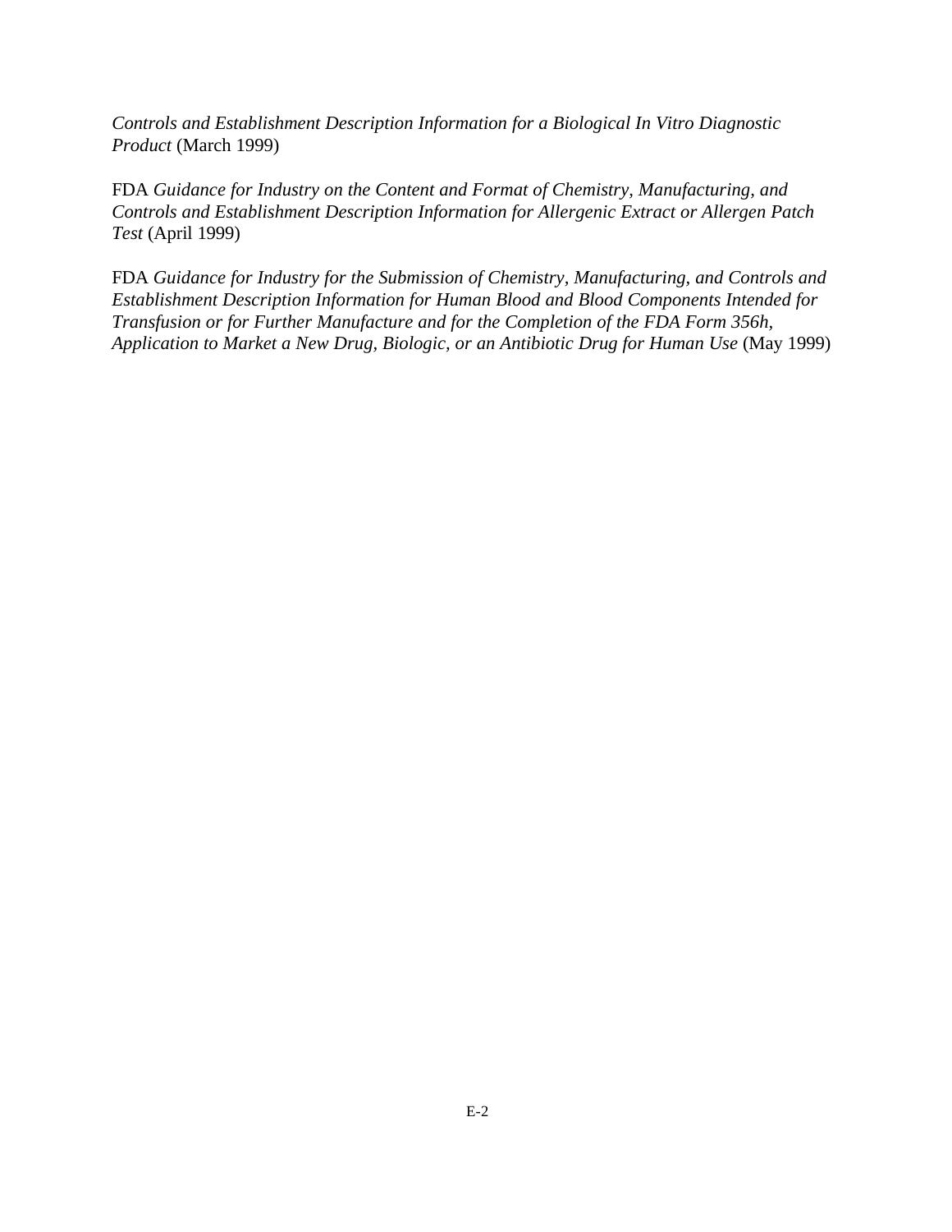*Controls and Establishment Description Information for a Biological In Vitro Diagnostic Product* (March 1999)

FDA *Guidance for Industry on the Content and Format of Chemistry, Manufacturing, and Controls and Establishment Description Information for Allergenic Extract or Allergen Patch Test* (April 1999)

FDA *Guidance for Industry for the Submission of Chemistry, Manufacturing, and Controls and Establishment Description Information for Human Blood and Blood Components Intended for Transfusion or for Further Manufacture and for the Completion of the FDA Form 356h, Application to Market a New Drug, Biologic, or an Antibiotic Drug for Human Use* (May 1999)